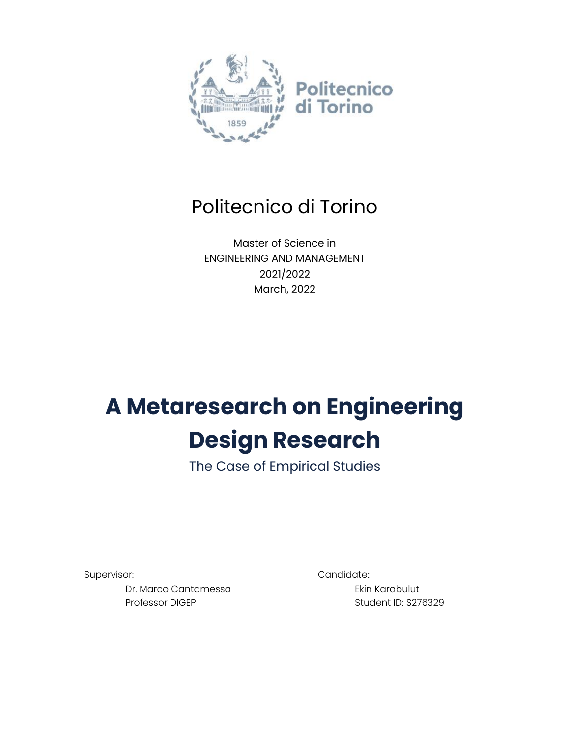Politecnico di Torino

Master of Science in
ENGINEERING AND MANAGEMENT
2021/2022
March, 2022

# A Metaresearch on Engineering Design Research

## The Case of Empirical Studies

Supervisor:
Dr. Marco Cantamessa
Professor DIGEP

Candidate::
Ekin Karabulut
Student ID: S276329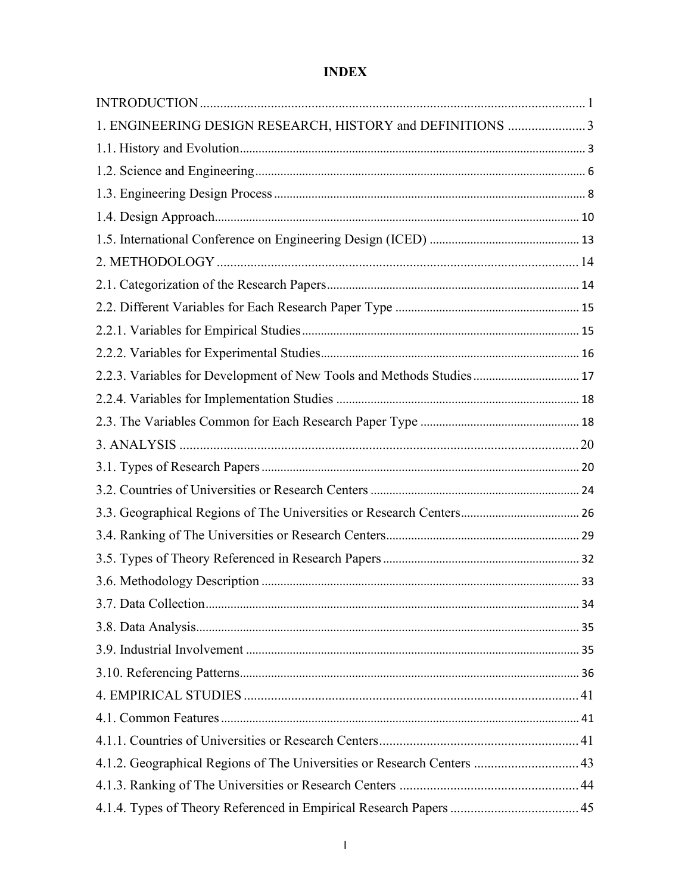# INDEX

INTRODUCTION .................................................................................................................. 1

1. ENGINEERING DESIGN RESEARCH, HISTORY and DEFINITIONS ....................... 3

1.1. History and Evolution.............................................................................................. 3

1.2. Science and Engineering.......................................................................................... 6

1.3. Engineering Design Process .................................................................................... 8

1.4. Design Approach.................................................................................................... 10

1.5. International Conference on Engineering Design (ICED) ..................................... 13

2. METHODOLOGY ...................................................................................................... 14

2.1. Categorization of the Research Papers.................................................................. 14

2.2. Different Variables for Each Research Paper Type ............................................... 15

2.2.1. Variables for Empirical Studies.......................................................................... 15

2.2.2. Variables for Experimental Studies.................................................................... 16

2.2.3. Variables for Development of New Tools and Methods Studies....................... 17

2.2.4. Variables for Implementation Studies ................................................................ 18

2.3. The Variables Common for Each Research Paper Type ........................................ 18

3. ANALYSIS ................................................................................................................. 20

3.1. Types of Research Papers...................................................................................... 20

3.2. Countries of Universities or Research Centers ...................................................... 24

3.3. Geographical Regions of The Universities or Research Centers........................... 26

3.4. Ranking of The Universities or Research Centers.................................................. 29

3.5. Types of Theory Referenced in Research Papers .................................................. 32

3.6. Methodology Description ...................................................................................... 33

3.7. Data Collection....................................................................................................... 34

3.8. Data Analysis.......................................................................................................... 35

3.9. Industrial Involvement ........................................................................................... 35

3.10. Referencing Patterns............................................................................................. 36

4. EMPIRICAL STUDIES ............................................................................................... 41

4.1. Common Features .................................................................................................. 41

4.1.1. Countries of Universities or Research Centers.................................................... 41

4.1.2. Geographical Regions of The Universities or Research Centers ........................ 43

4.1.3. Ranking of The Universities or Research Centers .............................................. 44

4.1.4. Types of Theory Referenced in Empirical Research Papers ............................... 45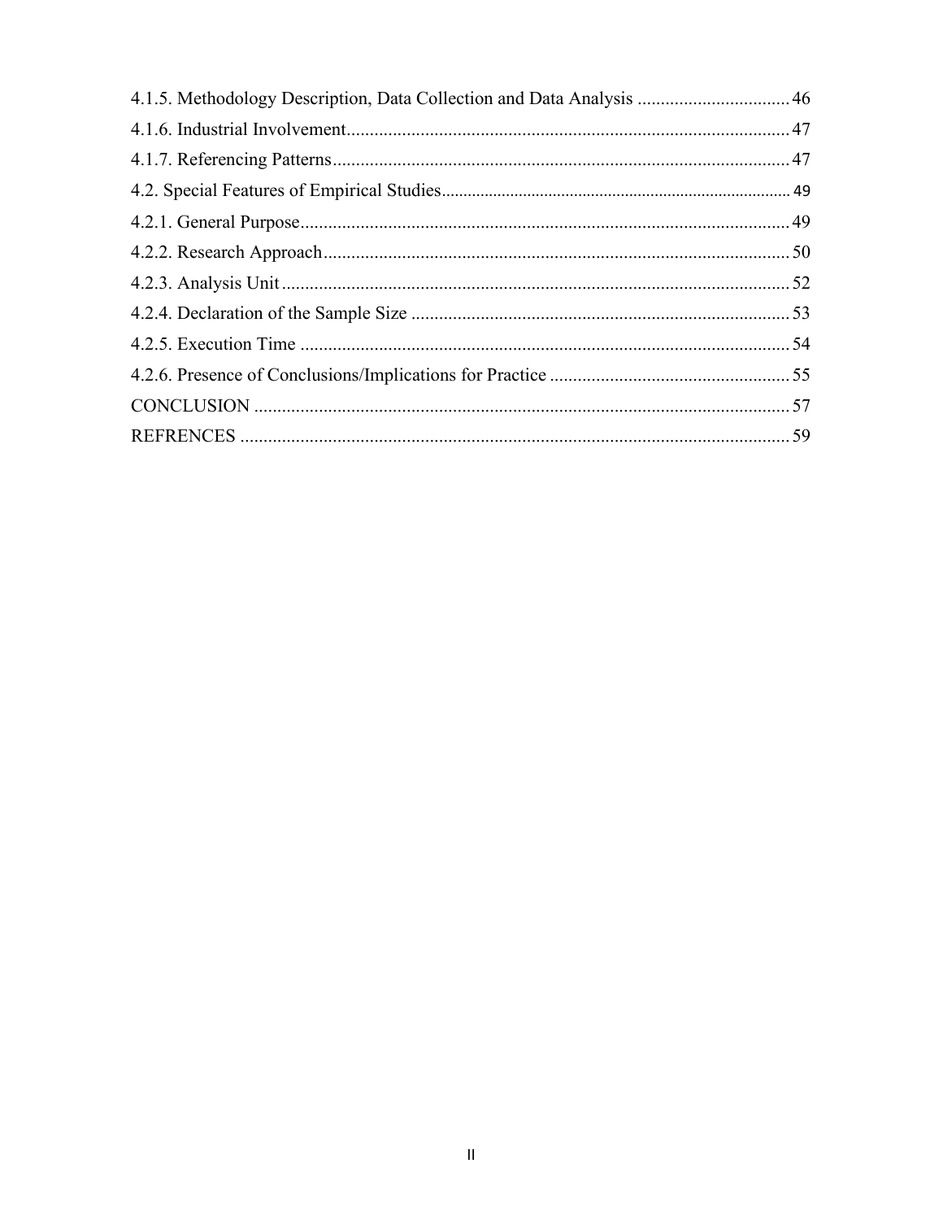4.1.5. Methodology Description, Data Collection and Data Analysis ................................. 46

4.1.6. Industrial Involvement................................................................................................ 47

4.1.7. Referencing Patterns................................................................................................... 47

4.2. Special Features of Empirical Studies................................................................................ 49

4.2.1. General Purpose.......................................................................................................... 49

4.2.2. Research Approach..................................................................................................... 50

4.2.3. Analysis Unit.............................................................................................................. 52

4.2.4. Declaration of the Sample Size .................................................................................. 53

4.2.5. Execution Time .......................................................................................................... 54

4.2.6. Presence of Conclusions/Implications for Practice .................................................... 55

CONCLUSION .................................................................................................................... 57

REFRENCES ....................................................................................................................... 59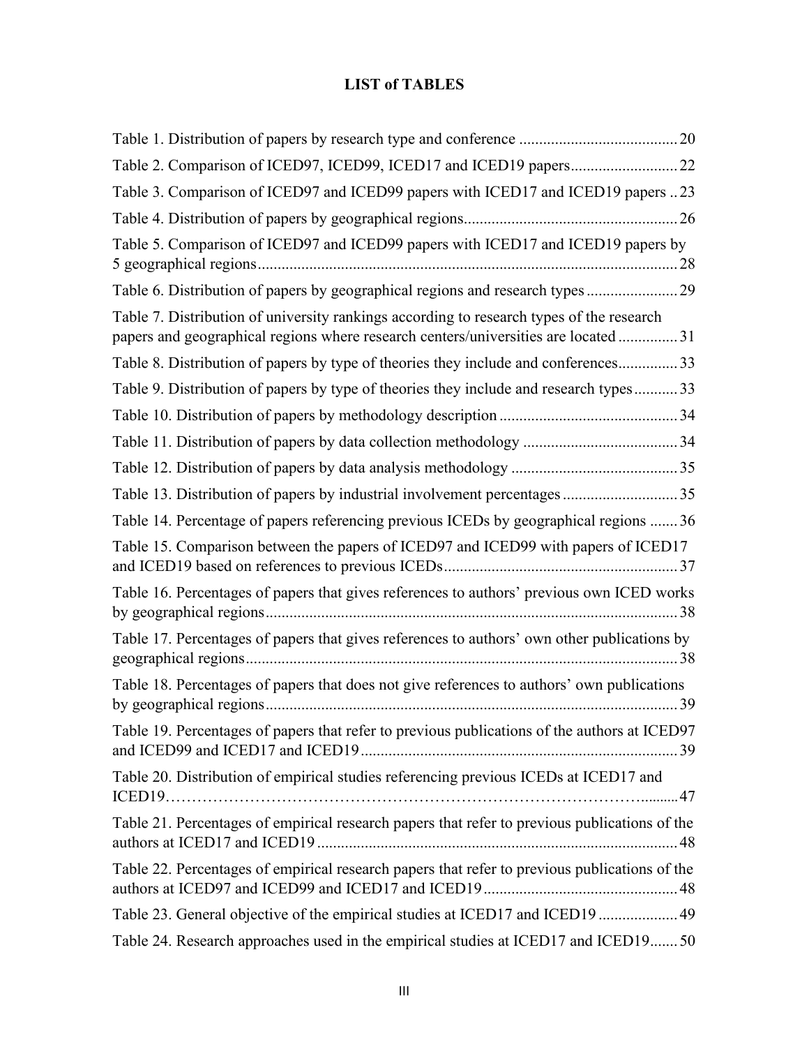# LIST of TABLES

Table 1. Distribution of papers by research type and conference ........................................ 20

Table 2. Comparison of ICED97, ICED99, ICED17 and ICED19 papers........................... 22

Table 3. Comparison of ICED97 and ICED99 papers with ICED17 and ICED19 papers .. 23

Table 4. Distribution of papers by geographical regions...................................................... 26

Table 5. Comparison of ICED97 and ICED99 papers with ICED17 and ICED19 papers by 5 geographical regions.......................................................................................................... 28

Table 6. Distribution of papers by geographical regions and research types ....................... 29

Table 7. Distribution of university rankings according to research types of the research papers and geographical regions where research centers/universities are located ............... 31

Table 8. Distribution of papers by type of theories they include and conferences............... 33

Table 9. Distribution of papers by type of theories they include and research types........... 33

Table 10. Distribution of papers by methodology description ............................................. 34

Table 11. Distribution of papers by data collection methodology ....................................... 34

Table 12. Distribution of papers by data analysis methodology .......................................... 35

Table 13. Distribution of papers by industrial involvement percentages ............................. 35

Table 14. Percentage of papers referencing previous ICEDs by geographical regions ....... 36

Table 15. Comparison between the papers of ICED97 and ICED99 with papers of ICED17 and ICED19 based on references to previous ICEDs........................................................... 37

Table 16. Percentages of papers that gives references to authors' previous own ICED works by geographical regions........................................................................................................ 38

Table 17. Percentages of papers that gives references to authors' own other publications by geographical regions............................................................................................................. 38

Table 18. Percentages of papers that does not give references to authors' own publications by geographical regions........................................................................................................ 39

Table 19. Percentages of papers that refer to previous publications of the authors at ICED97 and ICED99 and ICED17 and ICED19 ............................................................................... 39

Table 20. Distribution of empirical studies referencing previous ICEDs at ICED17 and ICED19…………………………………………………………………………………......... 47

Table 21. Percentages of empirical research papers that refer to previous publications of the authors at ICED17 and ICED19 ........................................................................................... 48

Table 22. Percentages of empirical research papers that refer to previous publications of the authors at ICED97 and ICED99 and ICED17 and ICED19 ................................................. 48

Table 23. General objective of the empirical studies at ICED17 and ICED19 .................... 49

Table 24. Research approaches used in the empirical studies at ICED17 and ICED19....... 50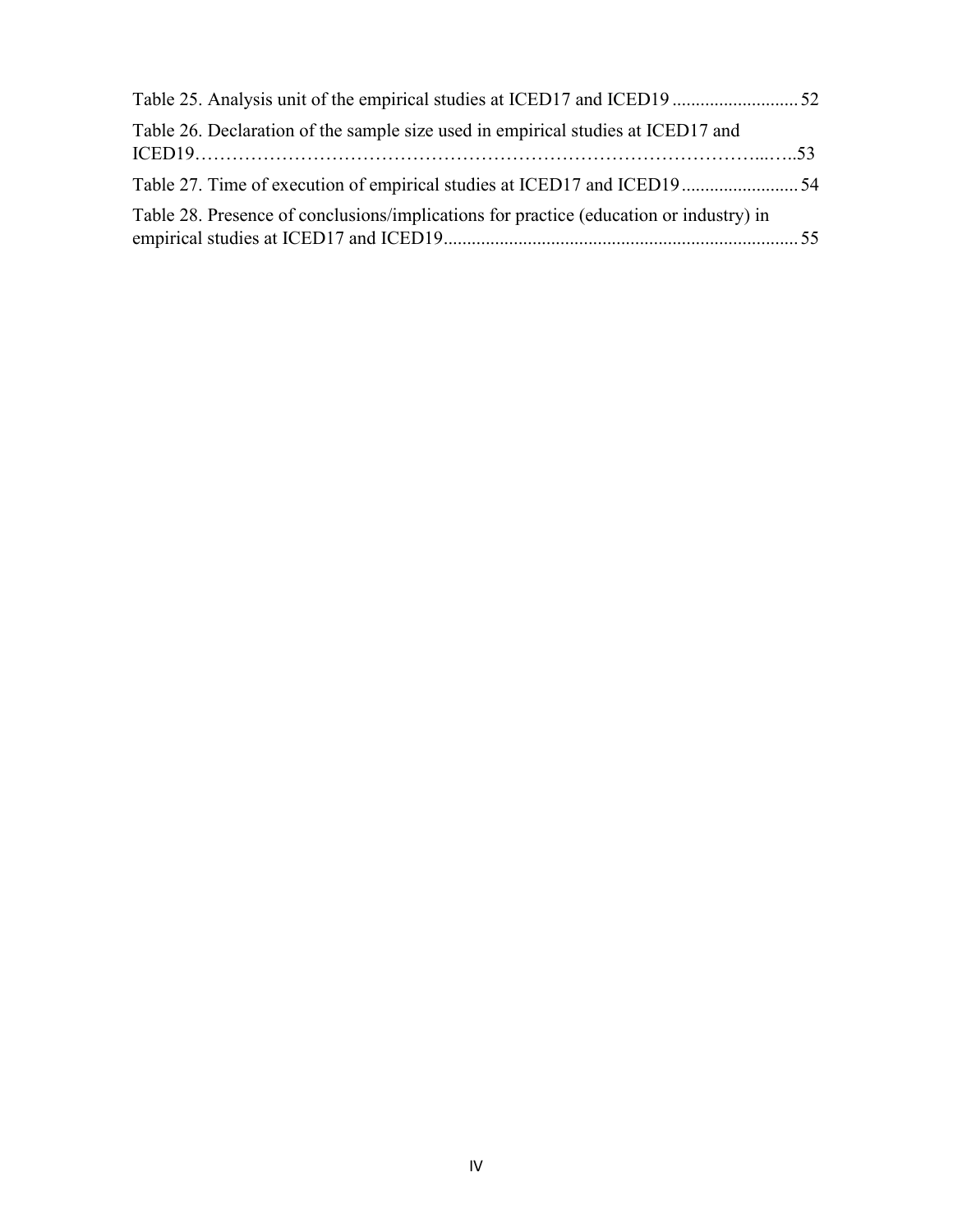Table 25. Analysis unit of the empirical studies at ICED17 and ICED19 .......................... 52

Table 26. Declaration of the sample size used in empirical studies at ICED17 and ICED19……………………………………………………………………………...…..53

Table 27. Time of execution of empirical studies at ICED17 and ICED19 ........................ 54

Table 28. Presence of conclusions/implications for practice (education or industry) in empirical studies at ICED17 and ICED19.......................................................................... 55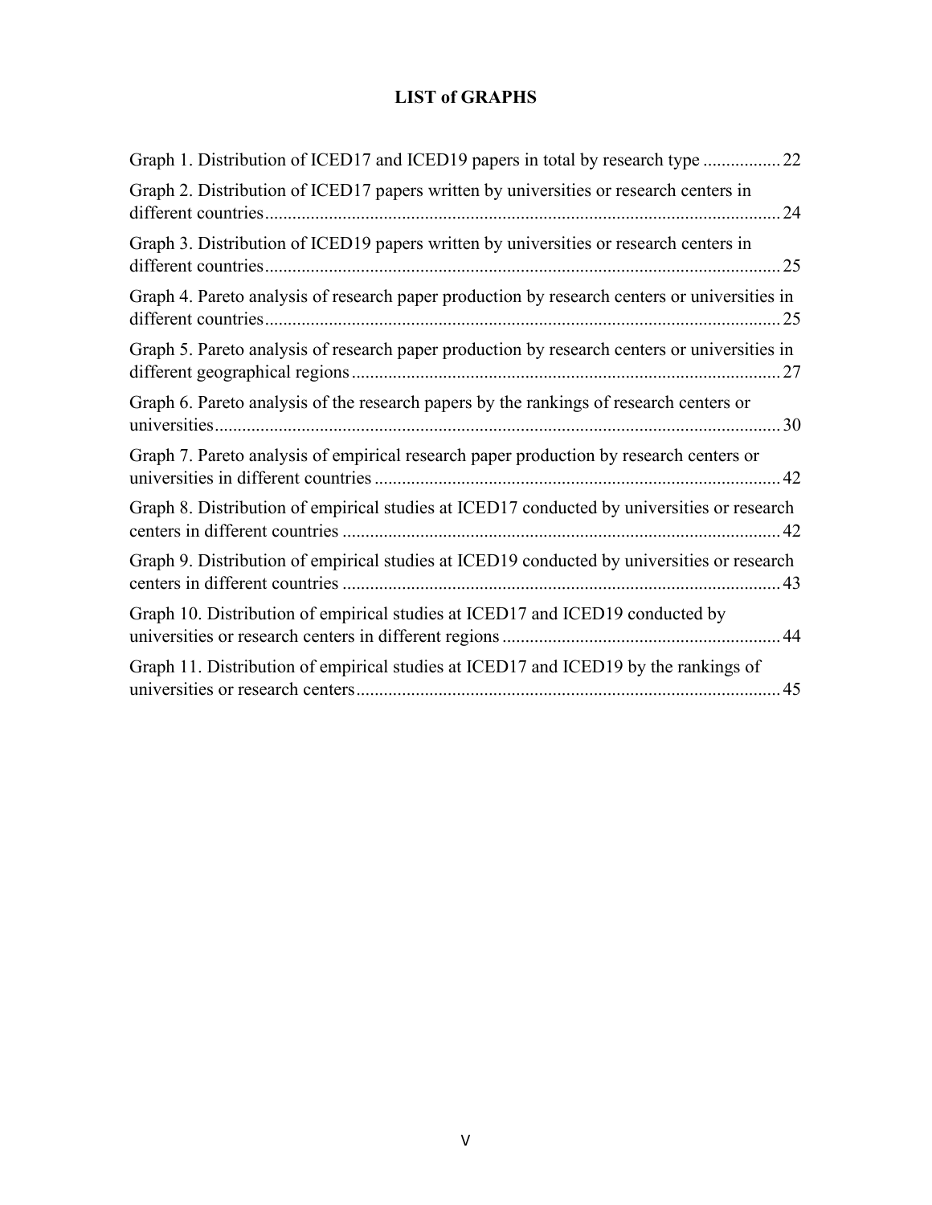# LIST of GRAPHS

Graph 1. Distribution of ICED17 and ICED19 papers in total by research type ................. 22

Graph 2. Distribution of ICED17 papers written by universities or research centers in different countries ................................................................................................................ 24

Graph 3. Distribution of ICED19 papers written by universities or research centers in different countries ................................................................................................................ 25

Graph 4. Pareto analysis of research paper production by research centers or universities in different countries ................................................................................................................ 25

Graph 5. Pareto analysis of research paper production by research centers or universities in different geographical regions ............................................................................................. 27

Graph 6. Pareto analysis of the research papers by the rankings of research centers or universities ........................................................................................................................... 30

Graph 7. Pareto analysis of empirical research paper production by research centers or universities in different countries ......................................................................................... 42

Graph 8. Distribution of empirical studies at ICED17 conducted by universities or research centers in different countries ................................................................................................ 42

Graph 9. Distribution of empirical studies at ICED19 conducted by universities or research centers in different countries ................................................................................................ 43

Graph 10. Distribution of empirical studies at ICED17 and ICED19 conducted by universities or research centers in different regions ............................................................. 44

Graph 11. Distribution of empirical studies at ICED17 and ICED19 by the rankings of universities or research centers ............................................................................................. 45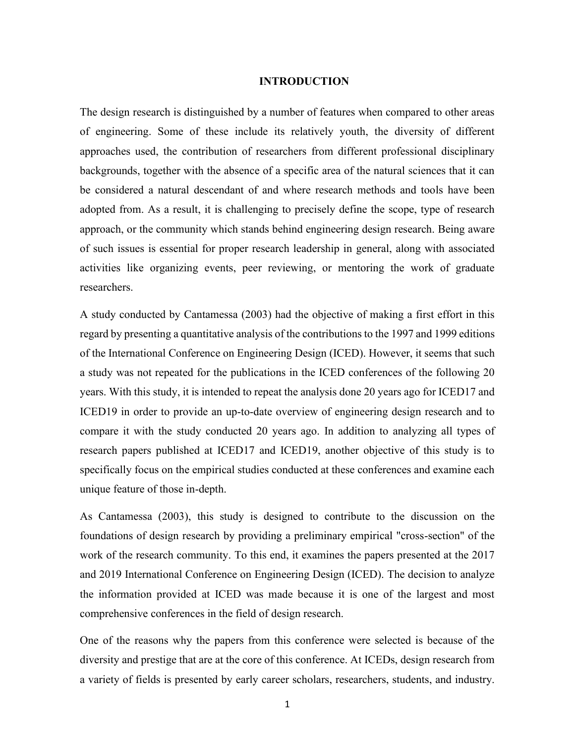# INTRODUCTION

The design research is distinguished by a number of features when compared to other areas of engineering. Some of these include its relatively youth, the diversity of different approaches used, the contribution of researchers from different professional disciplinary backgrounds, together with the absence of a specific area of the natural sciences that it can be considered a natural descendant of and where research methods and tools have been adopted from. As a result, it is challenging to precisely define the scope, type of research approach, or the community which stands behind engineering design research. Being aware of such issues is essential for proper research leadership in general, along with associated activities like organizing events, peer reviewing, or mentoring the work of graduate researchers.

A study conducted by Cantamessa (2003) had the objective of making a first effort in this regard by presenting a quantitative analysis of the contributions to the 1997 and 1999 editions of the International Conference on Engineering Design (ICED). However, it seems that such a study was not repeated for the publications in the ICED conferences of the following 20 years. With this study, it is intended to repeat the analysis done 20 years ago for ICED17 and ICED19 in order to provide an up-to-date overview of engineering design research and to compare it with the study conducted 20 years ago. In addition to analyzing all types of research papers published at ICED17 and ICED19, another objective of this study is to specifically focus on the empirical studies conducted at these conferences and examine each unique feature of those in-depth.

As Cantamessa (2003), this study is designed to contribute to the discussion on the foundations of design research by providing a preliminary empirical "cross-section" of the work of the research community. To this end, it examines the papers presented at the 2017 and 2019 International Conference on Engineering Design (ICED). The decision to analyze the information provided at ICED was made because it is one of the largest and most comprehensive conferences in the field of design research.

One of the reasons why the papers from this conference were selected is because of the diversity and prestige that are at the core of this conference. At ICEDs, design research from a variety of fields is presented by early career scholars, researchers, students, and industry.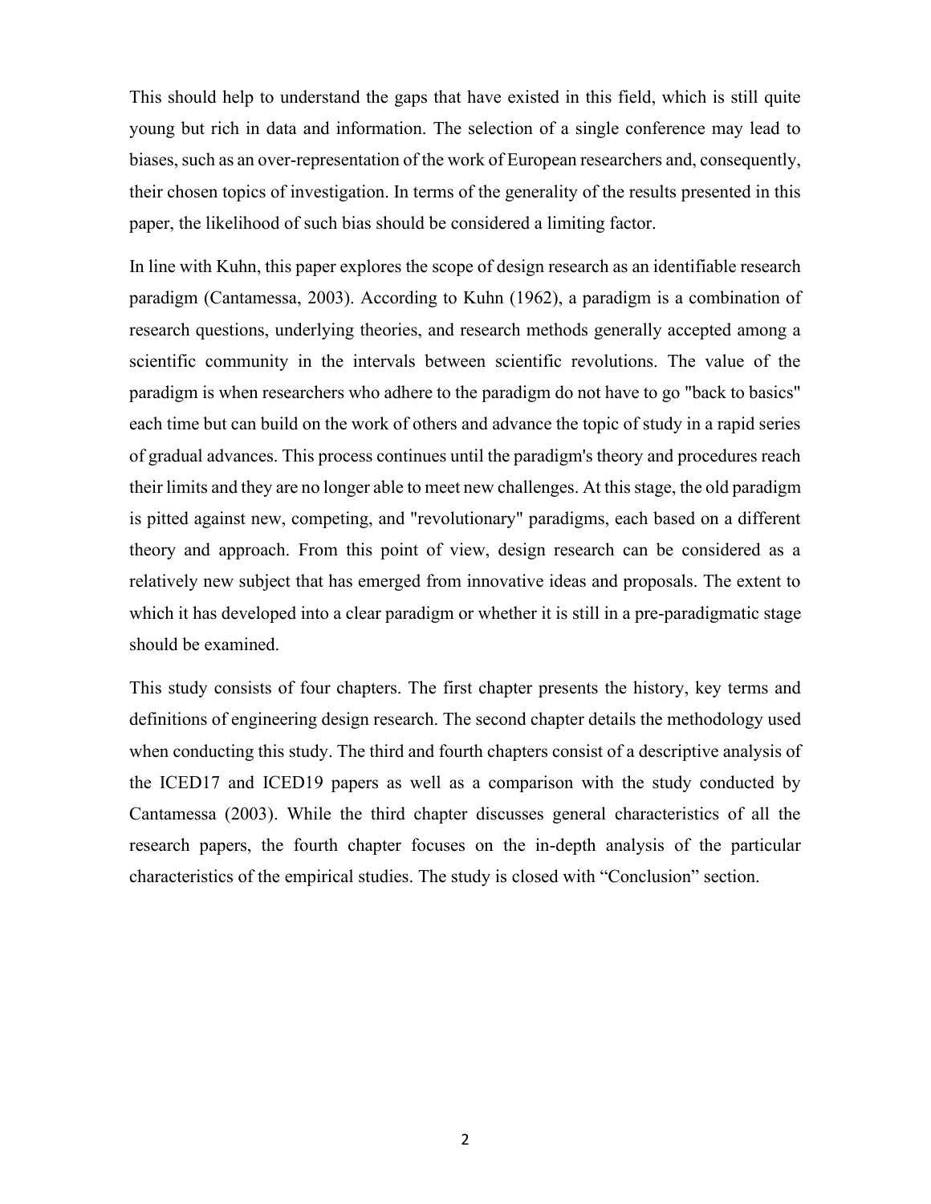This should help to understand the gaps that have existed in this field, which is still quite young but rich in data and information. The selection of a single conference may lead to biases, such as an over-representation of the work of European researchers and, consequently, their chosen topics of investigation. In terms of the generality of the results presented in this paper, the likelihood of such bias should be considered a limiting factor.

In line with Kuhn, this paper explores the scope of design research as an identifiable research paradigm (Cantamessa, 2003). According to Kuhn (1962), a paradigm is a combination of research questions, underlying theories, and research methods generally accepted among a scientific community in the intervals between scientific revolutions. The value of the paradigm is when researchers who adhere to the paradigm do not have to go "back to basics" each time but can build on the work of others and advance the topic of study in a rapid series of gradual advances. This process continues until the paradigm's theory and procedures reach their limits and they are no longer able to meet new challenges. At this stage, the old paradigm is pitted against new, competing, and "revolutionary" paradigms, each based on a different theory and approach. From this point of view, design research can be considered as a relatively new subject that has emerged from innovative ideas and proposals. The extent to which it has developed into a clear paradigm or whether it is still in a pre-paradigmatic stage should be examined.

This study consists of four chapters. The first chapter presents the history, key terms and definitions of engineering design research. The second chapter details the methodology used when conducting this study. The third and fourth chapters consist of a descriptive analysis of the ICED17 and ICED19 papers as well as a comparison with the study conducted by Cantamessa (2003). While the third chapter discusses general characteristics of all the research papers, the fourth chapter focuses on the in-depth analysis of the particular characteristics of the empirical studies. The study is closed with “Conclusion” section.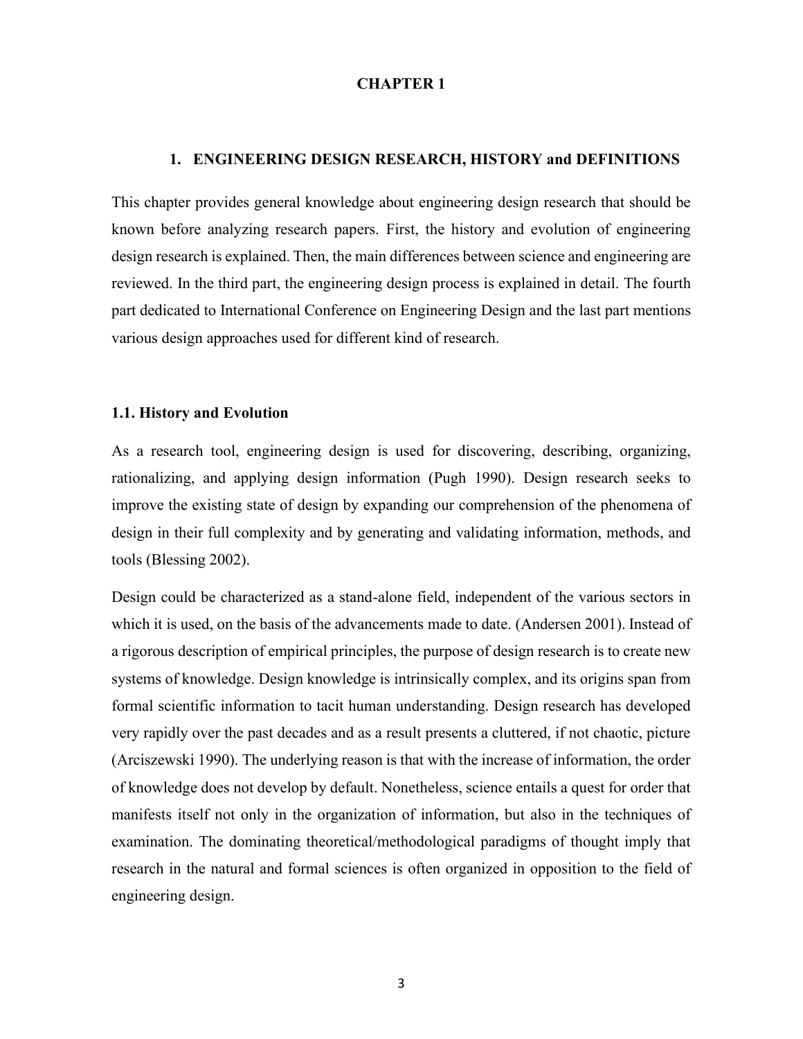**CHAPTER 1**

# 1. ENGINEERING DESIGN RESEARCH, HISTORY and DEFINITIONS

This chapter provides general knowledge about engineering design research that should be known before analyzing research papers. First, the history and evolution of engineering design research is explained. Then, the main differences between science and engineering are reviewed. In the third part, the engineering design process is explained in detail. The fourth part dedicated to International Conference on Engineering Design and the last part mentions various design approaches used for different kind of research.

## 1.1. History and Evolution

As a research tool, engineering design is used for discovering, describing, organizing, rationalizing, and applying design information (Pugh 1990). Design research seeks to improve the existing state of design by expanding our comprehension of the phenomena of design in their full complexity and by generating and validating information, methods, and tools (Blessing 2002).

Design could be characterized as a stand-alone field, independent of the various sectors in which it is used, on the basis of the advancements made to date. (Andersen 2001). Instead of a rigorous description of empirical principles, the purpose of design research is to create new systems of knowledge. Design knowledge is intrinsically complex, and its origins span from formal scientific information to tacit human understanding. Design research has developed very rapidly over the past decades and as a result presents a cluttered, if not chaotic, picture (Arciszewski 1990). The underlying reason is that with the increase of information, the order of knowledge does not develop by default. Nonetheless, science entails a quest for order that manifests itself not only in the organization of information, but also in the techniques of examination. The dominating theoretical/methodological paradigms of thought imply that research in the natural and formal sciences is often organized in opposition to the field of engineering design.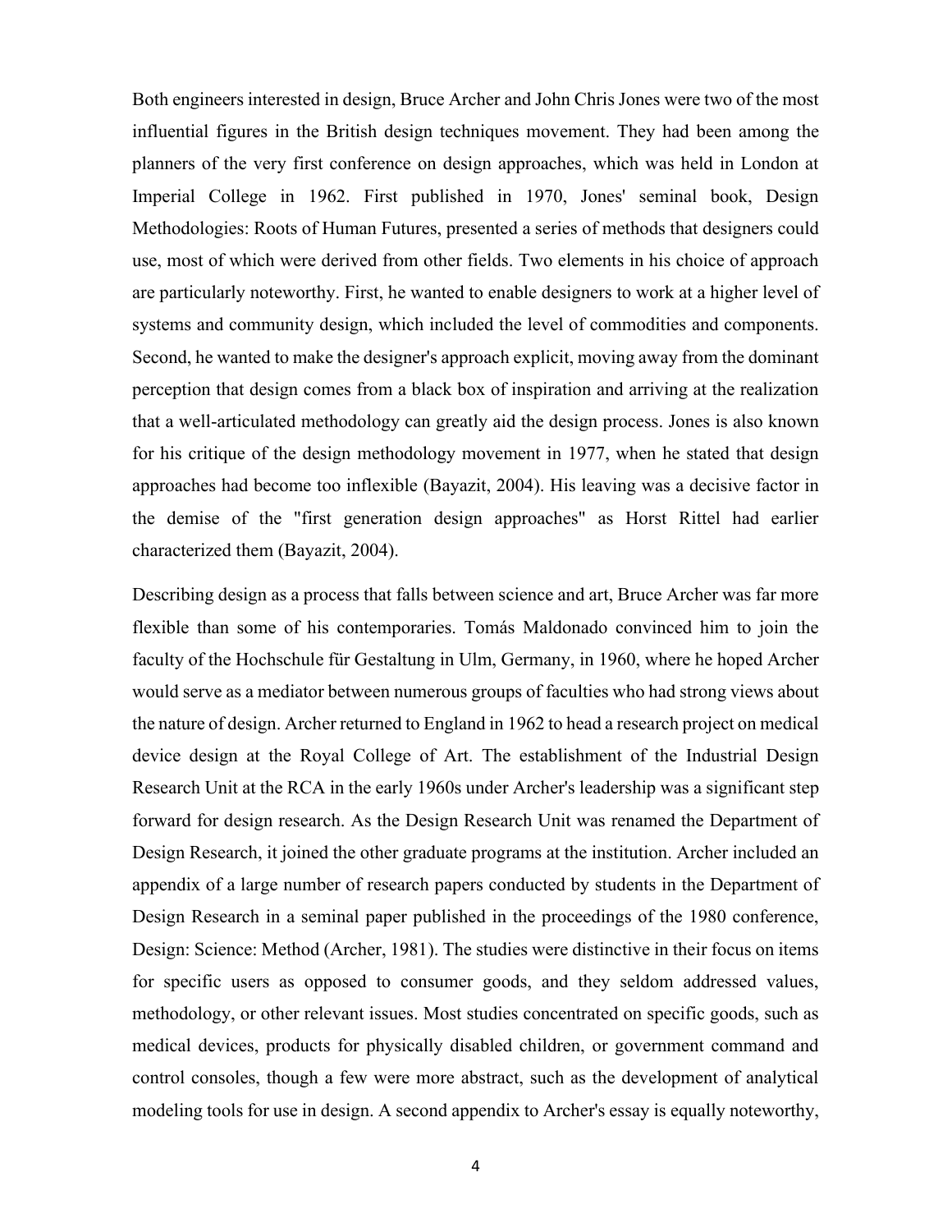Both engineers interested in design, Bruce Archer and John Chris Jones were two of the most influential figures in the British design techniques movement. They had been among the planners of the very first conference on design approaches, which was held in London at Imperial College in 1962. First published in 1970, Jones' seminal book, Design Methodologies: Roots of Human Futures, presented a series of methods that designers could use, most of which were derived from other fields. Two elements in his choice of approach are particularly noteworthy. First, he wanted to enable designers to work at a higher level of systems and community design, which included the level of commodities and components. Second, he wanted to make the designer's approach explicit, moving away from the dominant perception that design comes from a black box of inspiration and arriving at the realization that a well-articulated methodology can greatly aid the design process. Jones is also known for his critique of the design methodology movement in 1977, when he stated that design approaches had become too inflexible (Bayazit, 2004). His leaving was a decisive factor in the demise of the "first generation design approaches" as Horst Rittel had earlier characterized them (Bayazit, 2004).

Describing design as a process that falls between science and art, Bruce Archer was far more flexible than some of his contemporaries. Tomás Maldonado convinced him to join the faculty of the Hochschule für Gestaltung in Ulm, Germany, in 1960, where he hoped Archer would serve as a mediator between numerous groups of faculties who had strong views about the nature of design. Archer returned to England in 1962 to head a research project on medical device design at the Royal College of Art. The establishment of the Industrial Design Research Unit at the RCA in the early 1960s under Archer's leadership was a significant step forward for design research. As the Design Research Unit was renamed the Department of Design Research, it joined the other graduate programs at the institution. Archer included an appendix of a large number of research papers conducted by students in the Department of Design Research in a seminal paper published in the proceedings of the 1980 conference, Design: Science: Method (Archer, 1981). The studies were distinctive in their focus on items for specific users as opposed to consumer goods, and they seldom addressed values, methodology, or other relevant issues. Most studies concentrated on specific goods, such as medical devices, products for physically disabled children, or government command and control consoles, though a few were more abstract, such as the development of analytical modeling tools for use in design. A second appendix to Archer's essay is equally noteworthy,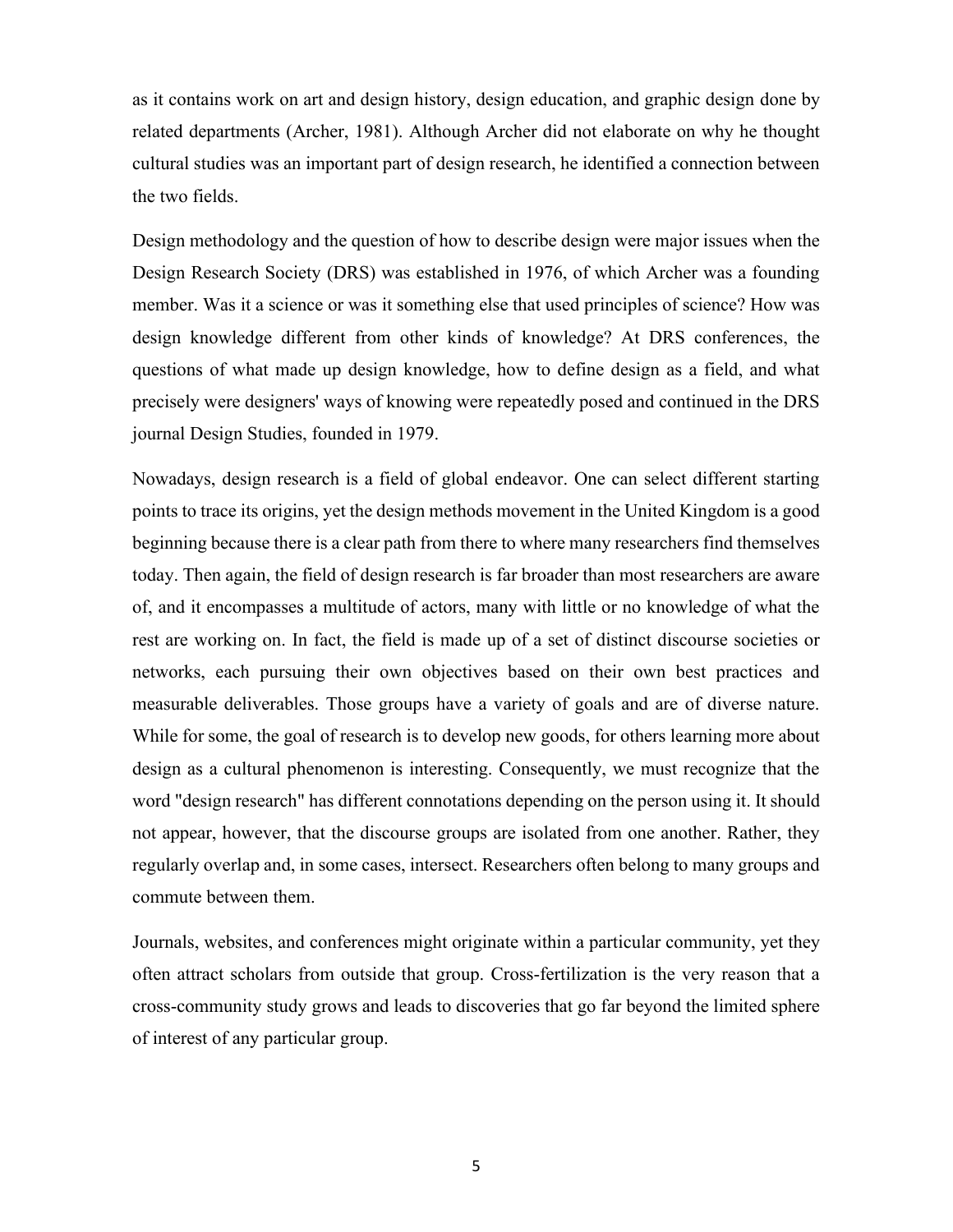as it contains work on art and design history, design education, and graphic design done by related departments (Archer, 1981). Although Archer did not elaborate on why he thought cultural studies was an important part of design research, he identified a connection between the two fields.

Design methodology and the question of how to describe design were major issues when the Design Research Society (DRS) was established in 1976, of which Archer was a founding member. Was it a science or was it something else that used principles of science? How was design knowledge different from other kinds of knowledge? At DRS conferences, the questions of what made up design knowledge, how to define design as a field, and what precisely were designers' ways of knowing were repeatedly posed and continued in the DRS journal Design Studies, founded in 1979.

Nowadays, design research is a field of global endeavor. One can select different starting points to trace its origins, yet the design methods movement in the United Kingdom is a good beginning because there is a clear path from there to where many researchers find themselves today. Then again, the field of design research is far broader than most researchers are aware of, and it encompasses a multitude of actors, many with little or no knowledge of what the rest are working on. In fact, the field is made up of a set of distinct discourse societies or networks, each pursuing their own objectives based on their own best practices and measurable deliverables. Those groups have a variety of goals and are of diverse nature. While for some, the goal of research is to develop new goods, for others learning more about design as a cultural phenomenon is interesting. Consequently, we must recognize that the word "design research" has different connotations depending on the person using it. It should not appear, however, that the discourse groups are isolated from one another. Rather, they regularly overlap and, in some cases, intersect. Researchers often belong to many groups and commute between them.

Journals, websites, and conferences might originate within a particular community, yet they often attract scholars from outside that group. Cross-fertilization is the very reason that a cross-community study grows and leads to discoveries that go far beyond the limited sphere of interest of any particular group.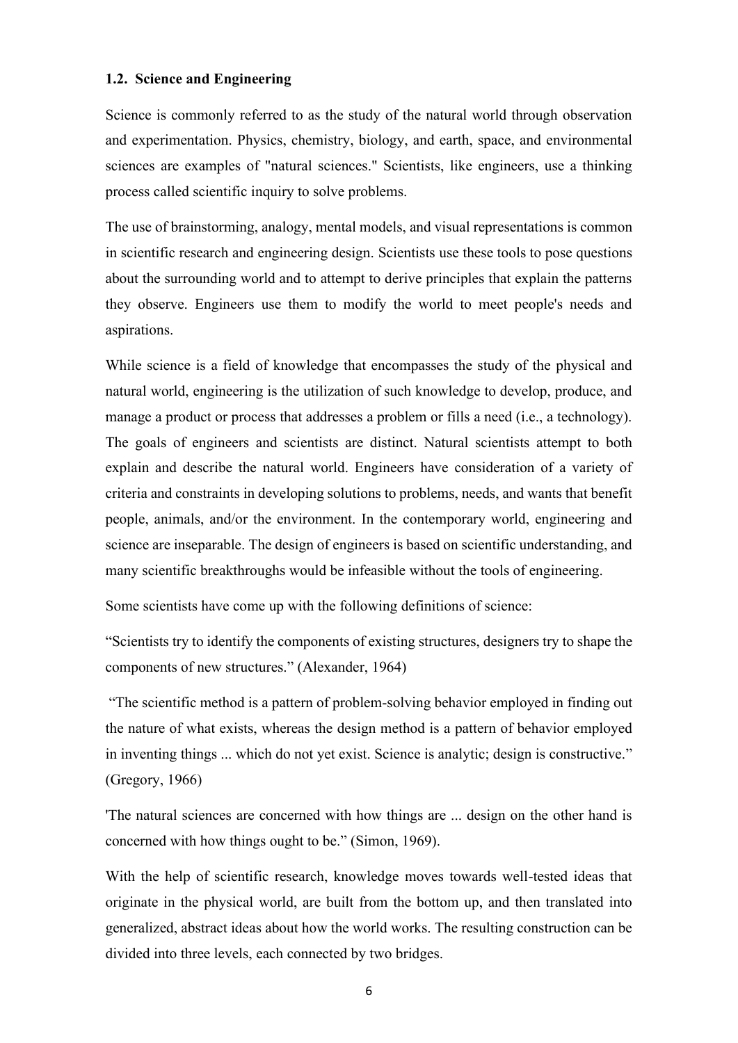## 1.2. Science and Engineering

Science is commonly referred to as the study of the natural world through observation and experimentation. Physics, chemistry, biology, and earth, space, and environmental sciences are examples of "natural sciences." Scientists, like engineers, use a thinking process called scientific inquiry to solve problems.

The use of brainstorming, analogy, mental models, and visual representations is common in scientific research and engineering design. Scientists use these tools to pose questions about the surrounding world and to attempt to derive principles that explain the patterns they observe. Engineers use them to modify the world to meet people's needs and aspirations.

While science is a field of knowledge that encompasses the study of the physical and natural world, engineering is the utilization of such knowledge to develop, produce, and manage a product or process that addresses a problem or fills a need (i.e., a technology). The goals of engineers and scientists are distinct. Natural scientists attempt to both explain and describe the natural world. Engineers have consideration of a variety of criteria and constraints in developing solutions to problems, needs, and wants that benefit people, animals, and/or the environment. In the contemporary world, engineering and science are inseparable. The design of engineers is based on scientific understanding, and many scientific breakthroughs would be infeasible without the tools of engineering.

Some scientists have come up with the following definitions of science:

“Scientists try to identify the components of existing structures, designers try to shape the components of new structures.” (Alexander, 1964)

“The scientific method is a pattern of problem-solving behavior employed in finding out the nature of what exists, whereas the design method is a pattern of behavior employed in inventing things ... which do not yet exist. Science is analytic; design is constructive.” (Gregory, 1966)

'The natural sciences are concerned with how things are ... design on the other hand is concerned with how things ought to be.” (Simon, 1969).

With the help of scientific research, knowledge moves towards well-tested ideas that originate in the physical world, are built from the bottom up, and then translated into generalized, abstract ideas about how the world works. The resulting construction can be divided into three levels, each connected by two bridges.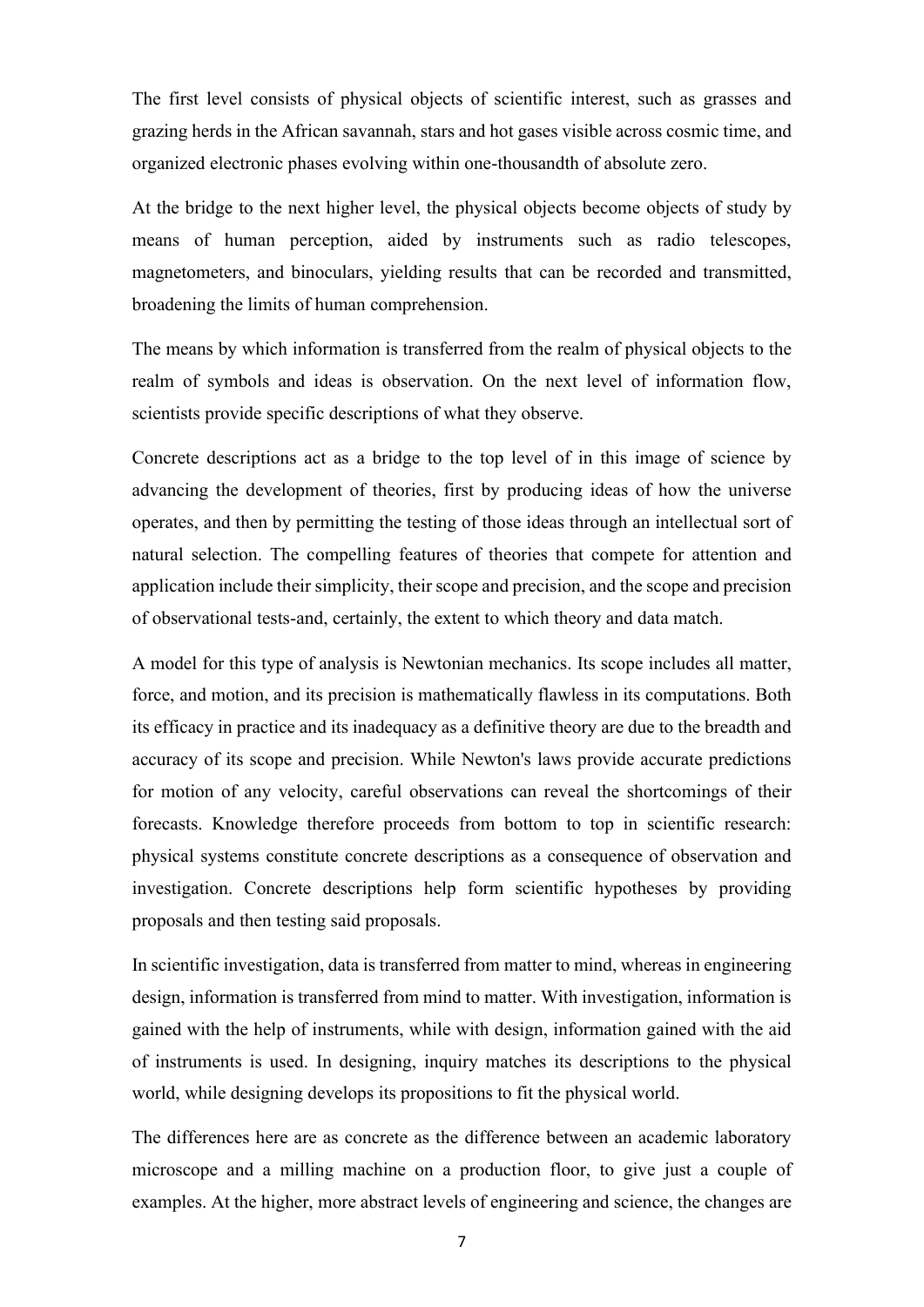The first level consists of physical objects of scientific interest, such as grasses and grazing herds in the African savannah, stars and hot gases visible across cosmic time, and organized electronic phases evolving within one-thousandth of absolute zero.

At the bridge to the next higher level, the physical objects become objects of study by means of human perception, aided by instruments such as radio telescopes, magnetometers, and binoculars, yielding results that can be recorded and transmitted, broadening the limits of human comprehension.

The means by which information is transferred from the realm of physical objects to the realm of symbols and ideas is observation. On the next level of information flow, scientists provide specific descriptions of what they observe.

Concrete descriptions act as a bridge to the top level of in this image of science by advancing the development of theories, first by producing ideas of how the universe operates, and then by permitting the testing of those ideas through an intellectual sort of natural selection. The compelling features of theories that compete for attention and application include their simplicity, their scope and precision, and the scope and precision of observational tests-and, certainly, the extent to which theory and data match.

A model for this type of analysis is Newtonian mechanics. Its scope includes all matter, force, and motion, and its precision is mathematically flawless in its computations. Both its efficacy in practice and its inadequacy as a definitive theory are due to the breadth and accuracy of its scope and precision. While Newton's laws provide accurate predictions for motion of any velocity, careful observations can reveal the shortcomings of their forecasts. Knowledge therefore proceeds from bottom to top in scientific research: physical systems constitute concrete descriptions as a consequence of observation and investigation. Concrete descriptions help form scientific hypotheses by providing proposals and then testing said proposals.

In scientific investigation, data is transferred from matter to mind, whereas in engineering design, information is transferred from mind to matter. With investigation, information is gained with the help of instruments, while with design, information gained with the aid of instruments is used. In designing, inquiry matches its descriptions to the physical world, while designing develops its propositions to fit the physical world.

The differences here are as concrete as the difference between an academic laboratory microscope and a milling machine on a production floor, to give just a couple of examples. At the higher, more abstract levels of engineering and science, the changes are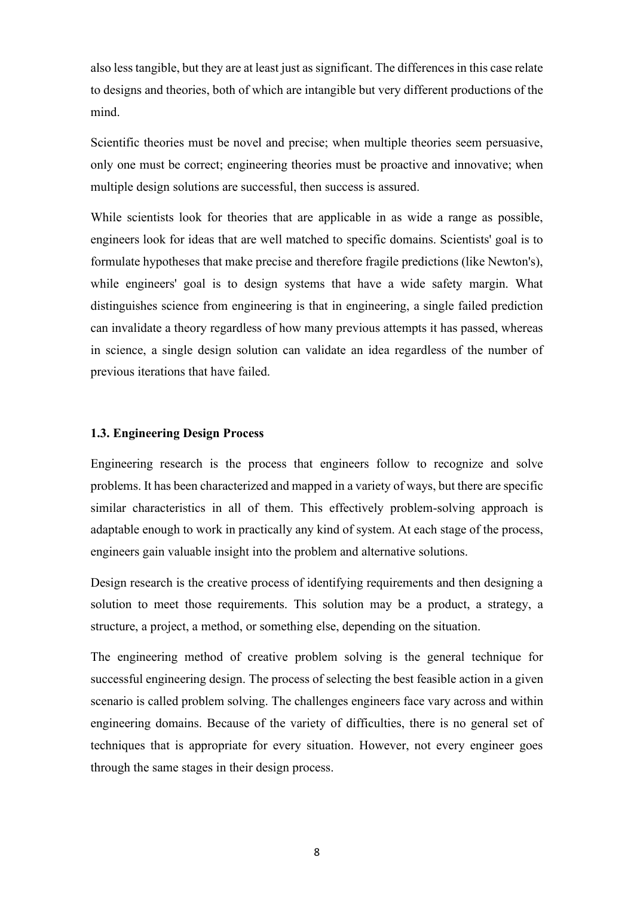also less tangible, but they are at least just as significant. The differences in this case relate to designs and theories, both of which are intangible but very different productions of the mind.

Scientific theories must be novel and precise; when multiple theories seem persuasive, only one must be correct; engineering theories must be proactive and innovative; when multiple design solutions are successful, then success is assured.

While scientists look for theories that are applicable in as wide a range as possible, engineers look for ideas that are well matched to specific domains. Scientists' goal is to formulate hypotheses that make precise and therefore fragile predictions (like Newton's), while engineers' goal is to design systems that have a wide safety margin. What distinguishes science from engineering is that in engineering, a single failed prediction can invalidate a theory regardless of how many previous attempts it has passed, whereas in science, a single design solution can validate an idea regardless of the number of previous iterations that have failed.

### 1.3. Engineering Design Process

Engineering research is the process that engineers follow to recognize and solve problems. It has been characterized and mapped in a variety of ways, but there are specific similar characteristics in all of them. This effectively problem-solving approach is adaptable enough to work in practically any kind of system. At each stage of the process, engineers gain valuable insight into the problem and alternative solutions.

Design research is the creative process of identifying requirements and then designing a solution to meet those requirements. This solution may be a product, a strategy, a structure, a project, a method, or something else, depending on the situation.

The engineering method of creative problem solving is the general technique for successful engineering design. The process of selecting the best feasible action in a given scenario is called problem solving. The challenges engineers face vary across and within engineering domains. Because of the variety of difficulties, there is no general set of techniques that is appropriate for every situation. However, not every engineer goes through the same stages in their design process.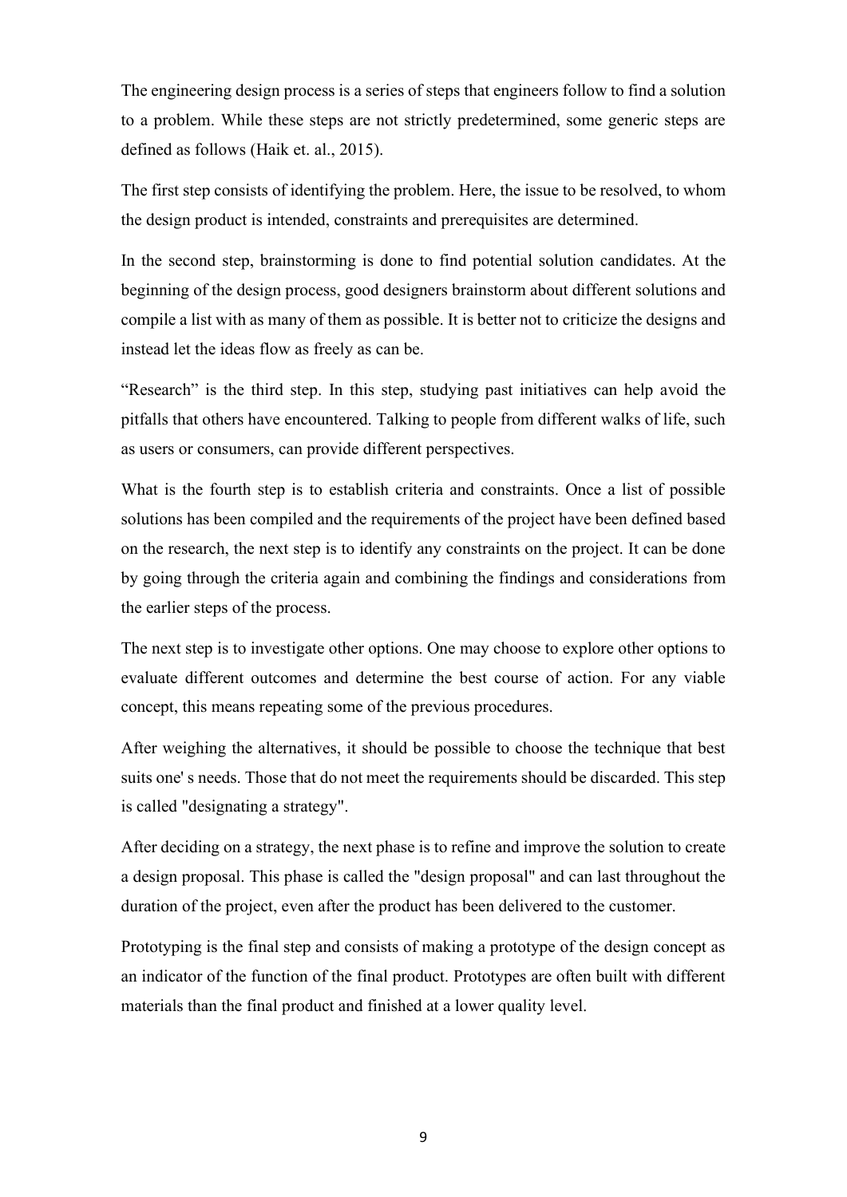The engineering design process is a series of steps that engineers follow to find a solution to a problem. While these steps are not strictly predetermined, some generic steps are defined as follows (Haik et. al., 2015).

The first step consists of identifying the problem. Here, the issue to be resolved, to whom the design product is intended, constraints and prerequisites are determined.

In the second step, brainstorming is done to find potential solution candidates. At the beginning of the design process, good designers brainstorm about different solutions and compile a list with as many of them as possible. It is better not to criticize the designs and instead let the ideas flow as freely as can be.

"Research" is the third step. In this step, studying past initiatives can help avoid the pitfalls that others have encountered. Talking to people from different walks of life, such as users or consumers, can provide different perspectives.

What is the fourth step is to establish criteria and constraints. Once a list of possible solutions has been compiled and the requirements of the project have been defined based on the research, the next step is to identify any constraints on the project. It can be done by going through the criteria again and combining the findings and considerations from the earlier steps of the process.

The next step is to investigate other options. One may choose to explore other options to evaluate different outcomes and determine the best course of action. For any viable concept, this means repeating some of the previous procedures.

After weighing the alternatives, it should be possible to choose the technique that best suits one' s needs. Those that do not meet the requirements should be discarded. This step is called "designating a strategy".

After deciding on a strategy, the next phase is to refine and improve the solution to create a design proposal. This phase is called the "design proposal" and can last throughout the duration of the project, even after the product has been delivered to the customer.

Prototyping is the final step and consists of making a prototype of the design concept as an indicator of the function of the final product. Prototypes are often built with different materials than the final product and finished at a lower quality level.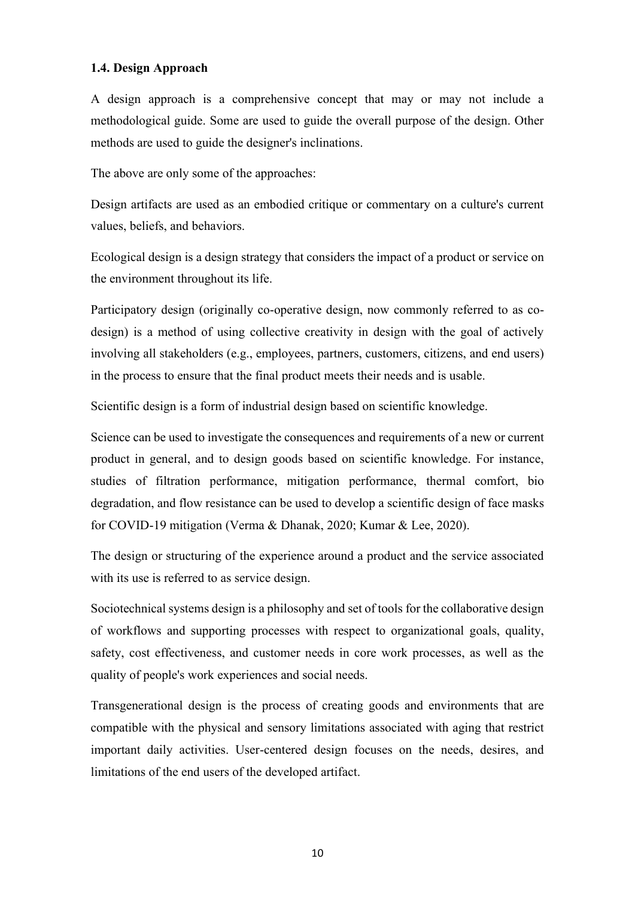### 1.4. Design Approach

A design approach is a comprehensive concept that may or may not include a methodological guide. Some are used to guide the overall purpose of the design. Other methods are used to guide the designer's inclinations.

The above are only some of the approaches:

Design artifacts are used as an embodied critique or commentary on a culture's current values, beliefs, and behaviors.

Ecological design is a design strategy that considers the impact of a product or service on the environment throughout its life.

Participatory design (originally co-operative design, now commonly referred to as co-design) is a method of using collective creativity in design with the goal of actively involving all stakeholders (e.g., employees, partners, customers, citizens, and end users) in the process to ensure that the final product meets their needs and is usable.

Scientific design is a form of industrial design based on scientific knowledge.

Science can be used to investigate the consequences and requirements of a new or current product in general, and to design goods based on scientific knowledge. For instance, studies of filtration performance, mitigation performance, thermal comfort, bio degradation, and flow resistance can be used to develop a scientific design of face masks for COVID-19 mitigation (Verma & Dhanak, 2020; Kumar & Lee, 2020).

The design or structuring of the experience around a product and the service associated with its use is referred to as service design.

Sociotechnical systems design is a philosophy and set of tools for the collaborative design of workflows and supporting processes with respect to organizational goals, quality, safety, cost effectiveness, and customer needs in core work processes, as well as the quality of people's work experiences and social needs.

Transgenerational design is the process of creating goods and environments that are compatible with the physical and sensory limitations associated with aging that restrict important daily activities. User-centered design focuses on the needs, desires, and limitations of the end users of the developed artifact.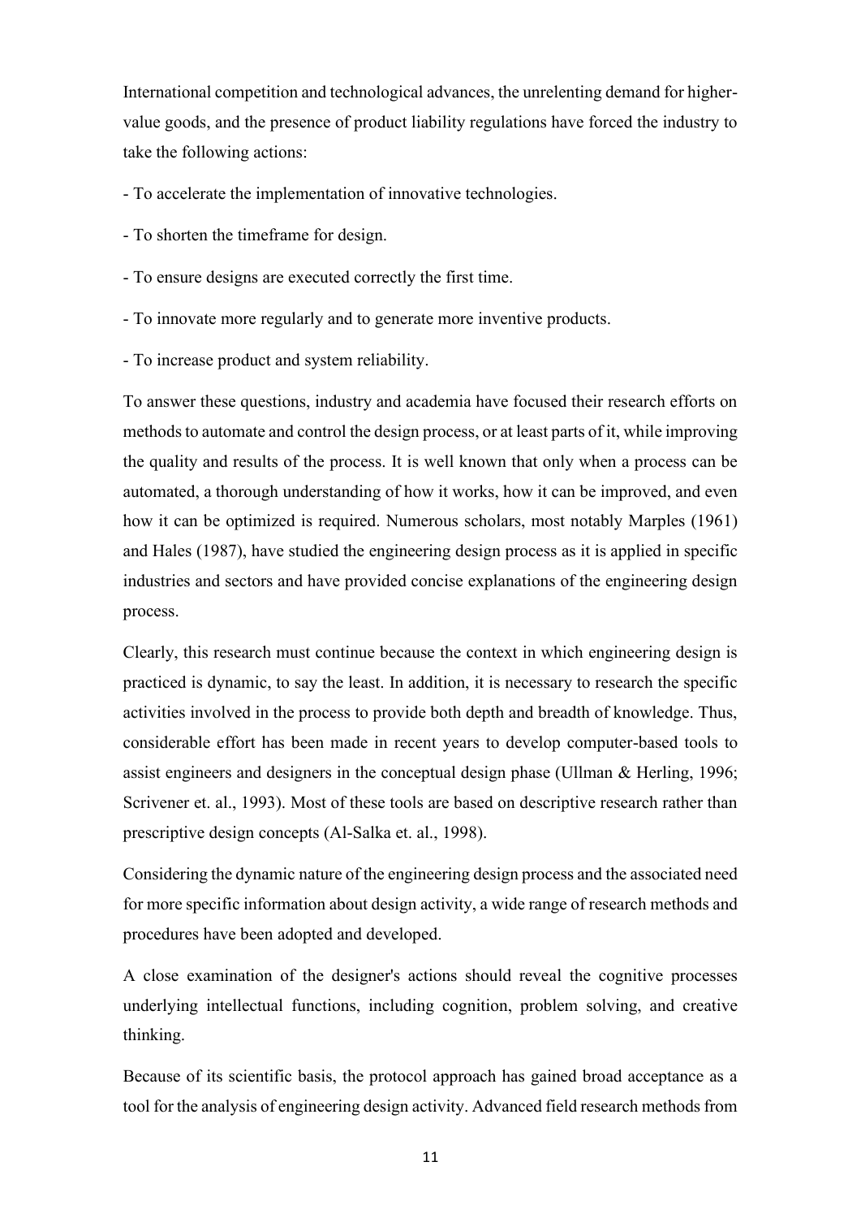International competition and technological advances, the unrelenting demand for higher-value goods, and the presence of product liability regulations have forced the industry to take the following actions:

- To accelerate the implementation of innovative technologies.
- To shorten the timeframe for design.
- To ensure designs are executed correctly the first time.
- To innovate more regularly and to generate more inventive products.
- To increase product and system reliability.

To answer these questions, industry and academia have focused their research efforts on methods to automate and control the design process, or at least parts of it, while improving the quality and results of the process. It is well known that only when a process can be automated, a thorough understanding of how it works, how it can be improved, and even how it can be optimized is required. Numerous scholars, most notably Marples (1961) and Hales (1987), have studied the engineering design process as it is applied in specific industries and sectors and have provided concise explanations of the engineering design process.

Clearly, this research must continue because the context in which engineering design is practiced is dynamic, to say the least. In addition, it is necessary to research the specific activities involved in the process to provide both depth and breadth of knowledge. Thus, considerable effort has been made in recent years to develop computer-based tools to assist engineers and designers in the conceptual design phase (Ullman & Herling, 1996; Scrivener et. al., 1993). Most of these tools are based on descriptive research rather than prescriptive design concepts (Al-Salka et. al., 1998).

Considering the dynamic nature of the engineering design process and the associated need for more specific information about design activity, a wide range of research methods and procedures have been adopted and developed.

A close examination of the designer's actions should reveal the cognitive processes underlying intellectual functions, including cognition, problem solving, and creative thinking.

Because of its scientific basis, the protocol approach has gained broad acceptance as a tool for the analysis of engineering design activity. Advanced field research methods from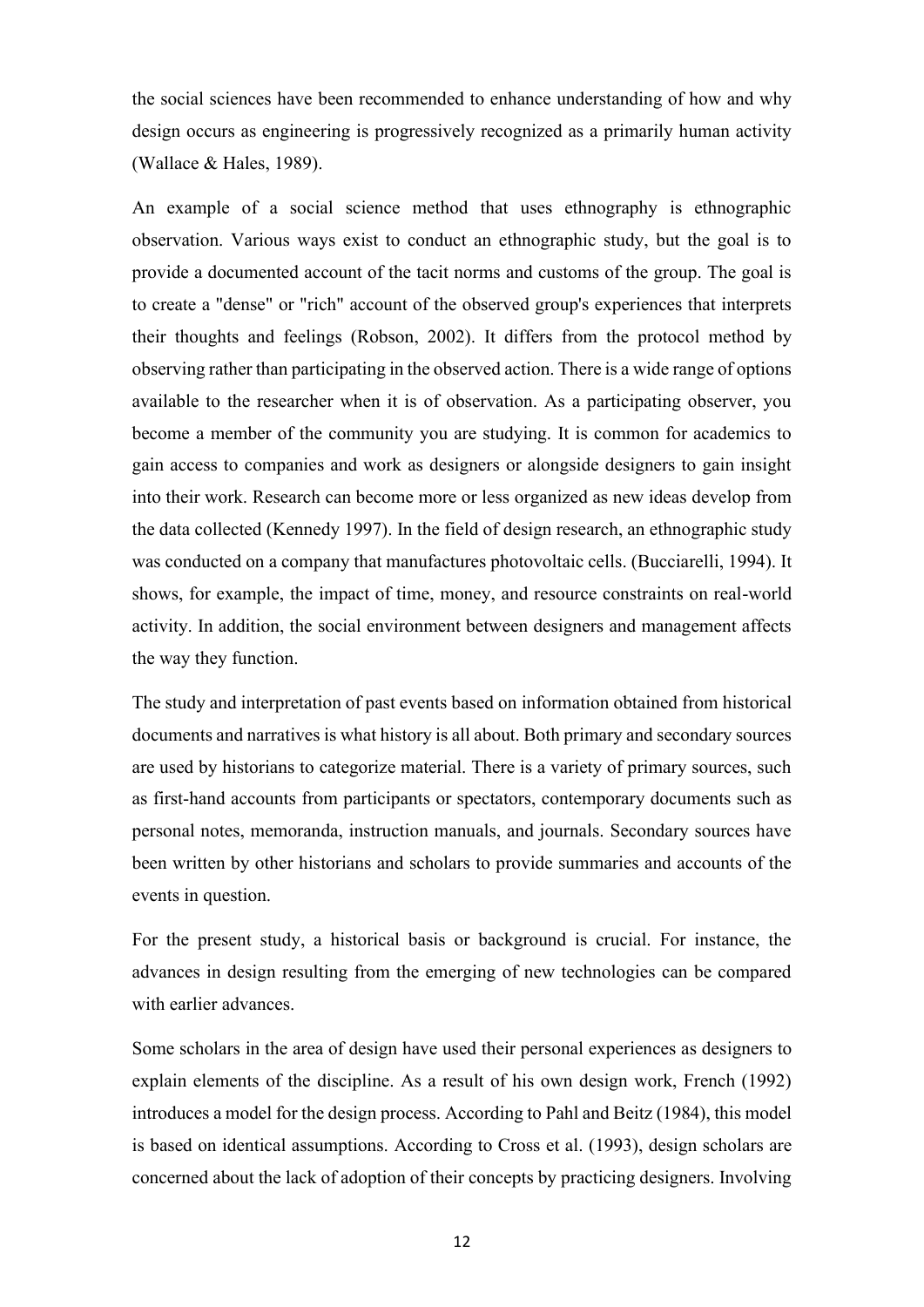the social sciences have been recommended to enhance understanding of how and why design occurs as engineering is progressively recognized as a primarily human activity (Wallace & Hales, 1989).

An example of a social science method that uses ethnography is ethnographic observation. Various ways exist to conduct an ethnographic study, but the goal is to provide a documented account of the tacit norms and customs of the group. The goal is to create a "dense" or "rich" account of the observed group's experiences that interprets their thoughts and feelings (Robson, 2002). It differs from the protocol method by observing rather than participating in the observed action. There is a wide range of options available to the researcher when it is of observation. As a participating observer, you become a member of the community you are studying. It is common for academics to gain access to companies and work as designers or alongside designers to gain insight into their work. Research can become more or less organized as new ideas develop from the data collected (Kennedy 1997). In the field of design research, an ethnographic study was conducted on a company that manufactures photovoltaic cells. (Bucciarelli, 1994). It shows, for example, the impact of time, money, and resource constraints on real-world activity. In addition, the social environment between designers and management affects the way they function.

The study and interpretation of past events based on information obtained from historical documents and narratives is what history is all about. Both primary and secondary sources are used by historians to categorize material. There is a variety of primary sources, such as first-hand accounts from participants or spectators, contemporary documents such as personal notes, memoranda, instruction manuals, and journals. Secondary sources have been written by other historians and scholars to provide summaries and accounts of the events in question.

For the present study, a historical basis or background is crucial. For instance, the advances in design resulting from the emerging of new technologies can be compared with earlier advances.

Some scholars in the area of design have used their personal experiences as designers to explain elements of the discipline. As a result of his own design work, French (1992) introduces a model for the design process. According to Pahl and Beitz (1984), this model is based on identical assumptions. According to Cross et al. (1993), design scholars are concerned about the lack of adoption of their concepts by practicing designers. Involving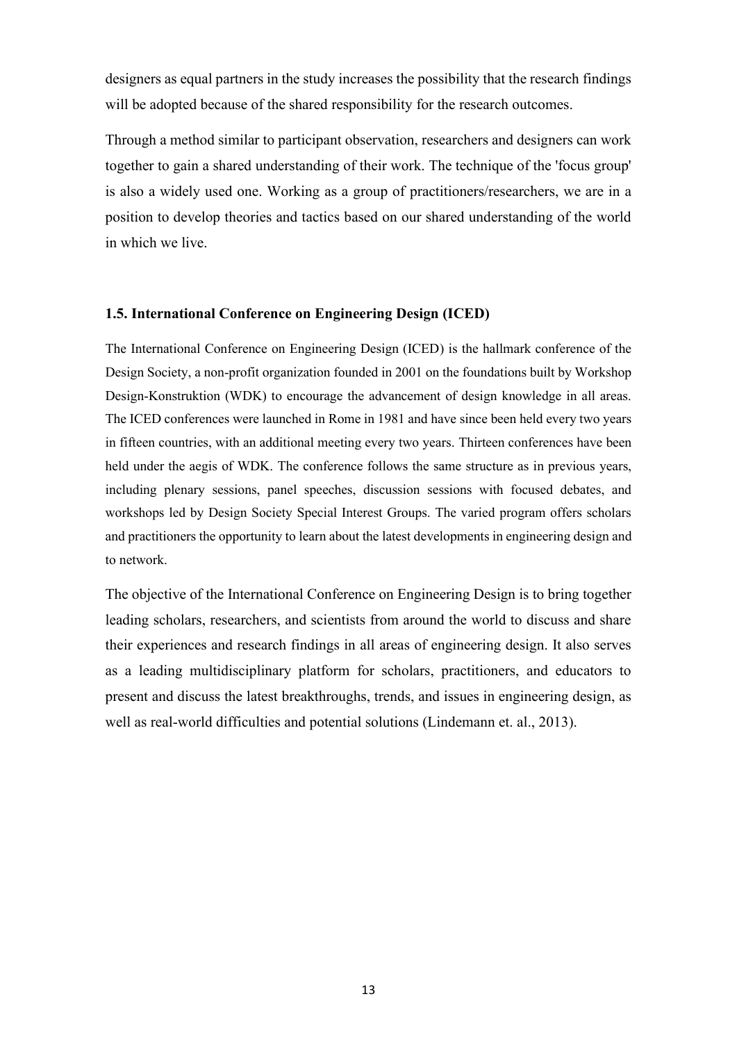designers as equal partners in the study increases the possibility that the research findings will be adopted because of the shared responsibility for the research outcomes.

Through a method similar to participant observation, researchers and designers can work together to gain a shared understanding of their work. The technique of the 'focus group' is also a widely used one. Working as a group of practitioners/researchers, we are in a position to develop theories and tactics based on our shared understanding of the world in which we live.

### 1.5. International Conference on Engineering Design (ICED)

The International Conference on Engineering Design (ICED) is the hallmark conference of the Design Society, a non-profit organization founded in 2001 on the foundations built by Workshop Design-Konstruktion (WDK) to encourage the advancement of design knowledge in all areas. The ICED conferences were launched in Rome in 1981 and have since been held every two years in fifteen countries, with an additional meeting every two years. Thirteen conferences have been held under the aegis of WDK. The conference follows the same structure as in previous years, including plenary sessions, panel speeches, discussion sessions with focused debates, and workshops led by Design Society Special Interest Groups. The varied program offers scholars and practitioners the opportunity to learn about the latest developments in engineering design and to network.

The objective of the International Conference on Engineering Design is to bring together leading scholars, researchers, and scientists from around the world to discuss and share their experiences and research findings in all areas of engineering design. It also serves as a leading multidisciplinary platform for scholars, practitioners, and educators to present and discuss the latest breakthroughs, trends, and issues in engineering design, as well as real-world difficulties and potential solutions (Lindemann et. al., 2013).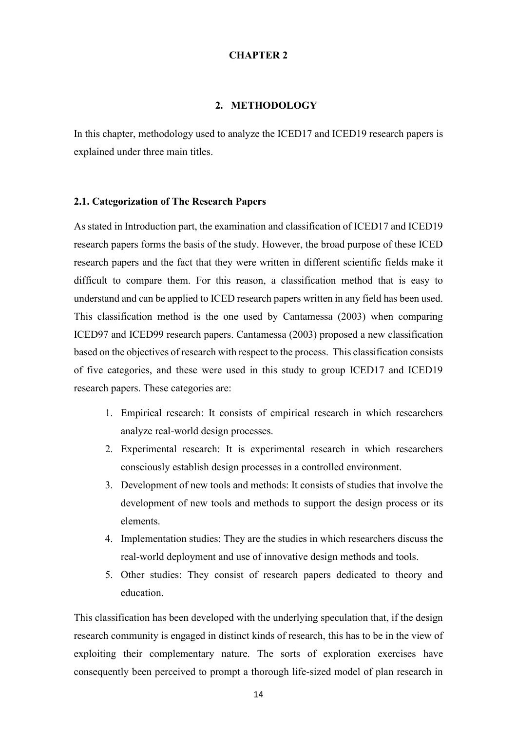**CHAPTER 2**

# 2. METHODOLOGY

In this chapter, methodology used to analyze the ICED17 and ICED19 research papers is explained under three main titles.

## 2.1. Categorization of The Research Papers

As stated in Introduction part, the examination and classification of ICED17 and ICED19 research papers forms the basis of the study. However, the broad purpose of these ICED research papers and the fact that they were written in different scientific fields make it difficult to compare them. For this reason, a classification method that is easy to understand and can be applied to ICED research papers written in any field has been used. This classification method is the one used by Cantamessa (2003) when comparing ICED97 and ICED99 research papers. Cantamessa (2003) proposed a new classification based on the objectives of research with respect to the process. This classification consists of five categories, and these were used in this study to group ICED17 and ICED19 research papers. These categories are:

1. Empirical research: It consists of empirical research in which researchers analyze real-world design processes.
2. Experimental research: It is experimental research in which researchers consciously establish design processes in a controlled environment.
3. Development of new tools and methods: It consists of studies that involve the development of new tools and methods to support the design process or its elements.
4. Implementation studies: They are the studies in which researchers discuss the real-world deployment and use of innovative design methods and tools.
5. Other studies: They consist of research papers dedicated to theory and education.

This classification has been developed with the underlying speculation that, if the design research community is engaged in distinct kinds of research, this has to be in the view of exploiting their complementary nature. The sorts of exploration exercises have consequently been perceived to prompt a thorough life-sized model of plan research in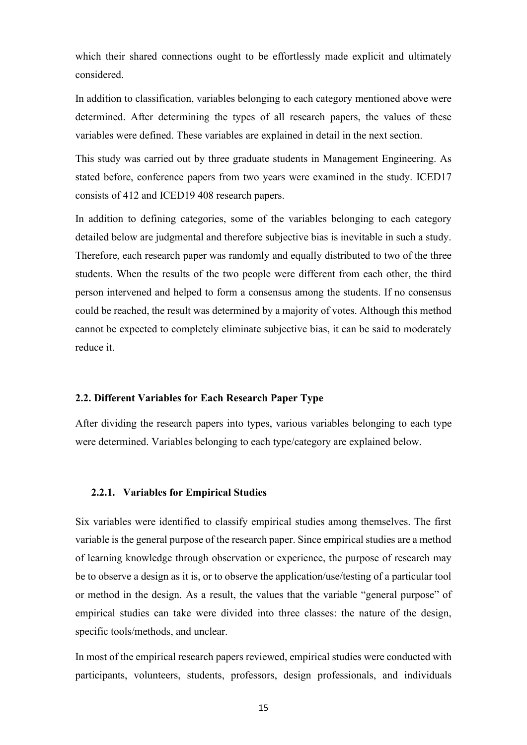which their shared connections ought to be effortlessly made explicit and ultimately considered.

In addition to classification, variables belonging to each category mentioned above were determined. After determining the types of all research papers, the values of these variables were defined. These variables are explained in detail in the next section.

This study was carried out by three graduate students in Management Engineering. As stated before, conference papers from two years were examined in the study. ICED17 consists of 412 and ICED19 408 research papers.

In addition to defining categories, some of the variables belonging to each category detailed below are judgmental and therefore subjective bias is inevitable in such a study. Therefore, each research paper was randomly and equally distributed to two of the three students. When the results of the two people were different from each other, the third person intervened and helped to form a consensus among the students. If no consensus could be reached, the result was determined by a majority of votes. Although this method cannot be expected to completely eliminate subjective bias, it can be said to moderately reduce it.

### 2.2. Different Variables for Each Research Paper Type

After dividing the research papers into types, various variables belonging to each type were determined. Variables belonging to each type/category are explained below.

#### 2.2.1. Variables for Empirical Studies

Six variables were identified to classify empirical studies among themselves. The first variable is the general purpose of the research paper. Since empirical studies are a method of learning knowledge through observation or experience, the purpose of research may be to observe a design as it is, or to observe the application/use/testing of a particular tool or method in the design. As a result, the values that the variable "general purpose" of empirical studies can take were divided into three classes: the nature of the design, specific tools/methods, and unclear.

In most of the empirical research papers reviewed, empirical studies were conducted with participants, volunteers, students, professors, design professionals, and individuals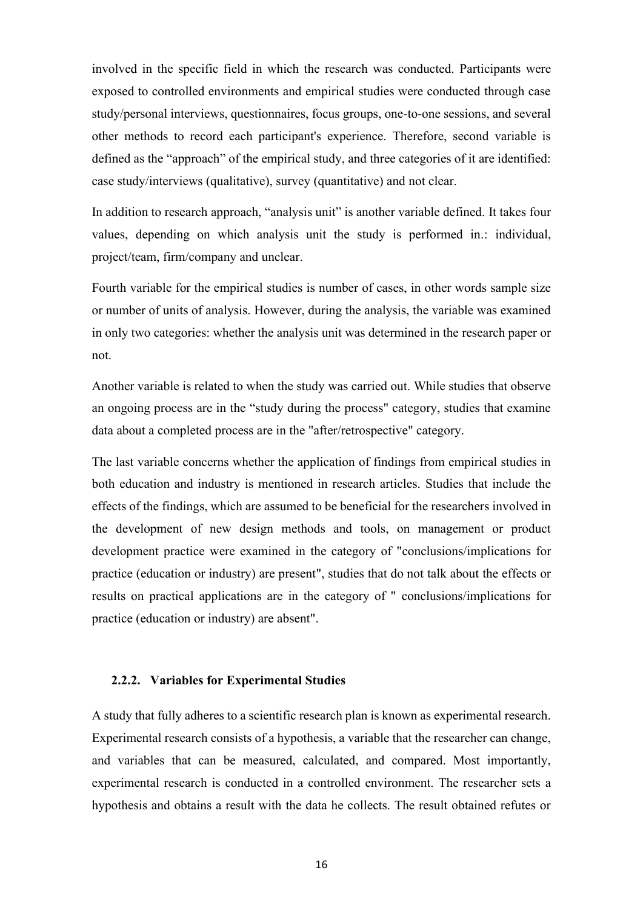involved in the specific field in which the research was conducted. Participants were exposed to controlled environments and empirical studies were conducted through case study/personal interviews, questionnaires, focus groups, one-to-one sessions, and several other methods to record each participant's experience. Therefore, second variable is defined as the "approach" of the empirical study, and three categories of it are identified: case study/interviews (qualitative), survey (quantitative) and not clear.

In addition to research approach, "analysis unit" is another variable defined. It takes four values, depending on which analysis unit the study is performed in.: individual, project/team, firm/company and unclear.

Fourth variable for the empirical studies is number of cases, in other words sample size or number of units of analysis. However, during the analysis, the variable was examined in only two categories: whether the analysis unit was determined in the research paper or not.

Another variable is related to when the study was carried out. While studies that observe an ongoing process are in the "study during the process" category, studies that examine data about a completed process are in the "after/retrospective" category.

The last variable concerns whether the application of findings from empirical studies in both education and industry is mentioned in research articles. Studies that include the effects of the findings, which are assumed to be beneficial for the researchers involved in the development of new design methods and tools, on management or product development practice were examined in the category of "conclusions/implications for practice (education or industry) are present", studies that do not talk about the effects or results on practical applications are in the category of " conclusions/implications for practice (education or industry) are absent".

### 2.2.2. Variables for Experimental Studies

A study that fully adheres to a scientific research plan is known as experimental research. Experimental research consists of a hypothesis, a variable that the researcher can change, and variables that can be measured, calculated, and compared. Most importantly, experimental research is conducted in a controlled environment. The researcher sets a hypothesis and obtains a result with the data he collects. The result obtained refutes or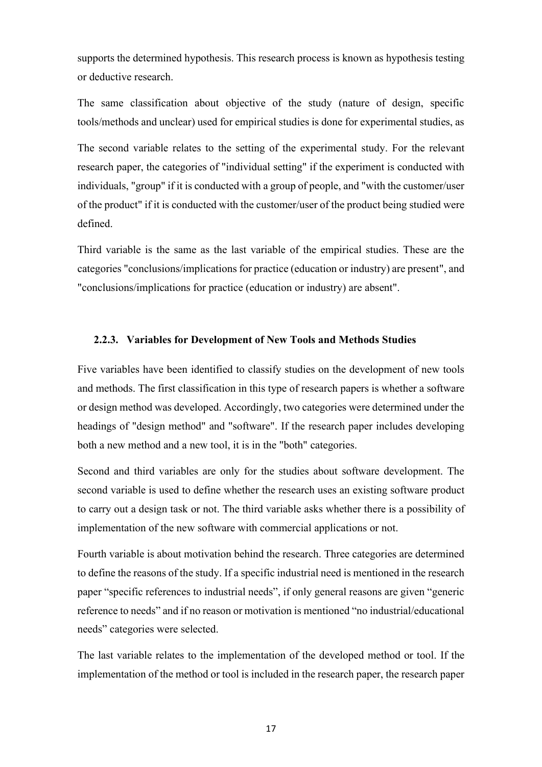supports the determined hypothesis. This research process is known as hypothesis testing or deductive research.

The same classification about objective of the study (nature of design, specific tools/methods and unclear) used for empirical studies is done for experimental studies, as

The second variable relates to the setting of the experimental study. For the relevant research paper, the categories of "individual setting" if the experiment is conducted with individuals, "group" if it is conducted with a group of people, and "with the customer/user of the product" if it is conducted with the customer/user of the product being studied were defined.

Third variable is the same as the last variable of the empirical studies. These are the categories "conclusions/implications for practice (education or industry) are present", and "conclusions/implications for practice (education or industry) are absent".

### 2.2.3. Variables for Development of New Tools and Methods Studies

Five variables have been identified to classify studies on the development of new tools and methods. The first classification in this type of research papers is whether a software or design method was developed. Accordingly, two categories were determined under the headings of "design method" and "software". If the research paper includes developing both a new method and a new tool, it is in the "both" categories.

Second and third variables are only for the studies about software development. The second variable is used to define whether the research uses an existing software product to carry out a design task or not. The third variable asks whether there is a possibility of implementation of the new software with commercial applications or not.

Fourth variable is about motivation behind the research. Three categories are determined to define the reasons of the study. If a specific industrial need is mentioned in the research paper “specific references to industrial needs”, if only general reasons are given “generic reference to needs” and if no reason or motivation is mentioned “no industrial/educational needs” categories were selected.

The last variable relates to the implementation of the developed method or tool. If the implementation of the method or tool is included in the research paper, the research paper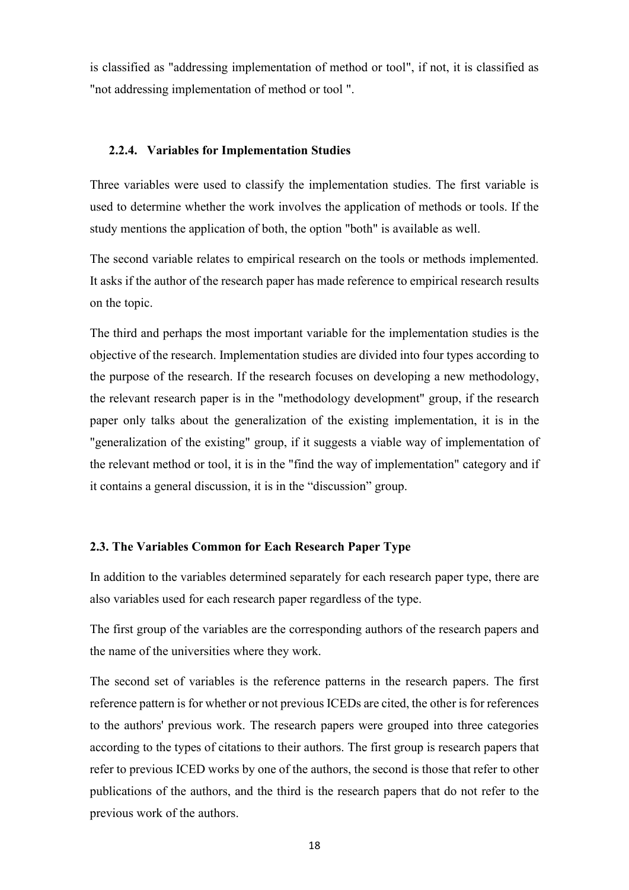is classified as "addressing implementation of method or tool", if not, it is classified as "not addressing implementation of method or tool ".

### 2.2.4. Variables for Implementation Studies

Three variables were used to classify the implementation studies. The first variable is used to determine whether the work involves the application of methods or tools. If the study mentions the application of both, the option "both" is available as well.

The second variable relates to empirical research on the tools or methods implemented. It asks if the author of the research paper has made reference to empirical research results on the topic.

The third and perhaps the most important variable for the implementation studies is the objective of the research. Implementation studies are divided into four types according to the purpose of the research. If the research focuses on developing a new methodology, the relevant research paper is in the "methodology development" group, if the research paper only talks about the generalization of the existing implementation, it is in the "generalization of the existing" group, if it suggests a viable way of implementation of the relevant method or tool, it is in the "find the way of implementation" category and if it contains a general discussion, it is in the "discussion" group.

## 2.3. The Variables Common for Each Research Paper Type

In addition to the variables determined separately for each research paper type, there are also variables used for each research paper regardless of the type.

The first group of the variables are the corresponding authors of the research papers and the name of the universities where they work.

The second set of variables is the reference patterns in the research papers. The first reference pattern is for whether or not previous ICEDs are cited, the other is for references to the authors' previous work. The research papers were grouped into three categories according to the types of citations to their authors. The first group is research papers that refer to previous ICED works by one of the authors, the second is those that refer to other publications of the authors, and the third is the research papers that do not refer to the previous work of the authors.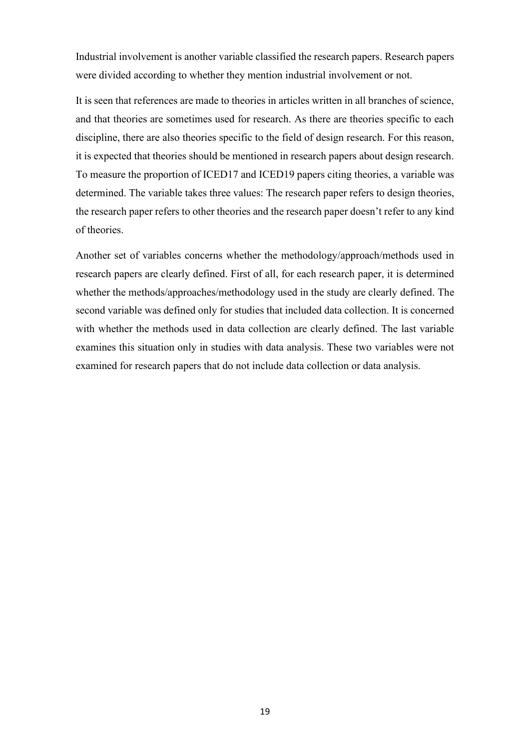Industrial involvement is another variable classified the research papers. Research papers were divided according to whether they mention industrial involvement or not.

It is seen that references are made to theories in articles written in all branches of science, and that theories are sometimes used for research. As there are theories specific to each discipline, there are also theories specific to the field of design research. For this reason, it is expected that theories should be mentioned in research papers about design research. To measure the proportion of ICED17 and ICED19 papers citing theories, a variable was determined. The variable takes three values: The research paper refers to design theories, the research paper refers to other theories and the research paper doesn't refer to any kind of theories.

Another set of variables concerns whether the methodology/approach/methods used in research papers are clearly defined. First of all, for each research paper, it is determined whether the methods/approaches/methodology used in the study are clearly defined. The second variable was defined only for studies that included data collection. It is concerned with whether the methods used in data collection are clearly defined. The last variable examines this situation only in studies with data analysis. These two variables were not examined for research papers that do not include data collection or data analysis.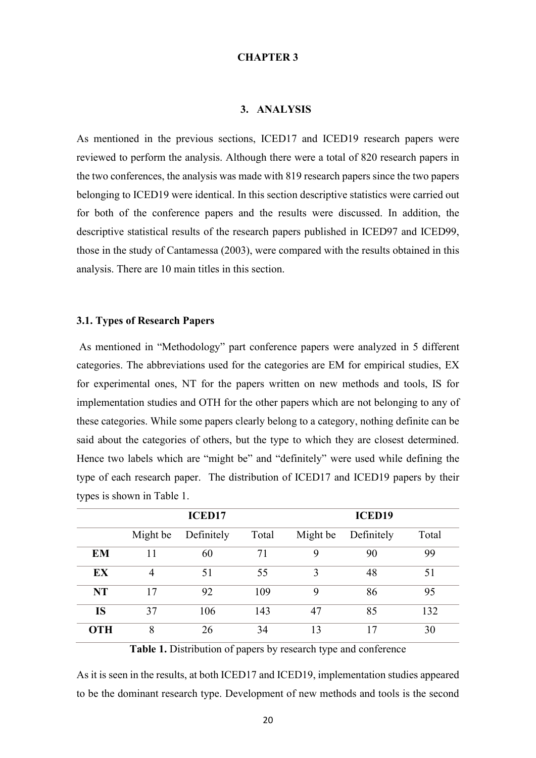# CHAPTER 3

## 3. ANALYSIS

As mentioned in the previous sections, ICED17 and ICED19 research papers were reviewed to perform the analysis. Although there were a total of 820 research papers in the two conferences, the analysis was made with 819 research papers since the two papers belonging to ICED19 were identical. In this section descriptive statistics were carried out for both of the conference papers and the results were discussed. In addition, the descriptive statistical results of the research papers published in ICED97 and ICED99, those in the study of Cantamessa (2003), were compared with the results obtained in this analysis. There are 10 main titles in this section.

### 3.1. Types of Research Papers

As mentioned in "Methodology" part conference papers were analyzed in 5 different categories. The abbreviations used for the categories are EM for empirical studies, EX for experimental ones, NT for the papers written on new methods and tools, IS for implementation studies and OTH for the other papers which are not belonging to any of these categories. While some papers clearly belong to a category, nothing definite can be said about the categories of others, but the type to which they are closest determined. Hence two labels which are "might be" and "definitely" were used while defining the type of each research paper. The distribution of ICED17 and ICED19 papers by their types is shown in Table 1.

| | ICED17 | | | ICED19 | | |
|---|---|---|---|---|---|---|
| | Might be | Definitely | Total | Might be | Definitely | Total |
| **EM** | 11 | 60 | 71 | 9 | 90 | 99 |
| **EX** | 4 | 51 | 55 | 3 | 48 | 51 |
| **NT** | 17 | 92 | 109 | 9 | 86 | 95 |
| **IS** | 37 | 106 | 143 | 47 | 85 | 132 |
| **OTH** | 8 | 26 | 34 | 13 | 17 | 30 |

**Table 1.** Distribution of papers by research type and conference

As it is seen in the results, at both ICED17 and ICED19, implementation studies appeared to be the dominant research type. Development of new methods and tools is the second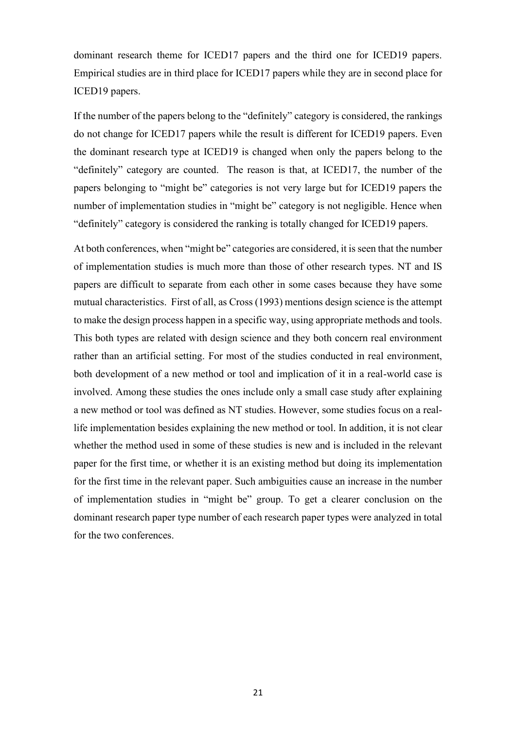dominant research theme for ICED17 papers and the third one for ICED19 papers. Empirical studies are in third place for ICED17 papers while they are in second place for ICED19 papers.

If the number of the papers belong to the "definitely" category is considered, the rankings do not change for ICED17 papers while the result is different for ICED19 papers. Even the dominant research type at ICED19 is changed when only the papers belong to the "definitely" category are counted. The reason is that, at ICED17, the number of the papers belonging to "might be" categories is not very large but for ICED19 papers the number of implementation studies in "might be" category is not negligible. Hence when "definitely" category is considered the ranking is totally changed for ICED19 papers.

At both conferences, when "might be" categories are considered, it is seen that the number of implementation studies is much more than those of other research types. NT and IS papers are difficult to separate from each other in some cases because they have some mutual characteristics. First of all, as Cross (1993) mentions design science is the attempt to make the design process happen in a specific way, using appropriate methods and tools. This both types are related with design science and they both concern real environment rather than an artificial setting. For most of the studies conducted in real environment, both development of a new method or tool and implication of it in a real-world case is involved. Among these studies the ones include only a small case study after explaining a new method or tool was defined as NT studies. However, some studies focus on a real-life implementation besides explaining the new method or tool. In addition, it is not clear whether the method used in some of these studies is new and is included in the relevant paper for the first time, or whether it is an existing method but doing its implementation for the first time in the relevant paper. Such ambiguities cause an increase in the number of implementation studies in "might be" group. To get a clearer conclusion on the dominant research paper type number of each research paper types were analyzed in total for the two conferences.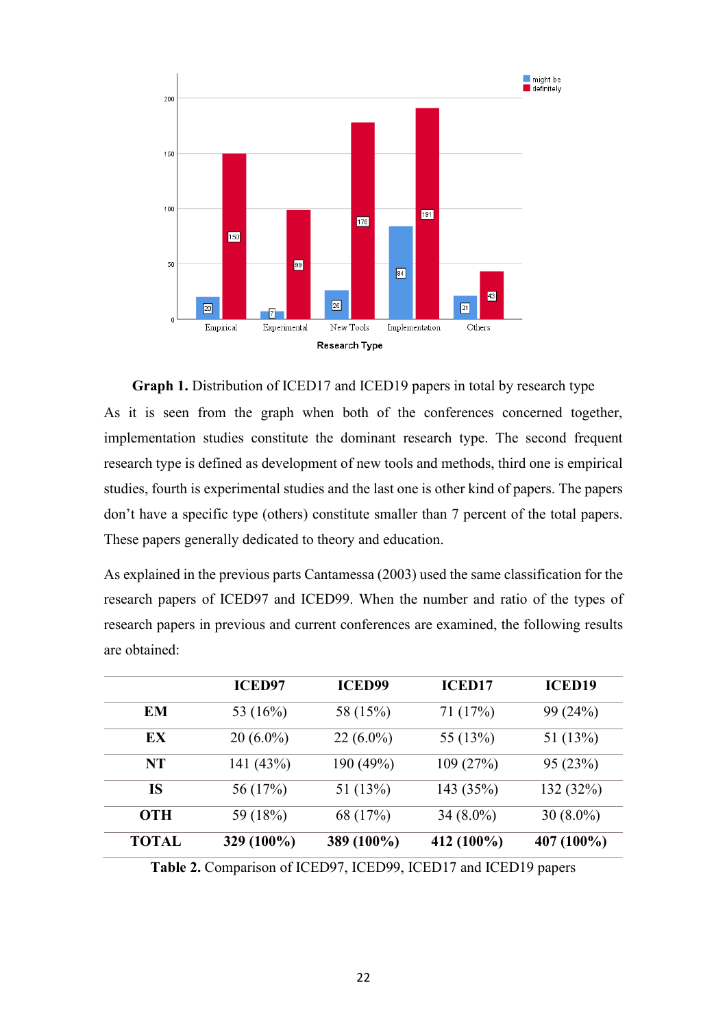**Graph 1.** Distribution of ICED17 and ICED19 papers in total by research type

As it is seen from the graph when both of the conferences concerned together, implementation studies constitute the dominant research type. The second frequent research type is defined as development of new tools and methods, third one is empirical studies, fourth is experimental studies and the last one is other kind of papers. The papers don't have a specific type (others) constitute smaller than 7 percent of the total papers. These papers generally dedicated to theory and education.

As explained in the previous parts Cantamessa (2003) used the same classification for the research papers of ICED97 and ICED99. When the number and ratio of the types of research papers in previous and current conferences are examined, the following results are obtained:

| | ICED97 | ICED99 | ICED17 | ICED19 |
|---|---|---|---|---|
| **EM** | 53 (16%) | 58 (15%) | 71 (17%) | 99 (24%) |
| **EX** | 20 (6.0%) | 22 (6.0%) | 55 (13%) | 51 (13%) |
| **NT** | 141 (43%) | 190 (49%) | 109 (27%) | 95 (23%) |
| **IS** | 56 (17%) | 51 (13%) | 143 (35%) | 132 (32%) |
| **OTH** | 59 (18%) | 68 (17%) | 34 (8.0%) | 30 (8.0%) |
| **TOTAL** | **329 (100%)** | **389 (100%)** | **412 (100%)** | **407 (100%)** |

**Table 2.** Comparison of ICED97, ICED99, ICED17 and ICED19 papers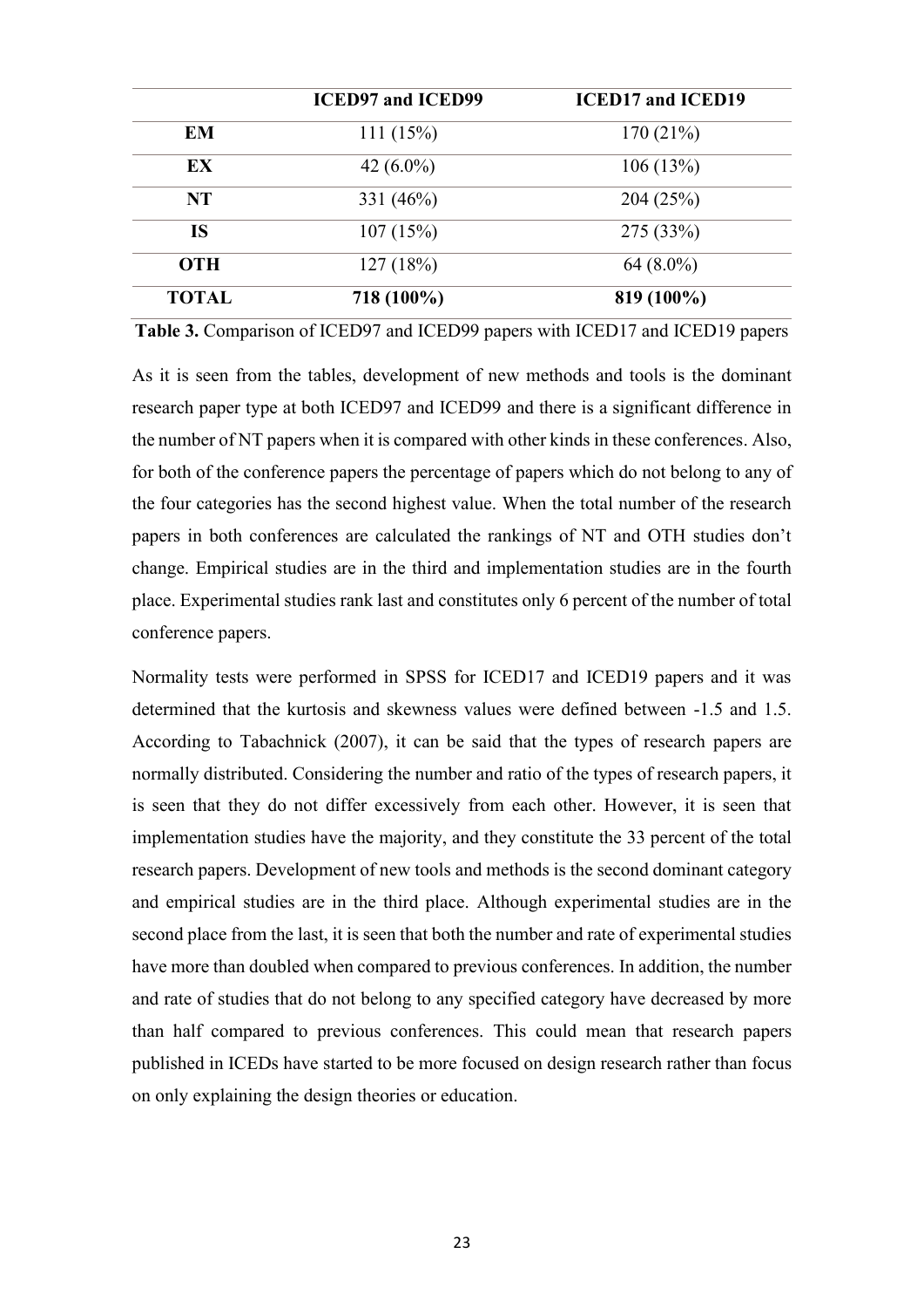| | ICED97 and ICED99 | ICED17 and ICED19 |
|---|---|---|
| **EM** | 111 (15%) | 170 (21%) |
| **EX** | 42 (6.0%) | 106 (13%) |
| **NT** | 331 (46%) | 204 (25%) |
| **IS** | 107 (15%) | 275 (33%) |
| **OTH** | 127 (18%) | 64 (8.0%) |
| **TOTAL** | **718 (100%)** | **819 (100%)** |

**Table 3.** Comparison of ICED97 and ICED99 papers with ICED17 and ICED19 papers

As it is seen from the tables, development of new methods and tools is the dominant research paper type at both ICED97 and ICED99 and there is a significant difference in the number of NT papers when it is compared with other kinds in these conferences. Also, for both of the conference papers the percentage of papers which do not belong to any of the four categories has the second highest value. When the total number of the research papers in both conferences are calculated the rankings of NT and OTH studies don't change. Empirical studies are in the third and implementation studies are in the fourth place. Experimental studies rank last and constitutes only 6 percent of the number of total conference papers.

Normality tests were performed in SPSS for ICED17 and ICED19 papers and it was determined that the kurtosis and skewness values were defined between -1.5 and 1.5. According to Tabachnick (2007), it can be said that the types of research papers are normally distributed. Considering the number and ratio of the types of research papers, it is seen that they do not differ excessively from each other. However, it is seen that implementation studies have the majority, and they constitute the 33 percent of the total research papers. Development of new tools and methods is the second dominant category and empirical studies are in the third place. Although experimental studies are in the second place from the last, it is seen that both the number and rate of experimental studies have more than doubled when compared to previous conferences. In addition, the number and rate of studies that do not belong to any specified category have decreased by more than half compared to previous conferences. This could mean that research papers published in ICEDs have started to be more focused on design research rather than focus on only explaining the design theories or education.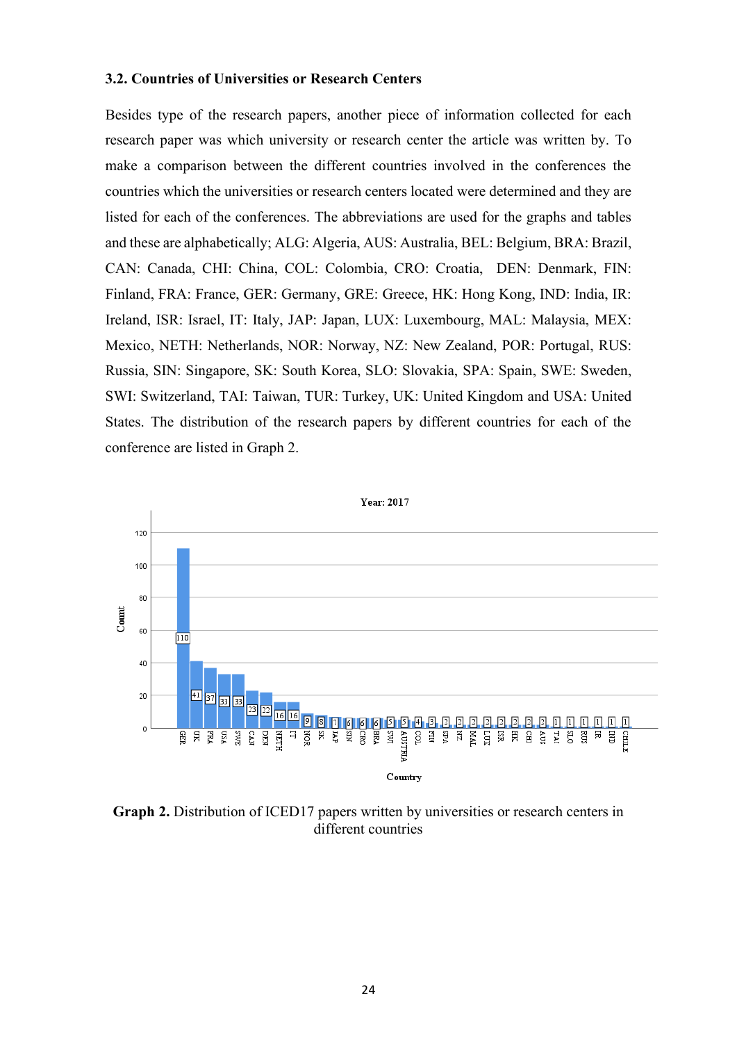### 3.2. Countries of Universities or Research Centers

Besides type of the research papers, another piece of information collected for each research paper was which university or research center the article was written by. To make a comparison between the different countries involved in the conferences the countries which the universities or research centers located were determined and they are listed for each of the conferences. The abbreviations are used for the graphs and tables and these are alphabetically; ALG: Algeria, AUS: Australia, BEL: Belgium, BRA: Brazil, CAN: Canada, CHI: China, COL: Colombia, CRO: Croatia, DEN: Denmark, FIN: Finland, FRA: France, GER: Germany, GRE: Greece, HK: Hong Kong, IND: India, IR: Ireland, ISR: Israel, IT: Italy, JAP: Japan, LUX: Luxembourg, MAL: Malaysia, MEX: Mexico, NETH: Netherlands, NOR: Norway, NZ: New Zealand, POR: Portugal, RUS: Russia, SIN: Singapore, SK: South Korea, SLO: Slovakia, SPA: Spain, SWE: Sweden, SWI: Switzerland, TAI: Taiwan, TUR: Turkey, UK: United Kingdom and USA: United States. The distribution of the research papers by different countries for each of the conference are listed in Graph 2.

Year: 2017

| Country | Count |
|---|---|
| GER | 110 |
| UK | 41 |
| FRA | 37 |
| USA | 33 |
| SWE | 33 |
| CAN | 23 |
| DEN | 22 |
| NETH | 16 |
| IT | 16 |
| NOR | 9 |
| SK | 8 |
| JAP | 7 |
| SIN | 6 |
| CRO | 6 |
| BRA | 6 |
| SWI | 5 |
| AUSTRIA | 5 |
| COL | 4 |
| FIN | 3 |
| SPA | 2 |
| NZ | 2 |
| MAL | 2 |
| LUX | 2 |
| ISR | 2 |
| HK | 2 |
| CHI | 2 |
| AUS | 2 |
| TAI | 1 |
| SLO | 1 |
| RUS | 1 |
| IR | 1 |
| IND | 1 |
| CHILE | 1 |

**Graph 2.** Distribution of ICED17 papers written by universities or research centers in different countries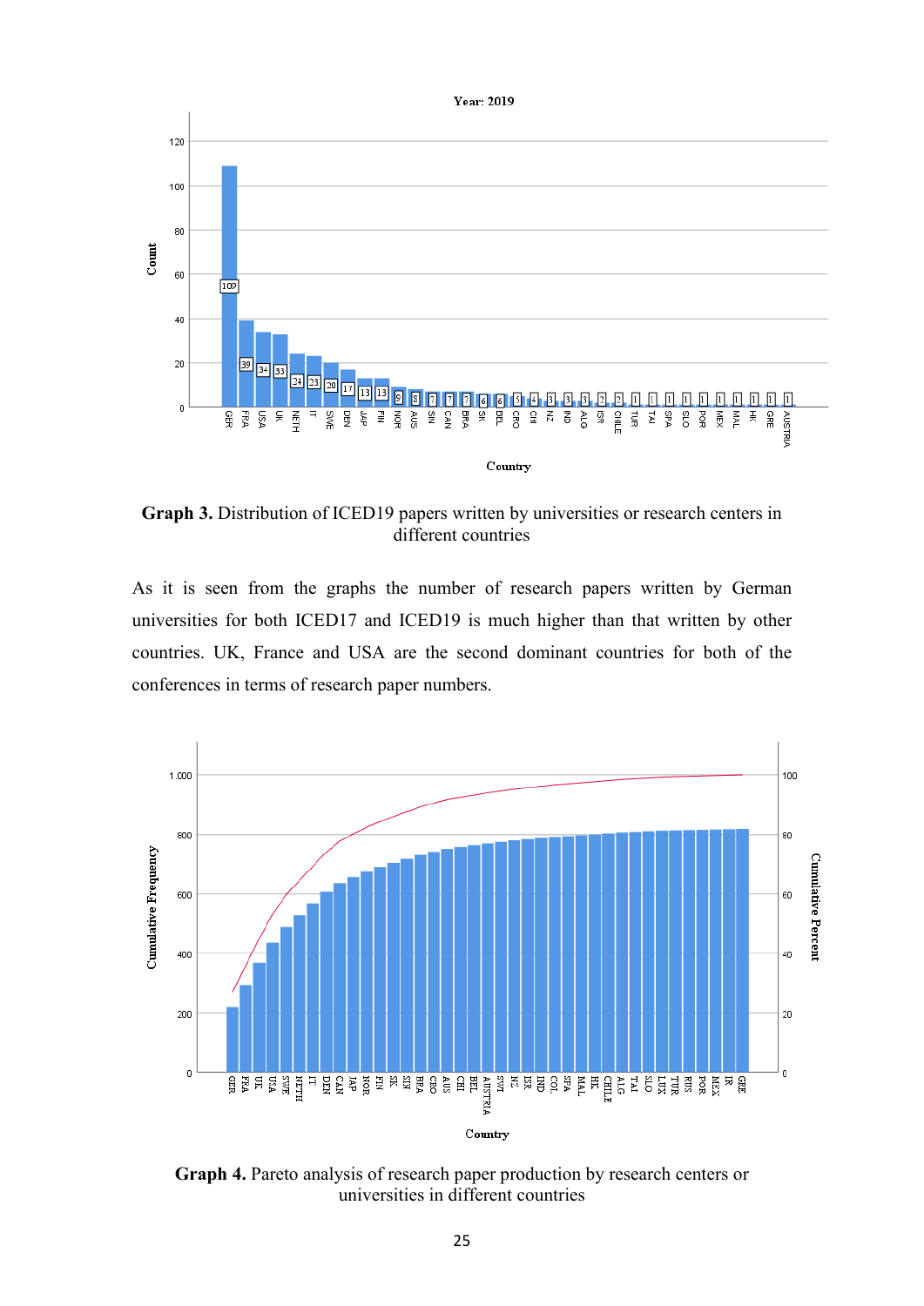**Graph 3.** Distribution of ICED19 papers written by universities or research centers in different countries

As it is seen from the graphs the number of research papers written by German universities for both ICED17 and ICED19 is much higher than that written by other countries. UK, France and USA are the second dominant countries for both of the conferences in terms of research paper numbers.

**Graph 4.** Pareto analysis of research paper production by research centers or universities in different countries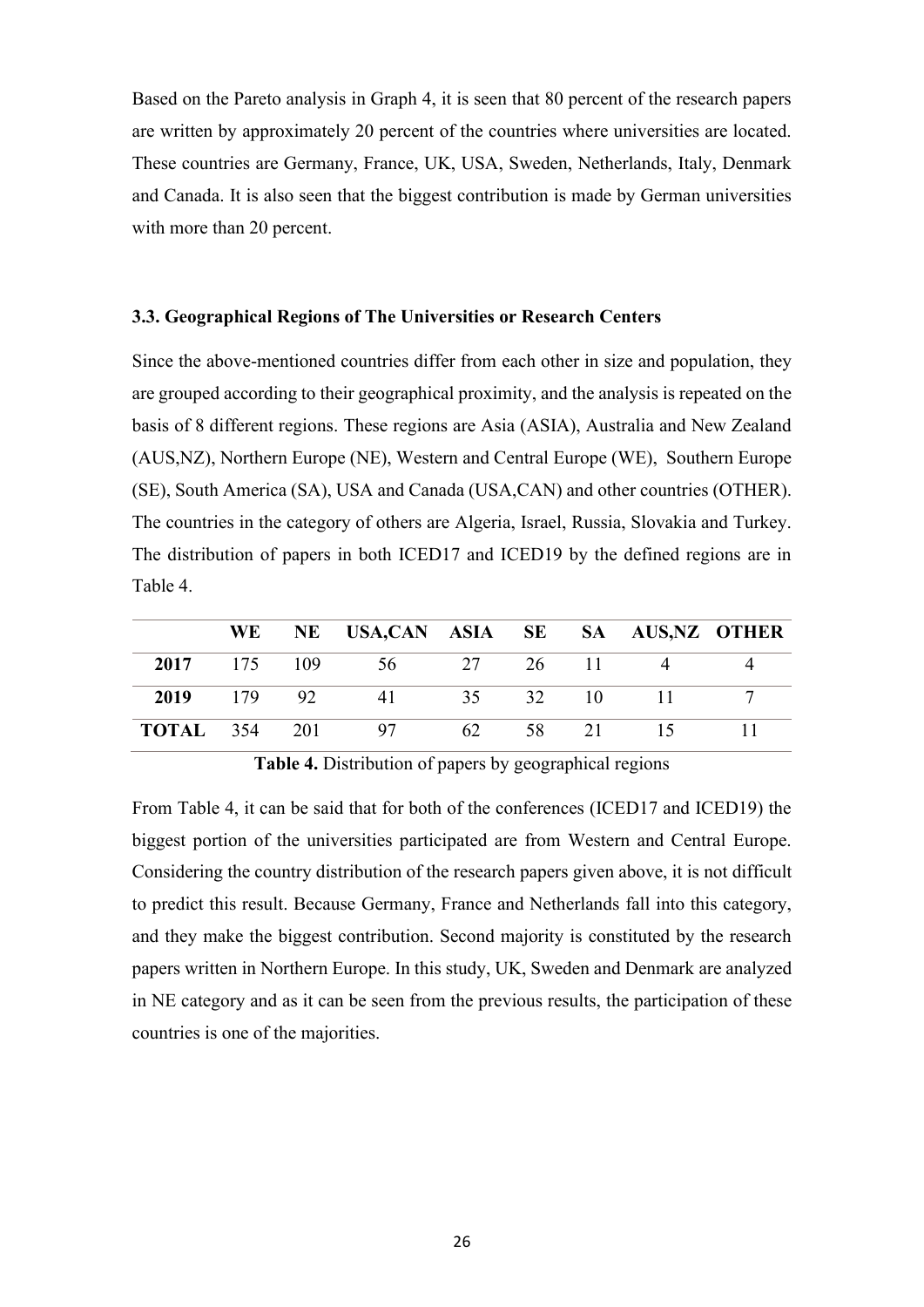Based on the Pareto analysis in Graph 4, it is seen that 80 percent of the research papers are written by approximately 20 percent of the countries where universities are located. These countries are Germany, France, UK, USA, Sweden, Netherlands, Italy, Denmark and Canada. It is also seen that the biggest contribution is made by German universities with more than 20 percent.

### 3.3. Geographical Regions of The Universities or Research Centers

Since the above-mentioned countries differ from each other in size and population, they are grouped according to their geographical proximity, and the analysis is repeated on the basis of 8 different regions. These regions are Asia (ASIA), Australia and New Zealand (AUS,NZ), Northern Europe (NE), Western and Central Europe (WE), Southern Europe (SE), South America (SA), USA and Canada (USA,CAN) and other countries (OTHER). The countries in the category of others are Algeria, Israel, Russia, Slovakia and Turkey. The distribution of papers in both ICED17 and ICED19 by the defined regions are in Table 4.

| | WE | NE | USA,CAN | ASIA | SE | SA | AUS,NZ | OTHER |
|---|---|---|---|---|---|---|---|---|
| **2017** | 175 | 109 | 56 | 27 | 26 | 11 | 4 | 4 |
| **2019** | 179 | 92 | 41 | 35 | 32 | 10 | 11 | 7 |
| **TOTAL** | 354 | 201 | 97 | 62 | 58 | 21 | 15 | 11 |

**Table 4.** Distribution of papers by geographical regions

From Table 4, it can be said that for both of the conferences (ICED17 and ICED19) the biggest portion of the universities participated are from Western and Central Europe. Considering the country distribution of the research papers given above, it is not difficult to predict this result. Because Germany, France and Netherlands fall into this category, and they make the biggest contribution. Second majority is constituted by the research papers written in Northern Europe. In this study, UK, Sweden and Denmark are analyzed in NE category and as it can be seen from the previous results, the participation of these countries is one of the majorities.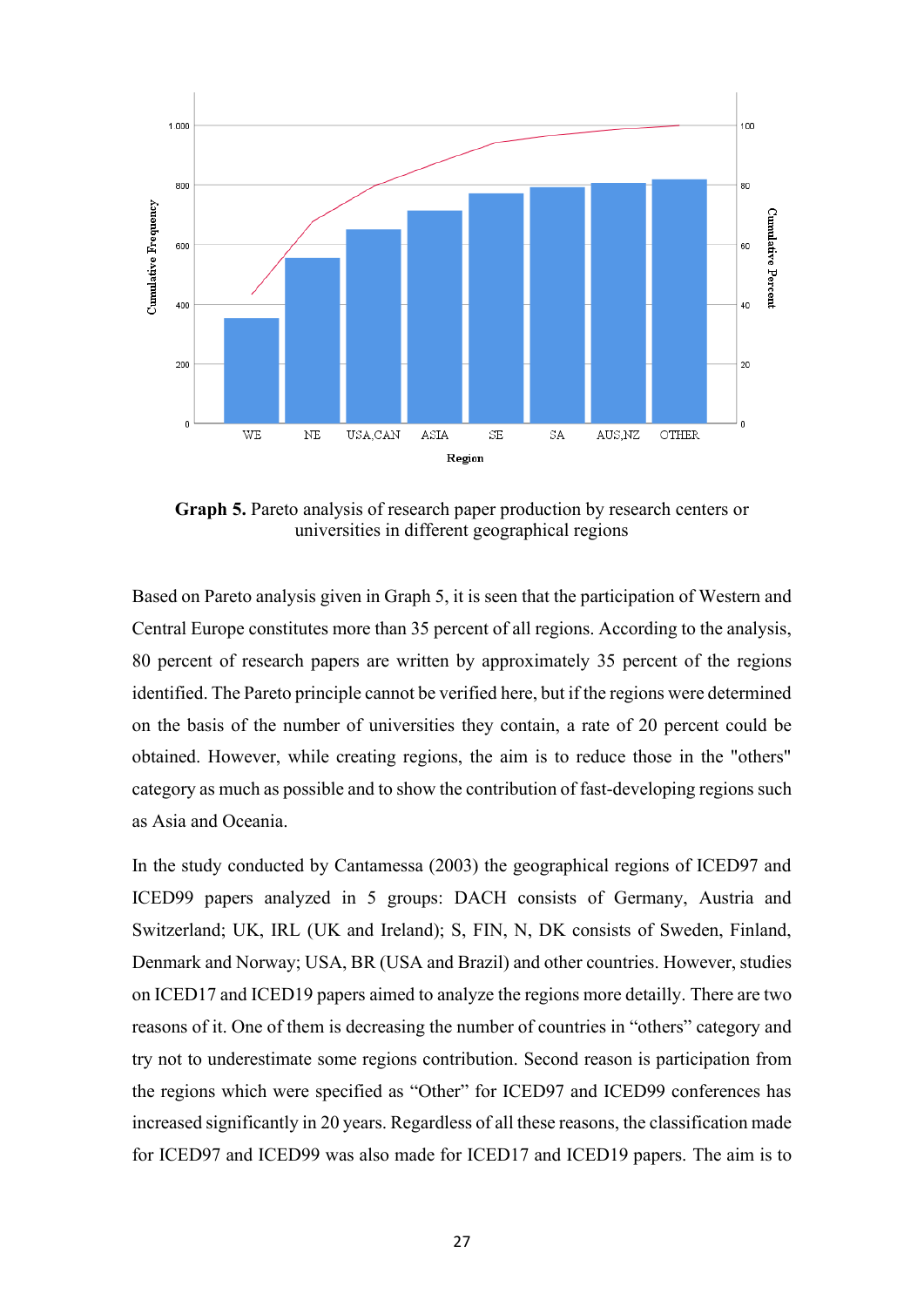**Graph 5.** Pareto analysis of research paper production by research centers or universities in different geographical regions

Based on Pareto analysis given in Graph 5, it is seen that the participation of Western and Central Europe constitutes more than 35 percent of all regions. According to the analysis, 80 percent of research papers are written by approximately 35 percent of the regions identified. The Pareto principle cannot be verified here, but if the regions were determined on the basis of the number of universities they contain, a rate of 20 percent could be obtained. However, while creating regions, the aim is to reduce those in the "others" category as much as possible and to show the contribution of fast-developing regions such as Asia and Oceania.

In the study conducted by Cantamessa (2003) the geographical regions of ICED97 and ICED99 papers analyzed in 5 groups: DACH consists of Germany, Austria and Switzerland; UK, IRL (UK and Ireland); S, FIN, N, DK consists of Sweden, Finland, Denmark and Norway; USA, BR (USA and Brazil) and other countries. However, studies on ICED17 and ICED19 papers aimed to analyze the regions more detailly. There are two reasons of it. One of them is decreasing the number of countries in “others” category and try not to underestimate some regions contribution. Second reason is participation from the regions which were specified as “Other” for ICED97 and ICED99 conferences has increased significantly in 20 years. Regardless of all these reasons, the classification made for ICED97 and ICED99 was also made for ICED17 and ICED19 papers. The aim is to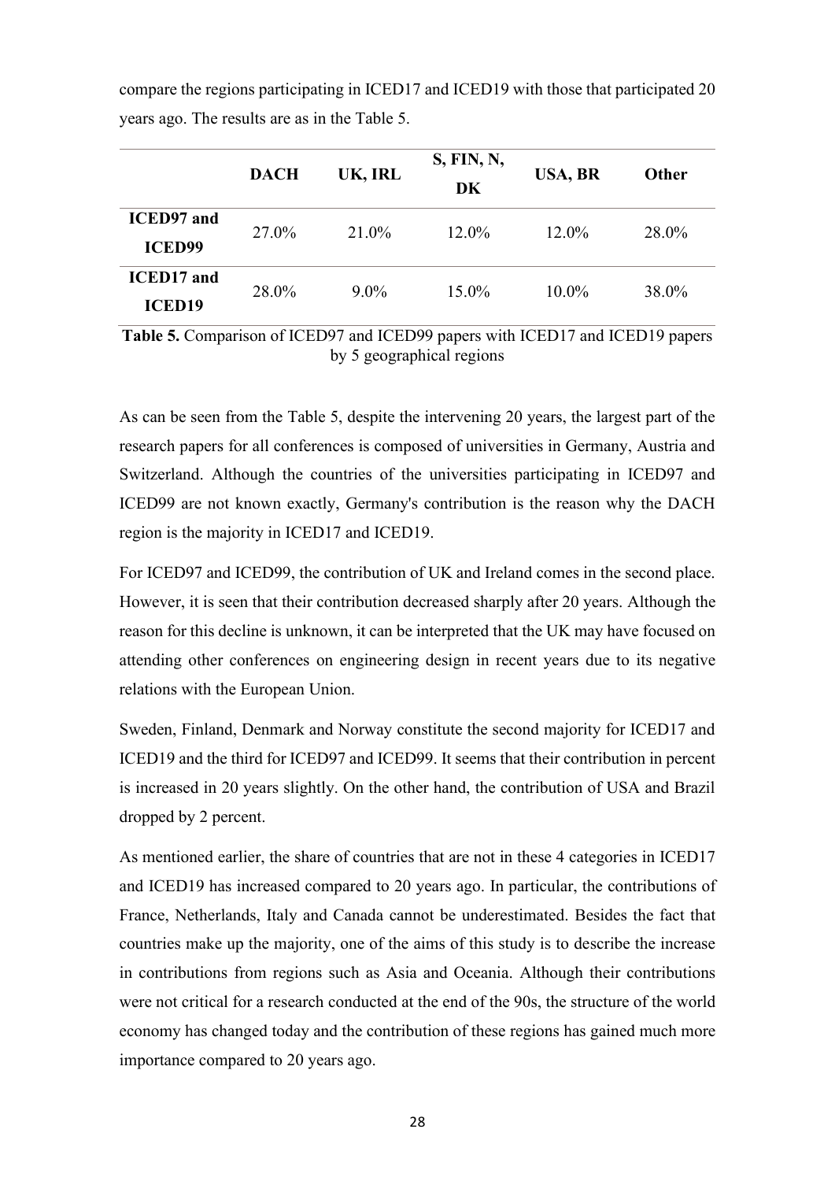compare the regions participating in ICED17 and ICED19 with those that participated 20 years ago. The results are as in the Table 5.

| | DACH | UK, IRL | S, FIN, N, DK | USA, BR | Other |
|---|---|---|---|---|---|
| ICED97 and ICED99 | 27.0% | 21.0% | 12.0% | 12.0% | 28.0% |
| ICED17 and ICED19 | 28.0% | 9.0% | 15.0% | 10.0% | 38.0% |

**Table 5.** Comparison of ICED97 and ICED99 papers with ICED17 and ICED19 papers by 5 geographical regions

As can be seen from the Table 5, despite the intervening 20 years, the largest part of the research papers for all conferences is composed of universities in Germany, Austria and Switzerland. Although the countries of the universities participating in ICED97 and ICED99 are not known exactly, Germany's contribution is the reason why the DACH region is the majority in ICED17 and ICED19.

For ICED97 and ICED99, the contribution of UK and Ireland comes in the second place. However, it is seen that their contribution decreased sharply after 20 years. Although the reason for this decline is unknown, it can be interpreted that the UK may have focused on attending other conferences on engineering design in recent years due to its negative relations with the European Union.

Sweden, Finland, Denmark and Norway constitute the second majority for ICED17 and ICED19 and the third for ICED97 and ICED99. It seems that their contribution in percent is increased in 20 years slightly. On the other hand, the contribution of USA and Brazil dropped by 2 percent.

As mentioned earlier, the share of countries that are not in these 4 categories in ICED17 and ICED19 has increased compared to 20 years ago. In particular, the contributions of France, Netherlands, Italy and Canada cannot be underestimated. Besides the fact that countries make up the majority, one of the aims of this study is to describe the increase in contributions from regions such as Asia and Oceania. Although their contributions were not critical for a research conducted at the end of the 90s, the structure of the world economy has changed today and the contribution of these regions has gained much more importance compared to 20 years ago.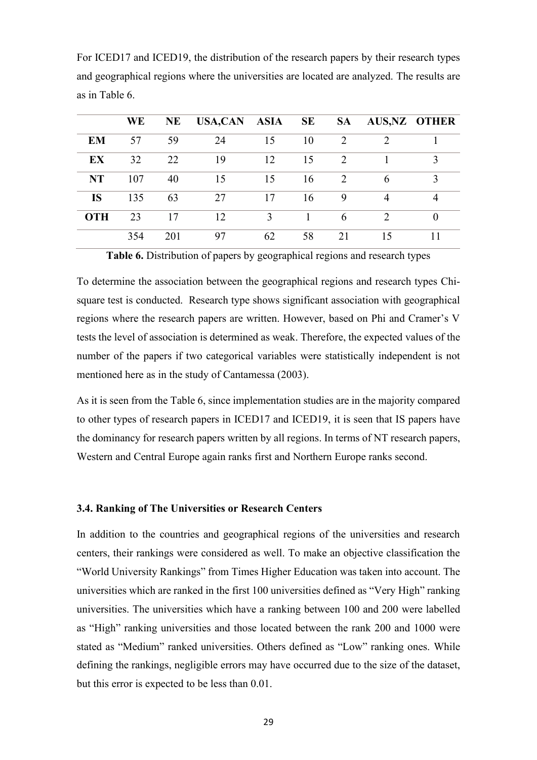For ICED17 and ICED19, the distribution of the research papers by their research types and geographical regions where the universities are located are analyzed. The results are as in Table 6.

| | **WE** | **NE** | **USA,CAN** | **ASIA** | **SE** | **SA** | **AUS,NZ** | **OTHER** |
|---|---|---|---|---|---|---|---|---|
| **EM** | 57 | 59 | 24 | 15 | 10 | 2 | 2 | 1 |
| **EX** | 32 | 22 | 19 | 12 | 15 | 2 | 1 | 3 |
| **NT** | 107 | 40 | 15 | 15 | 16 | 2 | 6 | 3 |
| **IS** | 135 | 63 | 27 | 17 | 16 | 9 | 4 | 4 |
| **OTH** | 23 | 17 | 12 | 3 | 1 | 6 | 2 | 0 |
| | 354 | 201 | 97 | 62 | 58 | 21 | 15 | 11 |

**Table 6.** Distribution of papers by geographical regions and research types

To determine the association between the geographical regions and research types Chi-square test is conducted. Research type shows significant association with geographical regions where the research papers are written. However, based on Phi and Cramer's V tests the level of association is determined as weak. Therefore, the expected values of the number of the papers if two categorical variables were statistically independent is not mentioned here as in the study of Cantamessa (2003).

As it is seen from the Table 6, since implementation studies are in the majority compared to other types of research papers in ICED17 and ICED19, it is seen that IS papers have the dominancy for research papers written by all regions. In terms of NT research papers, Western and Central Europe again ranks first and Northern Europe ranks second.

### 3.4. Ranking of The Universities or Research Centers

In addition to the countries and geographical regions of the universities and research centers, their rankings were considered as well. To make an objective classification the "World University Rankings" from Times Higher Education was taken into account. The universities which are ranked in the first 100 universities defined as "Very High" ranking universities. The universities which have a ranking between 100 and 200 were labelled as "High" ranking universities and those located between the rank 200 and 1000 were stated as "Medium" ranked universities. Others defined as "Low" ranking ones. While defining the rankings, negligible errors may have occurred due to the size of the dataset, but this error is expected to be less than 0.01.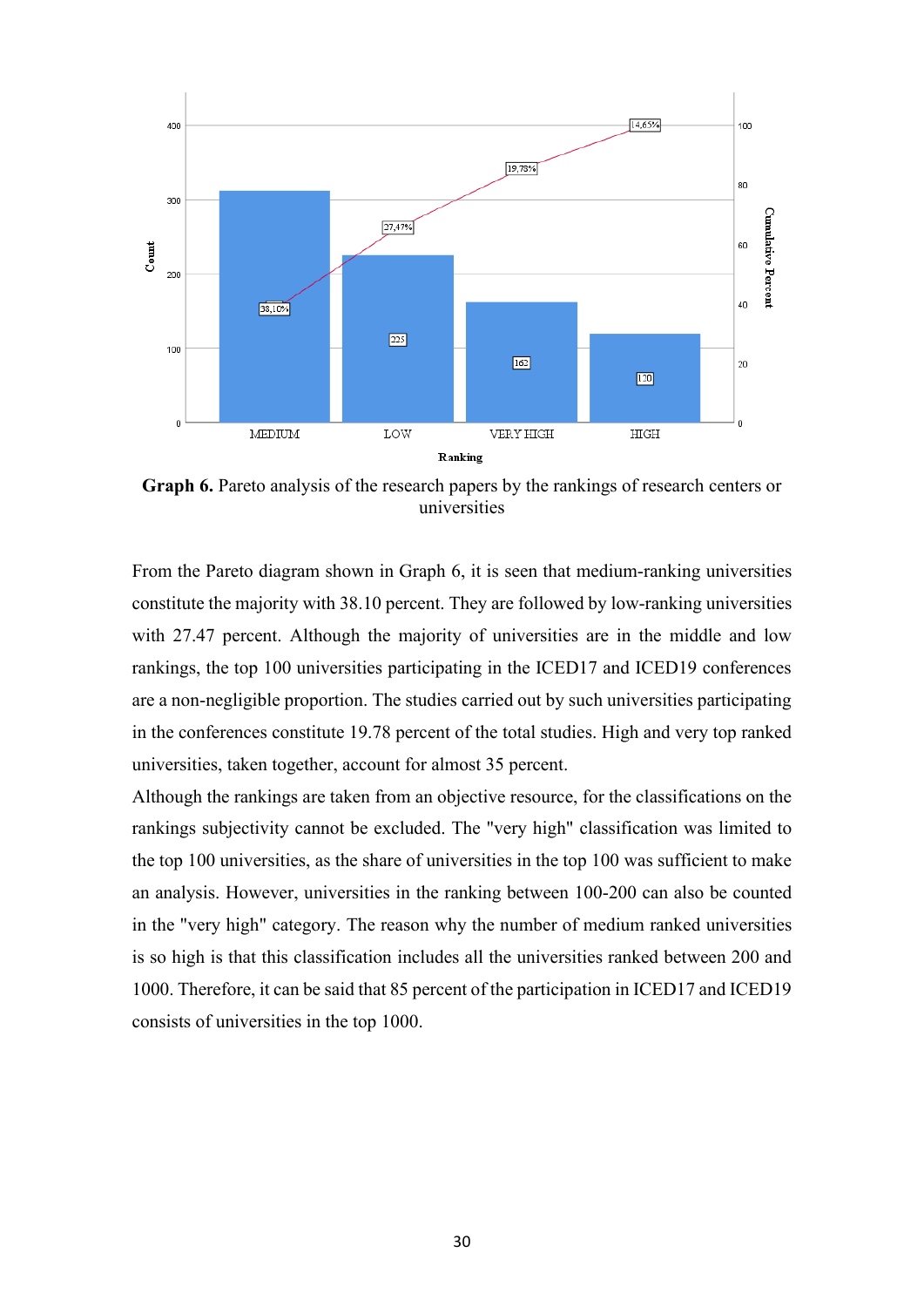**Graph 6.** Pareto analysis of the research papers by the rankings of research centers or universities

From the Pareto diagram shown in Graph 6, it is seen that medium-ranking universities constitute the majority with 38.10 percent. They are followed by low-ranking universities with 27.47 percent. Although the majority of universities are in the middle and low rankings, the top 100 universities participating in the ICED17 and ICED19 conferences are a non-negligible proportion. The studies carried out by such universities participating in the conferences constitute 19.78 percent of the total studies. High and very top ranked universities, taken together, account for almost 35 percent.

Although the rankings are taken from an objective resource, for the classifications on the rankings subjectivity cannot be excluded. The "very high" classification was limited to the top 100 universities, as the share of universities in the top 100 was sufficient to make an analysis. However, universities in the ranking between 100-200 can also be counted in the "very high" category. The reason why the number of medium ranked universities is so high is that this classification includes all the universities ranked between 200 and 1000. Therefore, it can be said that 85 percent of the participation in ICED17 and ICED19 consists of universities in the top 1000.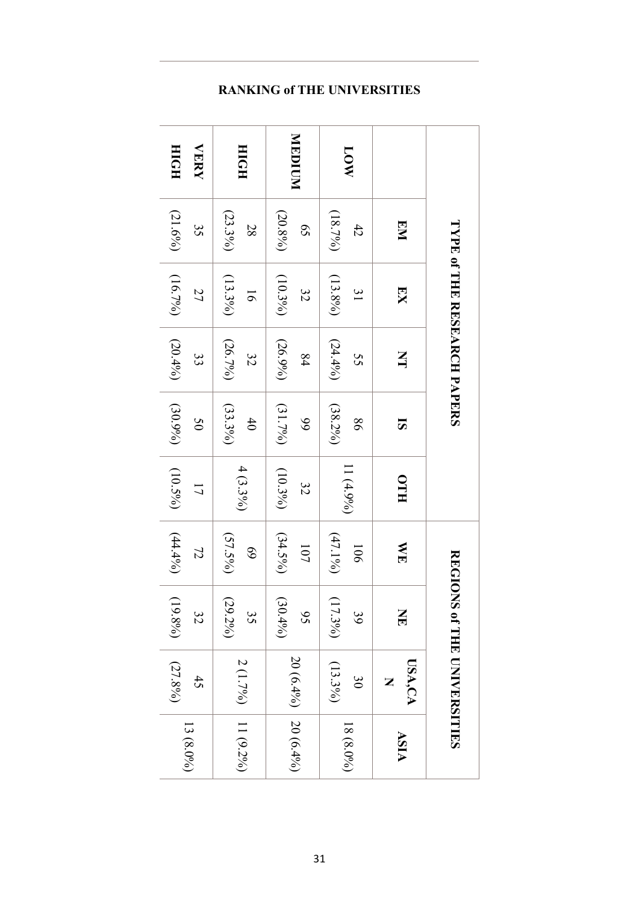## RANKING of THE UNIVERSITIES

| | TYPE of THE RESEARCH PAPERS | | | | | REGIONS of THE UNIVERSITIES | | | |
|---|---|---|---|---|---|---|---|---|---|
| | **EM** | **EX** | **NT** | **IS** | **OTH** | **WE** | **NE** | **USA,CAN** | **ASIA** |
| **LOW** | 42 (18.7%) | 31 (13.8%) | 55 (24.4%) | 86 (38.2%) | 11 (4.9%) | 106 (47.1%) | 39 (17.3%) | 30 (13.3%) | 18 (8.0%) |
| **MEDIUM** | 65 (20.8%) | 32 (10.3%) | 84 (26.9%) | 99 (31.7%) | 32 (10.3%) | 107 (34.5%) | 95 (30.4%) | 20 (6.4%) | 20 (6.4%) |
| **HIGH** | 28 (23.3%) | 16 (13.3%) | 32 (26.7%) | 40 (33.3%) | 4 (3.3%) | 69 (57.5%) | 35 (29.2%) | 2 (1.7%) | 11 (9.2%) |
| **VERY HIGH** | 35 (21.6%) | 27 (16.7%) | 33 (20.4%) | 50 (30.9%) | 17 (10.5%) | 72 (44.4%) | 32 (19.8%) | 45 (27.8%) | 13 (8.0%) |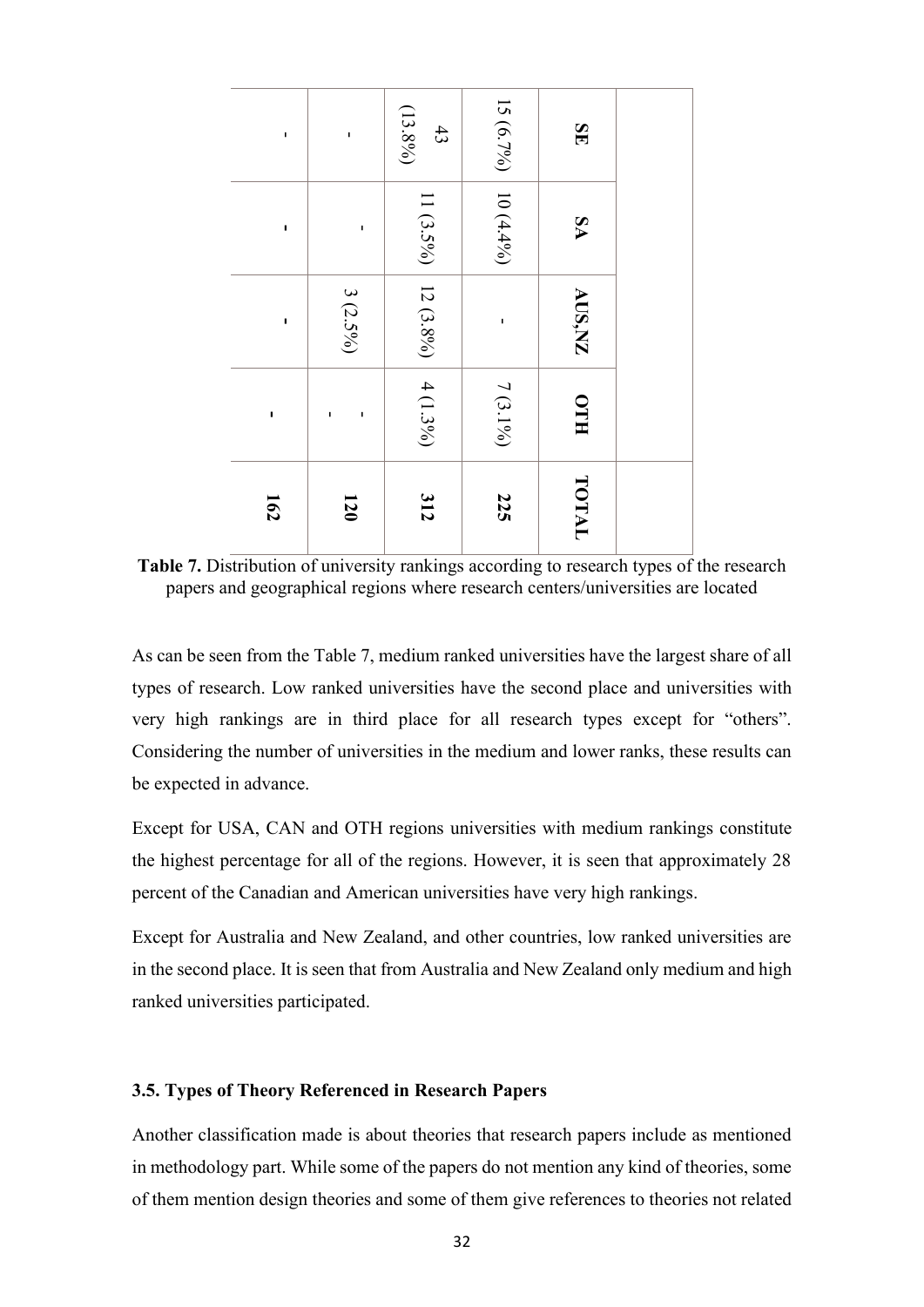| SE | SA | AUS,NZ | OTH | TOTAL |
|---|---|---|---|---|
| 15 (6.7%) | 10 (4.4%) | - | 7 (3.1%) | **225** |
| 43 (13.8%) | 11 (3.5%) | 12 (3.8%) | 4 (1.3%) | **312** |
| - | - | 3 (2.5%) | - | **120** |
| - | - | - | - | **162** |

**Table 7.** Distribution of university rankings according to research types of the research papers and geographical regions where research centers/universities are located

As can be seen from the Table 7, medium ranked universities have the largest share of all types of research. Low ranked universities have the second place and universities with very high rankings are in third place for all research types except for "others". Considering the number of universities in the medium and lower ranks, these results can be expected in advance.

Except for USA, CAN and OTH regions universities with medium rankings constitute the highest percentage for all of the regions. However, it is seen that approximately 28 percent of the Canadian and American universities have very high rankings.

Except for Australia and New Zealand, and other countries, low ranked universities are in the second place. It is seen that from Australia and New Zealand only medium and high ranked universities participated.

### 3.5. Types of Theory Referenced in Research Papers

Another classification made is about theories that research papers include as mentioned in methodology part. While some of the papers do not mention any kind of theories, some of them mention design theories and some of them give references to theories not related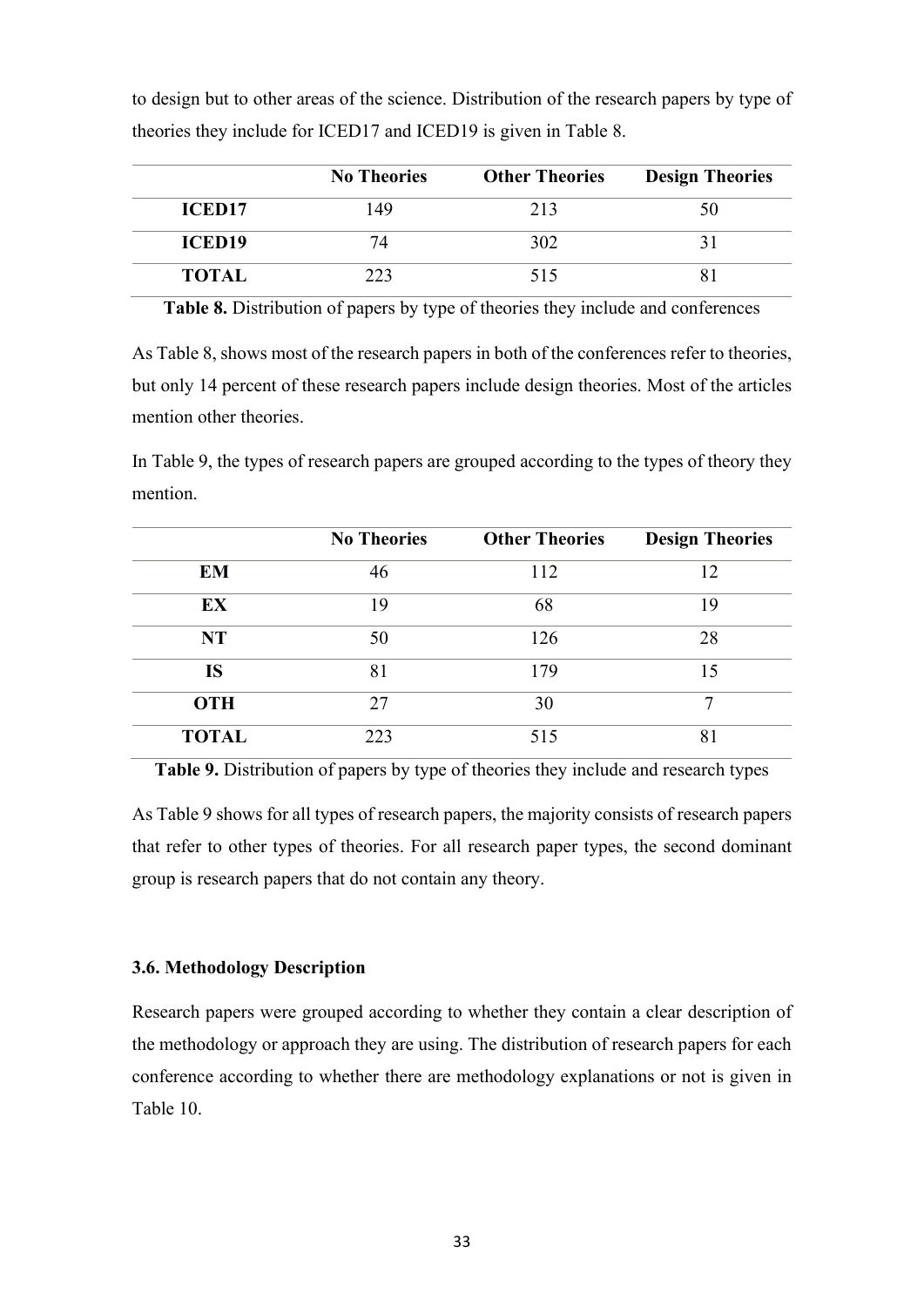to design but to other areas of the science. Distribution of the research papers by type of theories they include for ICED17 and ICED19 is given in Table 8.

| | No Theories | Other Theories | Design Theories |
|---|---|---|---|
| **ICED17** | 149 | 213 | 50 |
| **ICED19** | 74 | 302 | 31 |
| **TOTAL** | 223 | 515 | 81 |

**Table 8.** Distribution of papers by type of theories they include and conferences

As Table 8, shows most of the research papers in both of the conferences refer to theories, but only 14 percent of these research papers include design theories. Most of the articles mention other theories.

In Table 9, the types of research papers are grouped according to the types of theory they mention.

| | No Theories | Other Theories | Design Theories |
|---|---|---|---|
| **EM** | 46 | 112 | 12 |
| **EX** | 19 | 68 | 19 |
| **NT** | 50 | 126 | 28 |
| **IS** | 81 | 179 | 15 |
| **OTH** | 27 | 30 | 7 |
| **TOTAL** | 223 | 515 | 81 |

**Table 9.** Distribution of papers by type of theories they include and research types

As Table 9 shows for all types of research papers, the majority consists of research papers that refer to other types of theories. For all research paper types, the second dominant group is research papers that do not contain any theory.

### 3.6. Methodology Description

Research papers were grouped according to whether they contain a clear description of the methodology or approach they are using. The distribution of research papers for each conference according to whether there are methodology explanations or not is given in Table 10.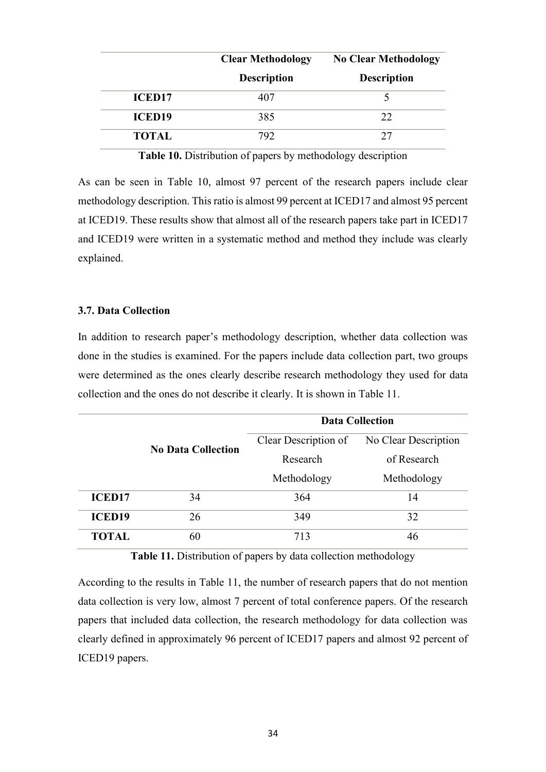| | Clear Methodology Description | No Clear Methodology Description |
|---|---|---|
| **ICED17** | 407 | 5 |
| **ICED19** | 385 | 22 |
| **TOTAL** | 792 | 27 |

**Table 10.** Distribution of papers by methodology description

As can be seen in Table 10, almost 97 percent of the research papers include clear methodology description. This ratio is almost 99 percent at ICED17 and almost 95 percent at ICED19. These results show that almost all of the research papers take part in ICED17 and ICED19 were written in a systematic method and method they include was clearly explained.

### 3.7. Data Collection

In addition to research paper's methodology description, whether data collection was done in the studies is examined. For the papers include data collection part, two groups were determined as the ones clearly describe research methodology they used for data collection and the ones do not describe it clearly. It is shown in Table 11.

| | No Data Collection | Data Collection | |
|---|---|---|---|
| | | Clear Description of Research Methodology | No Clear Description of Research Methodology |
| **ICED17** | 34 | 364 | 14 |
| **ICED19** | 26 | 349 | 32 |
| **TOTAL** | 60 | 713 | 46 |

**Table 11.** Distribution of papers by data collection methodology

According to the results in Table 11, the number of research papers that do not mention data collection is very low, almost 7 percent of total conference papers. Of the research papers that included data collection, the research methodology for data collection was clearly defined in approximately 96 percent of ICED17 papers and almost 92 percent of ICED19 papers.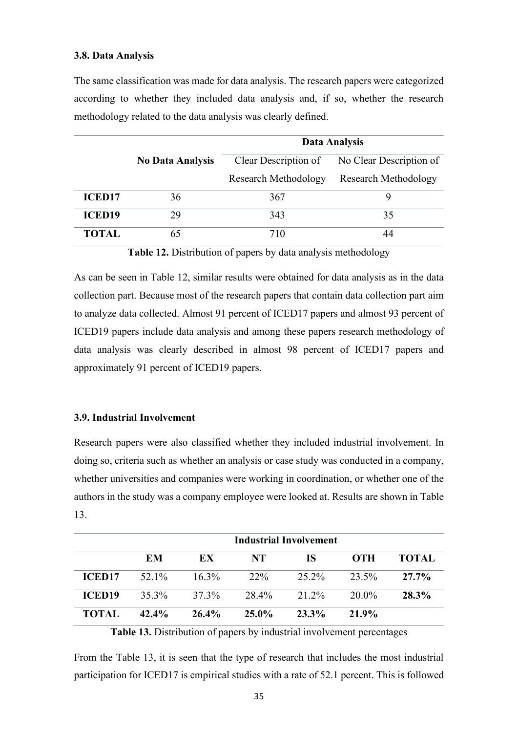### 3.8. Data Analysis

The same classification was made for data analysis. The research papers were categorized according to whether they included data analysis and, if so, whether the research methodology related to the data analysis was clearly defined.

| | No Data Analysis | Data Analysis | |
|---|---|---|---|
| | | Clear Description of Research Methodology | No Clear Description of Research Methodology |
| **ICED17** | 36 | 367 | 9 |
| **ICED19** | 29 | 343 | 35 |
| **TOTAL** | 65 | 710 | 44 |

**Table 12.** Distribution of papers by data analysis methodology

As can be seen in Table 12, similar results were obtained for data analysis as in the data collection part. Because most of the research papers that contain data collection part aim to analyze data collected. Almost 91 percent of ICED17 papers and almost 93 percent of ICED19 papers include data analysis and among these papers research methodology of data analysis was clearly described in almost 98 percent of ICED17 papers and approximately 91 percent of ICED19 papers.

### 3.9. Industrial Involvement

Research papers were also classified whether they included industrial involvement. In doing so, criteria such as whether an analysis or case study was conducted in a company, whether universities and companies were working in coordination, or whether one of the authors in the study was a company employee were looked at. Results are shown in Table 13.

| | Industrial Involvement | | | | | |
|---|---|---|---|---|---|---|
| | **EM** | **EX** | **NT** | **IS** | **OTH** | **TOTAL** |
| **ICED17** | 52.1% | 16.3% | 22% | 25.2% | 23.5% | **27.7%** |
| **ICED19** | 35.3% | 37.3% | 28.4% | 21.2% | 20.0% | **28.3%** |
| **TOTAL** | **42.4%** | **26.4%** | **25.0%** | **23.3%** | **21.9%** | |

**Table 13.** Distribution of papers by industrial involvement percentages

From the Table 13, it is seen that the type of research that includes the most industrial participation for ICED17 is empirical studies with a rate of 52.1 percent. This is followed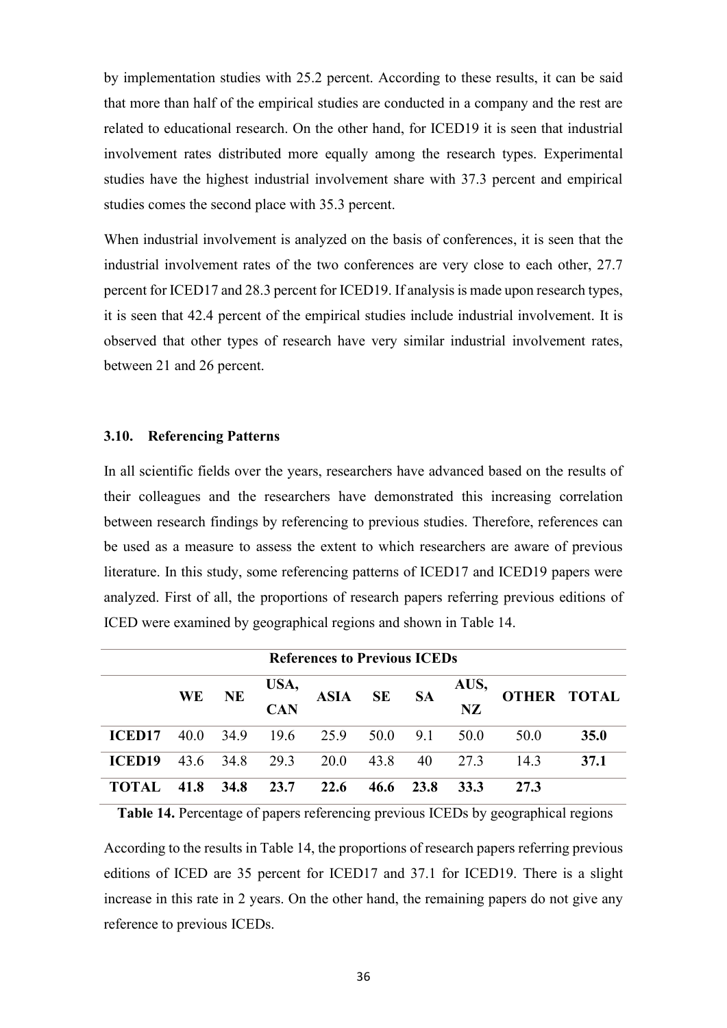by implementation studies with 25.2 percent. According to these results, it can be said that more than half of the empirical studies are conducted in a company and the rest are related to educational research. On the other hand, for ICED19 it is seen that industrial involvement rates distributed more equally among the research types. Experimental studies have the highest industrial involvement share with 37.3 percent and empirical studies comes the second place with 35.3 percent.

When industrial involvement is analyzed on the basis of conferences, it is seen that the industrial involvement rates of the two conferences are very close to each other, 27.7 percent for ICED17 and 28.3 percent for ICED19. If analysis is made upon research types, it is seen that 42.4 percent of the empirical studies include industrial involvement. It is observed that other types of research have very similar industrial involvement rates, between 21 and 26 percent.

### 3.10. Referencing Patterns

In all scientific fields over the years, researchers have advanced based on the results of their colleagues and the researchers have demonstrated this increasing correlation between research findings by referencing to previous studies. Therefore, references can be used as a measure to assess the extent to which researchers are aware of previous literature. In this study, some referencing patterns of ICED17 and ICED19 papers were analyzed. First of all, the proportions of research papers referring previous editions of ICED were examined by geographical regions and shown in Table 14.

| References to Previous ICEDs | | | | | | | | | |
|---|---|---|---|---|---|---|---|---|---|
| | **WE** | **NE** | **USA, CAN** | **ASIA** | **SE** | **SA** | **AUS, NZ** | **OTHER** | **TOTAL** |
| **ICED17** | 40.0 | 34.9 | 19.6 | 25.9 | 50.0 | 9.1 | 50.0 | 50.0 | **35.0** |
| **ICED19** | 43.6 | 34.8 | 29.3 | 20.0 | 43.8 | 40 | 27.3 | 14.3 | **37.1** |
| **TOTAL** | **41.8** | **34.8** | **23.7** | **22.6** | **46.6** | **23.8** | **33.3** | **27.3** | |

**Table 14.** Percentage of papers referencing previous ICEDs by geographical regions

According to the results in Table 14, the proportions of research papers referring previous editions of ICED are 35 percent for ICED17 and 37.1 for ICED19. There is a slight increase in this rate in 2 years. On the other hand, the remaining papers do not give any reference to previous ICEDs.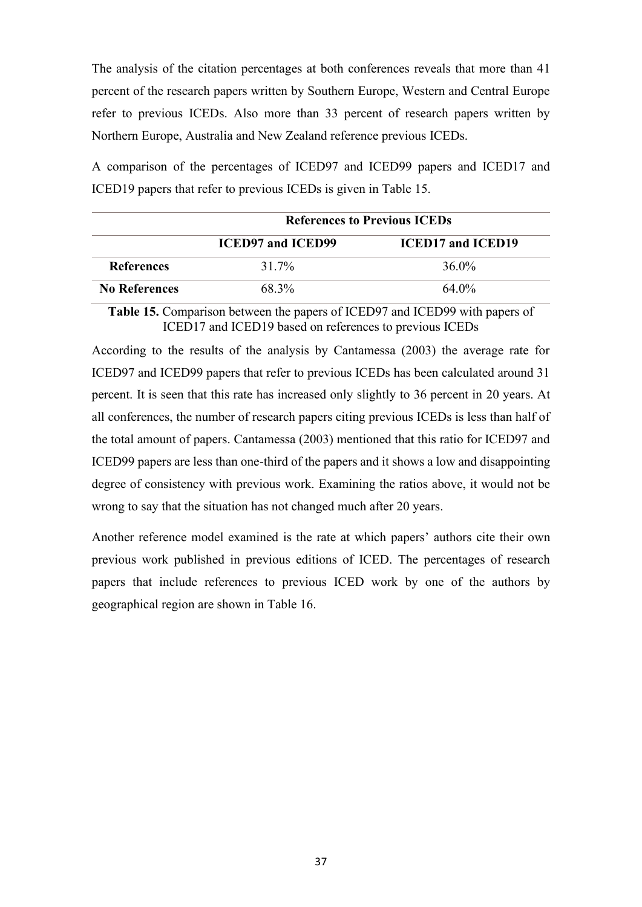The analysis of the citation percentages at both conferences reveals that more than 41 percent of the research papers written by Southern Europe, Western and Central Europe refer to previous ICEDs. Also more than 33 percent of research papers written by Northern Europe, Australia and New Zealand reference previous ICEDs.

A comparison of the percentages of ICED97 and ICED99 papers and ICED17 and ICED19 papers that refer to previous ICEDs is given in Table 15.

| | **References to Previous ICEDs** | |
|---|---|---|
| | **ICED97 and ICED99** | **ICED17 and ICED19** |
| **References** | 31.7% | 36.0% |
| **No References** | 68.3% | 64.0% |

**Table 15.** Comparison between the papers of ICED97 and ICED99 with papers of ICED17 and ICED19 based on references to previous ICEDs

According to the results of the analysis by Cantamessa (2003) the average rate for ICED97 and ICED99 papers that refer to previous ICEDs has been calculated around 31 percent. It is seen that this rate has increased only slightly to 36 percent in 20 years. At all conferences, the number of research papers citing previous ICEDs is less than half of the total amount of papers. Cantamessa (2003) mentioned that this ratio for ICED97 and ICED99 papers are less than one-third of the papers and it shows a low and disappointing degree of consistency with previous work. Examining the ratios above, it would not be wrong to say that the situation has not changed much after 20 years.

Another reference model examined is the rate at which papers' authors cite their own previous work published in previous editions of ICED. The percentages of research papers that include references to previous ICED work by one of the authors by geographical region are shown in Table 16.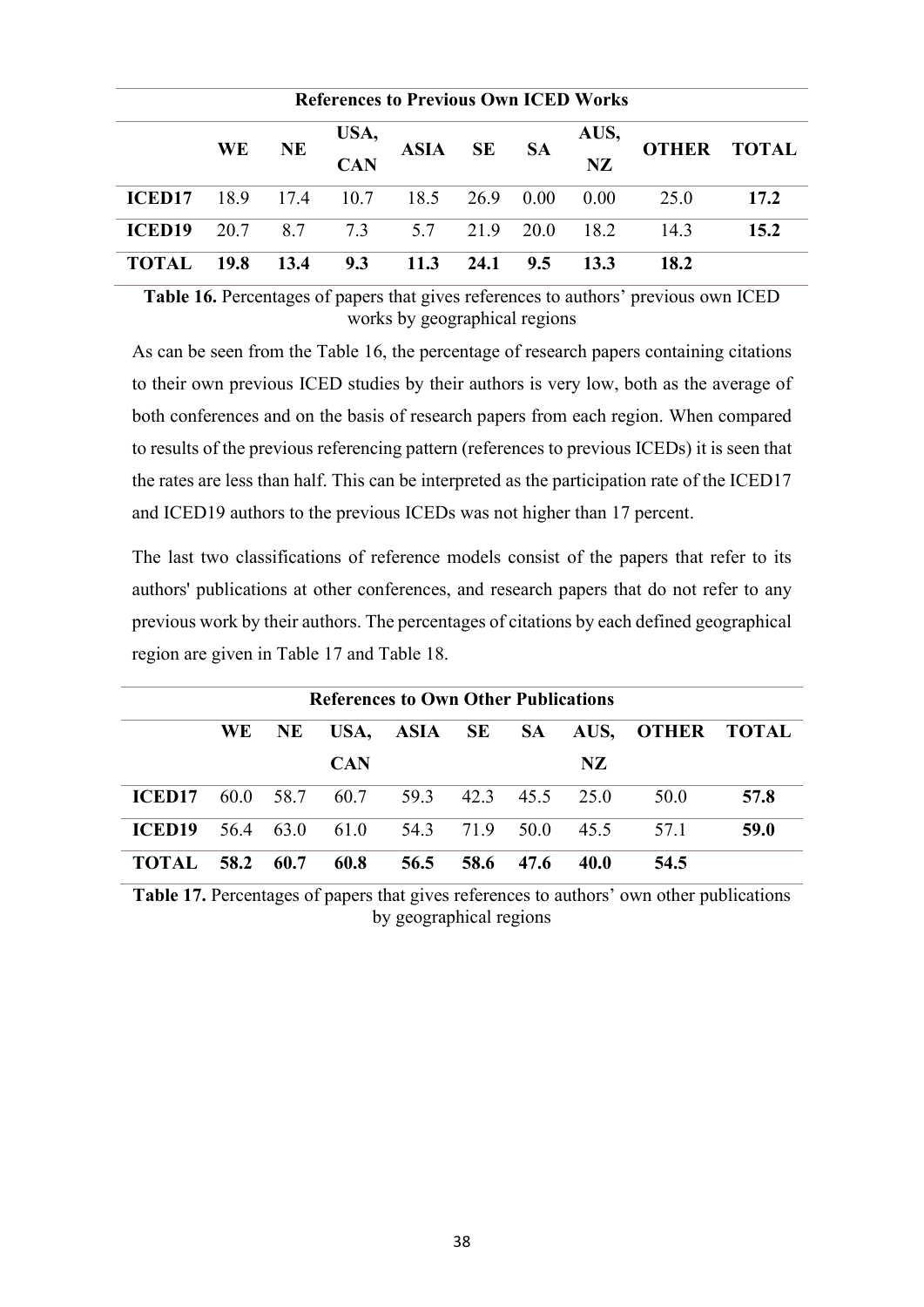| References to Previous Own ICED Works | | | | | | | | | |
|---|---|---|---|---|---|---|---|---|---|
| | WE | NE | USA, CAN | ASIA | SE | SA | AUS, NZ | OTHER | TOTAL |
| **ICED17** | 18.9 | 17.4 | 10.7 | 18.5 | 26.9 | 0.00 | 0.00 | 25.0 | **17.2** |
| **ICED19** | 20.7 | 8.7 | 7.3 | 5.7 | 21.9 | 20.0 | 18.2 | 14.3 | **15.2** |
| **TOTAL** | **19.8** | **13.4** | **9.3** | **11.3** | **24.1** | **9.5** | **13.3** | **18.2** | |

**Table 16.** Percentages of papers that gives references to authors' previous own ICED works by geographical regions

As can be seen from the Table 16, the percentage of research papers containing citations to their own previous ICED studies by their authors is very low, both as the average of both conferences and on the basis of research papers from each region. When compared to results of the previous referencing pattern (references to previous ICEDs) it is seen that the rates are less than half. This can be interpreted as the participation rate of the ICED17 and ICED19 authors to the previous ICEDs was not higher than 17 percent.

The last two classifications of reference models consist of the papers that refer to its authors' publications at other conferences, and research papers that do not refer to any previous work by their authors. The percentages of citations by each defined geographical region are given in Table 17 and Table 18.

| References to Own Other Publications | | | | | | | | | |
|---|---|---|---|---|---|---|---|---|---|
| | WE | NE | USA, CAN | ASIA | SE | SA | AUS, NZ | OTHER | TOTAL |
| **ICED17** | 60.0 | 58.7 | 60.7 | 59.3 | 42.3 | 45.5 | 25.0 | 50.0 | **57.8** |
| **ICED19** | 56.4 | 63.0 | 61.0 | 54.3 | 71.9 | 50.0 | 45.5 | 57.1 | **59.0** |
| **TOTAL** | **58.2** | **60.7** | **60.8** | **56.5** | **58.6** | **47.6** | **40.0** | **54.5** | |

**Table 17.** Percentages of papers that gives references to authors' own other publications by geographical regions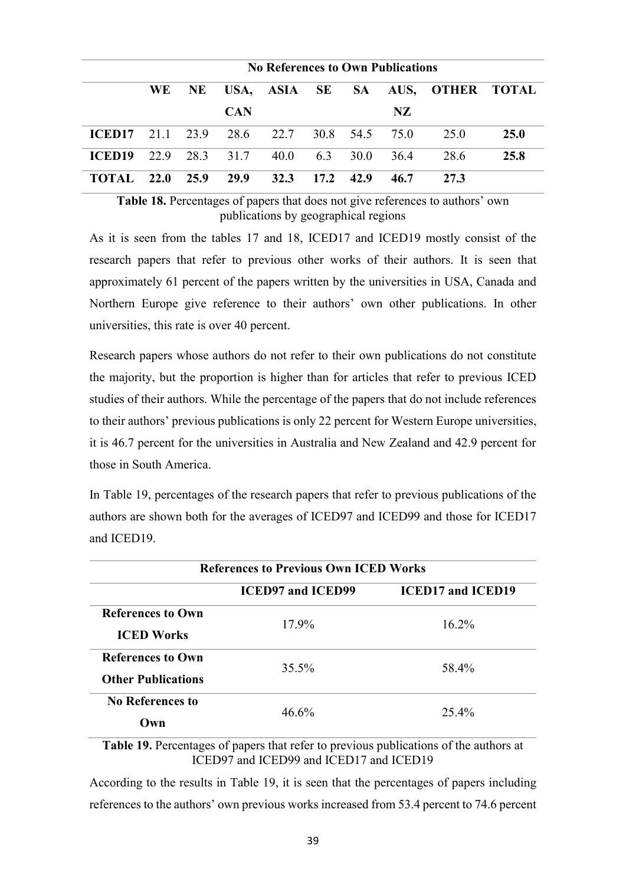| | No References to Own Publications | | | | | | | | |
|---|---|---|---|---|---|---|---|---|---|
| | **WE** | **NE** | **USA, CAN** | **ASIA** | **SE** | **SA** | **AUS, NZ** | **OTHER** | **TOTAL** |
| **ICED17** | 21.1 | 23.9 | 28.6 | 22.7 | 30.8 | 54.5 | 75.0 | 25.0 | **25.0** |
| **ICED19** | 22.9 | 28.3 | 31.7 | 40.0 | 6.3 | 30.0 | 36.4 | 28.6 | **25.8** |
| **TOTAL** | **22.0** | **25.9** | **29.9** | **32.3** | **17.2** | **42.9** | **46.7** | **27.3** | |

**Table 18.** Percentages of papers that does not give references to authors' own publications by geographical regions

As it is seen from the tables 17 and 18, ICED17 and ICED19 mostly consist of the research papers that refer to previous other works of their authors. It is seen that approximately 61 percent of the papers written by the universities in USA, Canada and Northern Europe give reference to their authors' own other publications. In other universities, this rate is over 40 percent.

Research papers whose authors do not refer to their own publications do not constitute the majority, but the proportion is higher than for articles that refer to previous ICED studies of their authors. While the percentage of the papers that do not include references to their authors' previous publications is only 22 percent for Western Europe universities, it is 46.7 percent for the universities in Australia and New Zealand and 42.9 percent for those in South America.

In Table 19, percentages of the research papers that refer to previous publications of the authors are shown both for the averages of ICED97 and ICED99 and those for ICED17 and ICED19.

| References to Previous Own ICED Works | | |
|---|---|---|
| | **ICED97 and ICED99** | **ICED17 and ICED19** |
| **References to Own ICED Works** | 17.9% | 16.2% |
| **References to Own Other Publications** | 35.5% | 58.4% |
| **No References to Own** | 46.6% | 25.4% |

**Table 19.** Percentages of papers that refer to previous publications of the authors at ICED97 and ICED99 and ICED17 and ICED19

According to the results in Table 19, it is seen that the percentages of papers including references to the authors' own previous works increased from 53.4 percent to 74.6 percent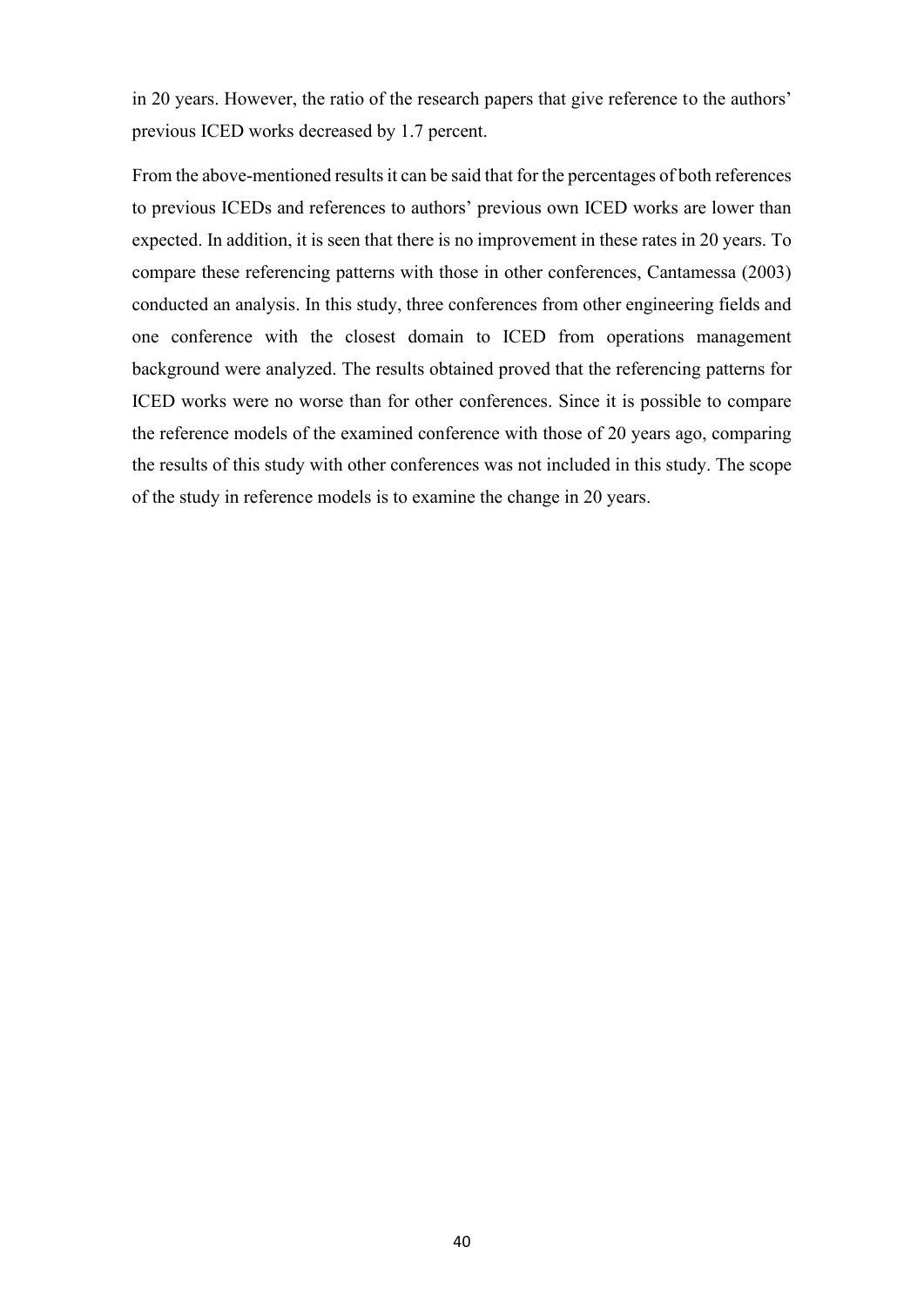in 20 years. However, the ratio of the research papers that give reference to the authors' previous ICED works decreased by 1.7 percent.

From the above-mentioned results it can be said that for the percentages of both references to previous ICEDs and references to authors' previous own ICED works are lower than expected. In addition, it is seen that there is no improvement in these rates in 20 years. To compare these referencing patterns with those in other conferences, Cantamessa (2003) conducted an analysis. In this study, three conferences from other engineering fields and one conference with the closest domain to ICED from operations management background were analyzed. The results obtained proved that the referencing patterns for ICED works were no worse than for other conferences. Since it is possible to compare the reference models of the examined conference with those of 20 years ago, comparing the results of this study with other conferences was not included in this study. The scope of the study in reference models is to examine the change in 20 years.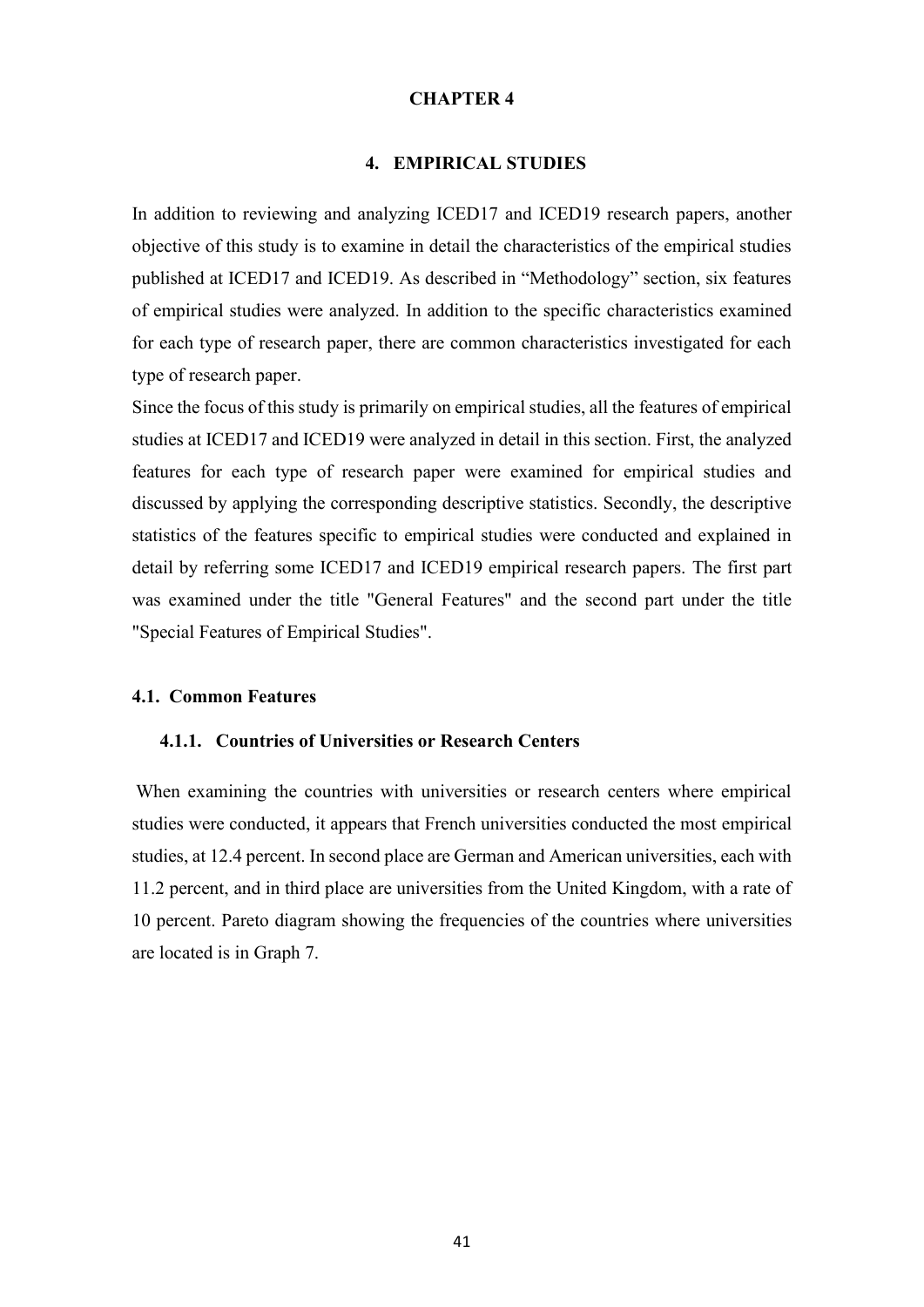**CHAPTER 4**

# 4. EMPIRICAL STUDIES

In addition to reviewing and analyzing ICED17 and ICED19 research papers, another objective of this study is to examine in detail the characteristics of the empirical studies published at ICED17 and ICED19. As described in "Methodology" section, six features of empirical studies were analyzed. In addition to the specific characteristics examined for each type of research paper, there are common characteristics investigated for each type of research paper.

Since the focus of this study is primarily on empirical studies, all the features of empirical studies at ICED17 and ICED19 were analyzed in detail in this section. First, the analyzed features for each type of research paper were examined for empirical studies and discussed by applying the corresponding descriptive statistics. Secondly, the descriptive statistics of the features specific to empirical studies were conducted and explained in detail by referring some ICED17 and ICED19 empirical research papers. The first part was examined under the title "General Features" and the second part under the title "Special Features of Empirical Studies".

## 4.1. Common Features

### 4.1.1. Countries of Universities or Research Centers

When examining the countries with universities or research centers where empirical studies were conducted, it appears that French universities conducted the most empirical studies, at 12.4 percent. In second place are German and American universities, each with 11.2 percent, and in third place are universities from the United Kingdom, with a rate of 10 percent. Pareto diagram showing the frequencies of the countries where universities are located is in Graph 7.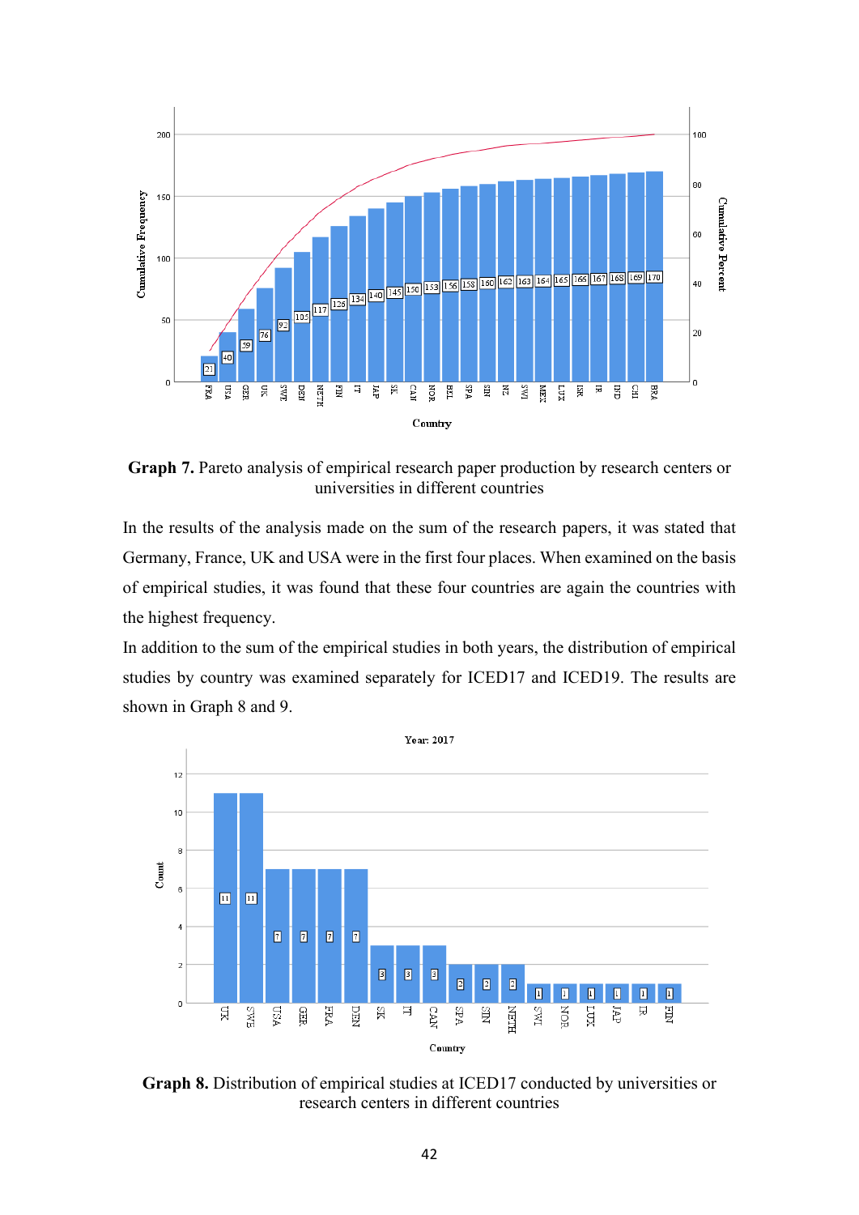**Graph 7.** Pareto analysis of empirical research paper production by research centers or universities in different countries

In the results of the analysis made on the sum of the research papers, it was stated that Germany, France, UK and USA were in the first four places. When examined on the basis of empirical studies, it was found that these four countries are again the countries with the highest frequency.

In addition to the sum of the empirical studies in both years, the distribution of empirical studies by country was examined separately for ICED17 and ICED19. The results are shown in Graph 8 and 9.

**Graph 8.** Distribution of empirical studies at ICED17 conducted by universities or research centers in different countries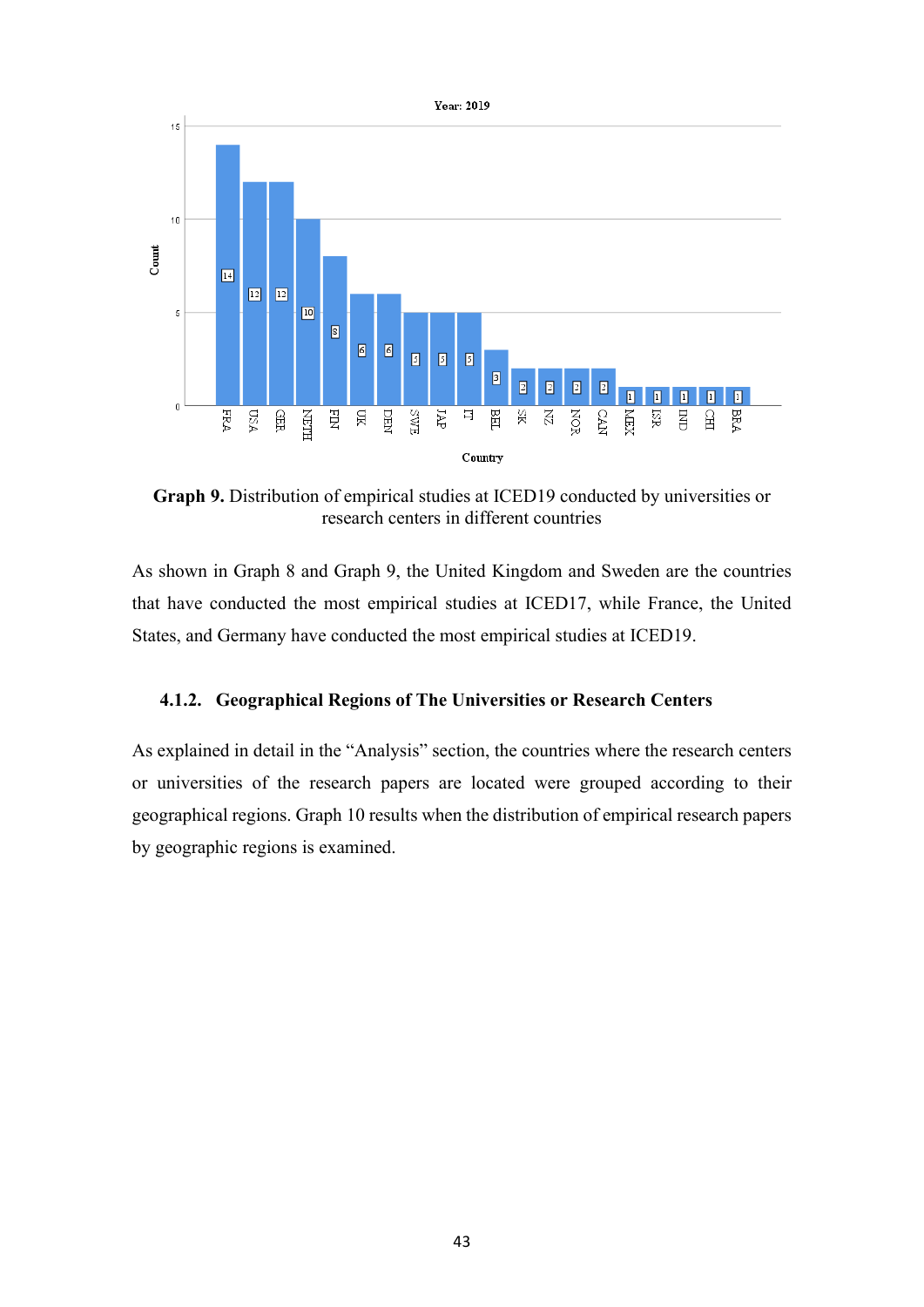Year: 2019

| Country | Count |
|---|---|
| FRA | 14 |
| USA | 12 |
| GER | 12 |
| NETH | 10 |
| FIN | 8 |
| UK | 6 |
| DEN | 6 |
| SWE | 5 |
| JAP | 5 |
| IT | 5 |
| BEL | 3 |
| SK | 2 |
| NZ | 2 |
| NOR | 2 |
| CAN | 2 |
| MEX | 1 |
| ISR | 1 |
| IND | 1 |
| CHI | 1 |
| BRA | 1 |

**Graph 9.** Distribution of empirical studies at ICED19 conducted by universities or research centers in different countries

As shown in Graph 8 and Graph 9, the United Kingdom and Sweden are the countries that have conducted the most empirical studies at ICED17, while France, the United States, and Germany have conducted the most empirical studies at ICED19.

#### 4.1.2. Geographical Regions of The Universities or Research Centers

As explained in detail in the "Analysis" section, the countries where the research centers or universities of the research papers are located were grouped according to their geographical regions. Graph 10 results when the distribution of empirical research papers by geographic regions is examined.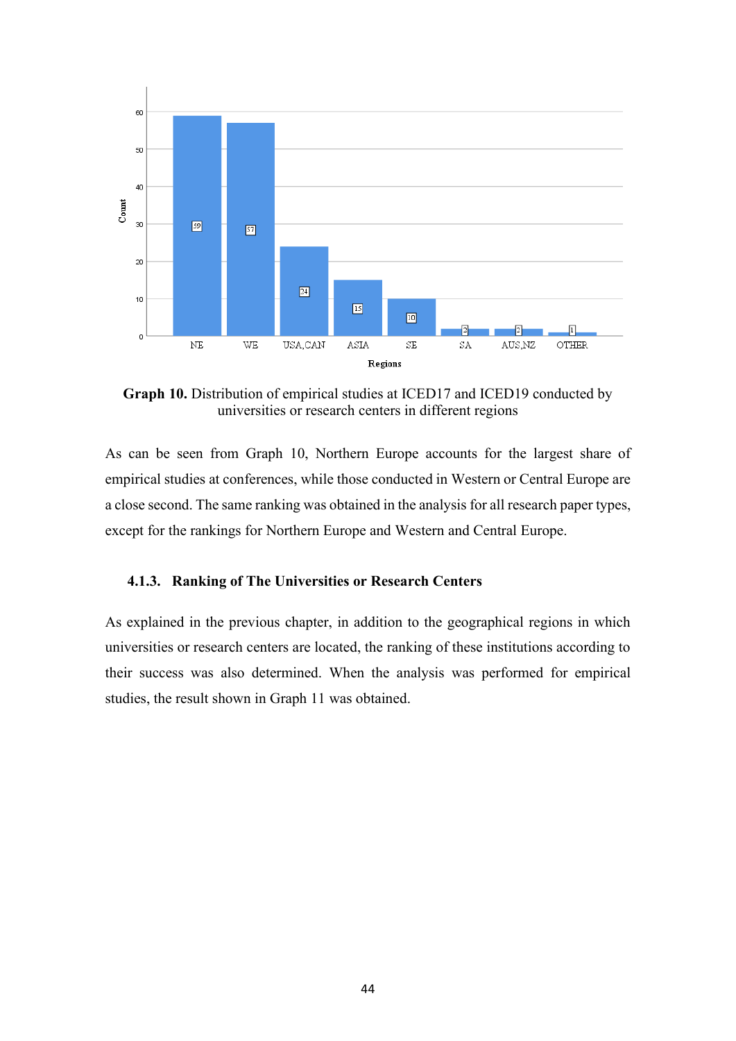Graph 10 bar chart data (Count by Regions):

| Regions | Count |
| --- | --- |
| NE | 59 |
| WE | 57 |
| USA,CAN | 24 |
| ASIA | 15 |
| SE | 10 |
| SA | 2 |
| AUS,NZ | 2 |
| OTHER | 1 |

**Graph 10.** Distribution of empirical studies at ICED17 and ICED19 conducted by universities or research centers in different regions

As can be seen from Graph 10, Northern Europe accounts for the largest share of empirical studies at conferences, while those conducted in Western or Central Europe are a close second. The same ranking was obtained in the analysis for all research paper types, except for the rankings for Northern Europe and Western and Central Europe.

### 4.1.3. Ranking of The Universities or Research Centers

As explained in the previous chapter, in addition to the geographical regions in which universities or research centers are located, the ranking of these institutions according to their success was also determined. When the analysis was performed for empirical studies, the result shown in Graph 11 was obtained.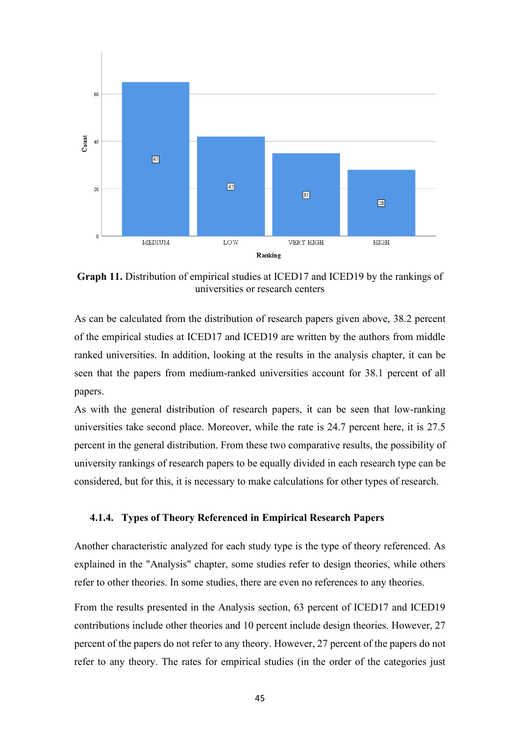**Graph 11.** Distribution of empirical studies at ICED17 and ICED19 by the rankings of universities or research centers

As can be calculated from the distribution of research papers given above, 38.2 percent of the empirical studies at ICED17 and ICED19 are written by the authors from middle ranked universities. In addition, looking at the results in the analysis chapter, it can be seen that the papers from medium-ranked universities account for 38.1 percent of all papers.

As with the general distribution of research papers, it can be seen that low-ranking universities take second place. Moreover, while the rate is 24.7 percent here, it is 27.5 percent in the general distribution. From these two comparative results, the possibility of university rankings of research papers to be equally divided in each research type can be considered, but for this, it is necessary to make calculations for other types of research.

### 4.1.4. Types of Theory Referenced in Empirical Research Papers

Another characteristic analyzed for each study type is the type of theory referenced. As explained in the "Analysis" chapter, some studies refer to design theories, while others refer to other theories. In some studies, there are even no references to any theories.

From the results presented in the Analysis section, 63 percent of ICED17 and ICED19 contributions include other theories and 10 percent include design theories. However, 27 percent of the papers do not refer to any theory. However, 27 percent of the papers do not refer to any theory. The rates for empirical studies (in the order of the categories just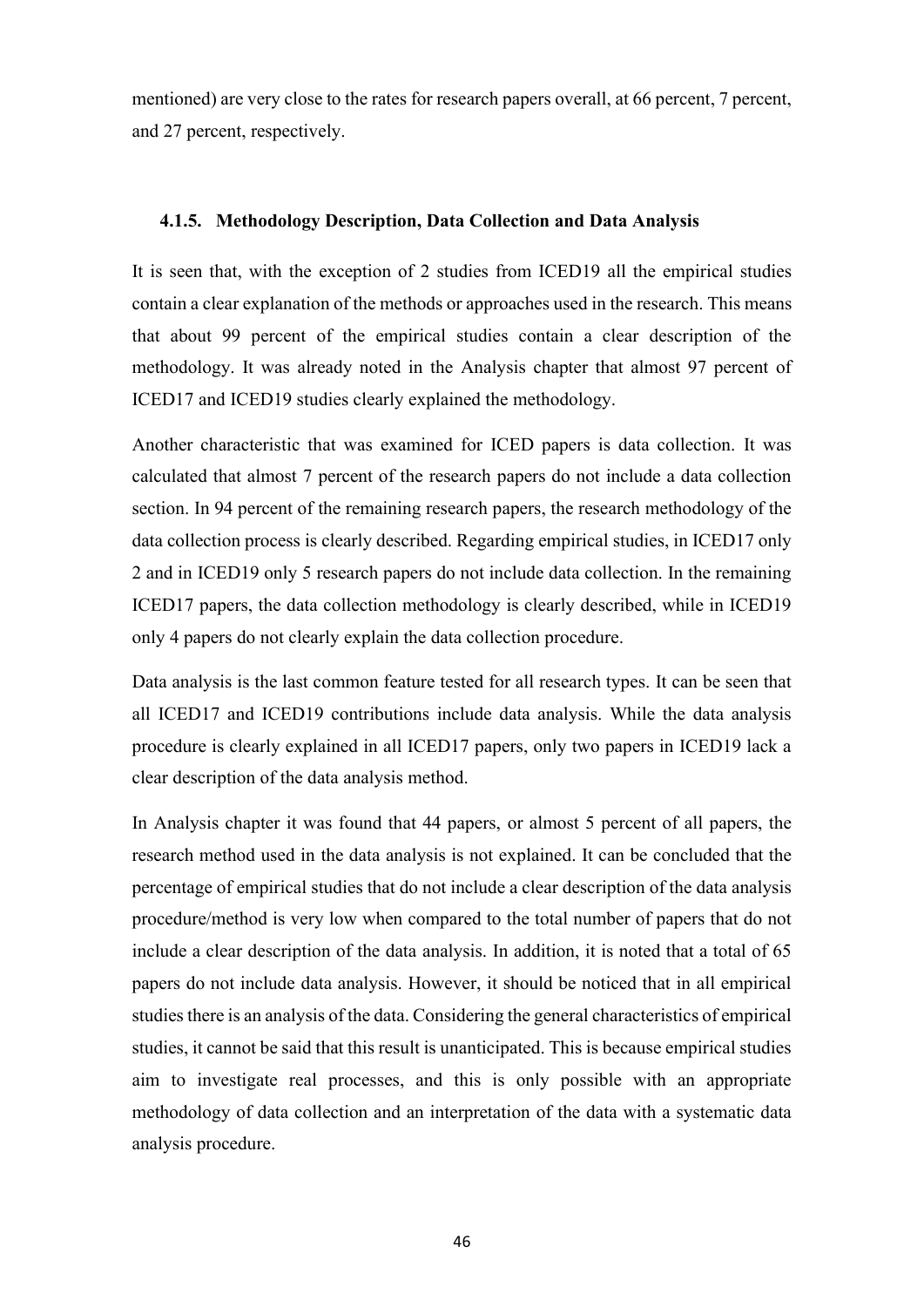mentioned) are very close to the rates for research papers overall, at 66 percent, 7 percent, and 27 percent, respectively.

### 4.1.5. Methodology Description, Data Collection and Data Analysis

It is seen that, with the exception of 2 studies from ICED19 all the empirical studies contain a clear explanation of the methods or approaches used in the research. This means that about 99 percent of the empirical studies contain a clear description of the methodology. It was already noted in the Analysis chapter that almost 97 percent of ICED17 and ICED19 studies clearly explained the methodology.

Another characteristic that was examined for ICED papers is data collection. It was calculated that almost 7 percent of the research papers do not include a data collection section. In 94 percent of the remaining research papers, the research methodology of the data collection process is clearly described. Regarding empirical studies, in ICED17 only 2 and in ICED19 only 5 research papers do not include data collection. In the remaining ICED17 papers, the data collection methodology is clearly described, while in ICED19 only 4 papers do not clearly explain the data collection procedure.

Data analysis is the last common feature tested for all research types. It can be seen that all ICED17 and ICED19 contributions include data analysis. While the data analysis procedure is clearly explained in all ICED17 papers, only two papers in ICED19 lack a clear description of the data analysis method.

In Analysis chapter it was found that 44 papers, or almost 5 percent of all papers, the research method used in the data analysis is not explained. It can be concluded that the percentage of empirical studies that do not include a clear description of the data analysis procedure/method is very low when compared to the total number of papers that do not include a clear description of the data analysis. In addition, it is noted that a total of 65 papers do not include data analysis. However, it should be noticed that in all empirical studies there is an analysis of the data. Considering the general characteristics of empirical studies, it cannot be said that this result is unanticipated. This is because empirical studies aim to investigate real processes, and this is only possible with an appropriate methodology of data collection and an interpretation of the data with a systematic data analysis procedure.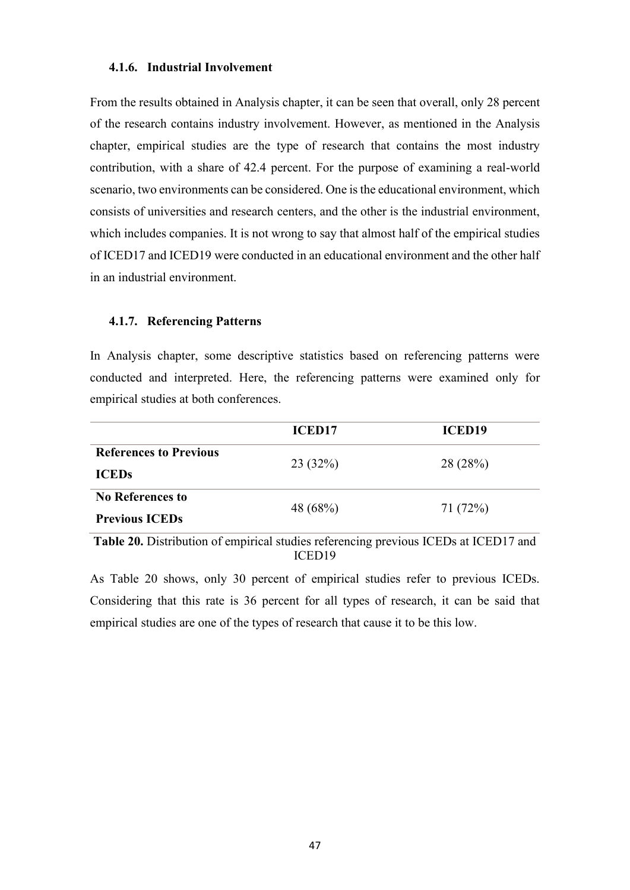### 4.1.6. Industrial Involvement

From the results obtained in Analysis chapter, it can be seen that overall, only 28 percent of the research contains industry involvement. However, as mentioned in the Analysis chapter, empirical studies are the type of research that contains the most industry contribution, with a share of 42.4 percent. For the purpose of examining a real-world scenario, two environments can be considered. One is the educational environment, which consists of universities and research centers, and the other is the industrial environment, which includes companies. It is not wrong to say that almost half of the empirical studies of ICED17 and ICED19 were conducted in an educational environment and the other half in an industrial environment.

### 4.1.7. Referencing Patterns

In Analysis chapter, some descriptive statistics based on referencing patterns were conducted and interpreted. Here, the referencing patterns were examined only for empirical studies at both conferences.

| | ICED17 | ICED19 |
|---|---|---|
| **References to Previous ICEDs** | 23 (32%) | 28 (28%) |
| **No References to Previous ICEDs** | 48 (68%) | 71 (72%) |

**Table 20.** Distribution of empirical studies referencing previous ICEDs at ICED17 and ICED19

As Table 20 shows, only 30 percent of empirical studies refer to previous ICEDs. Considering that this rate is 36 percent for all types of research, it can be said that empirical studies are one of the types of research that cause it to be this low.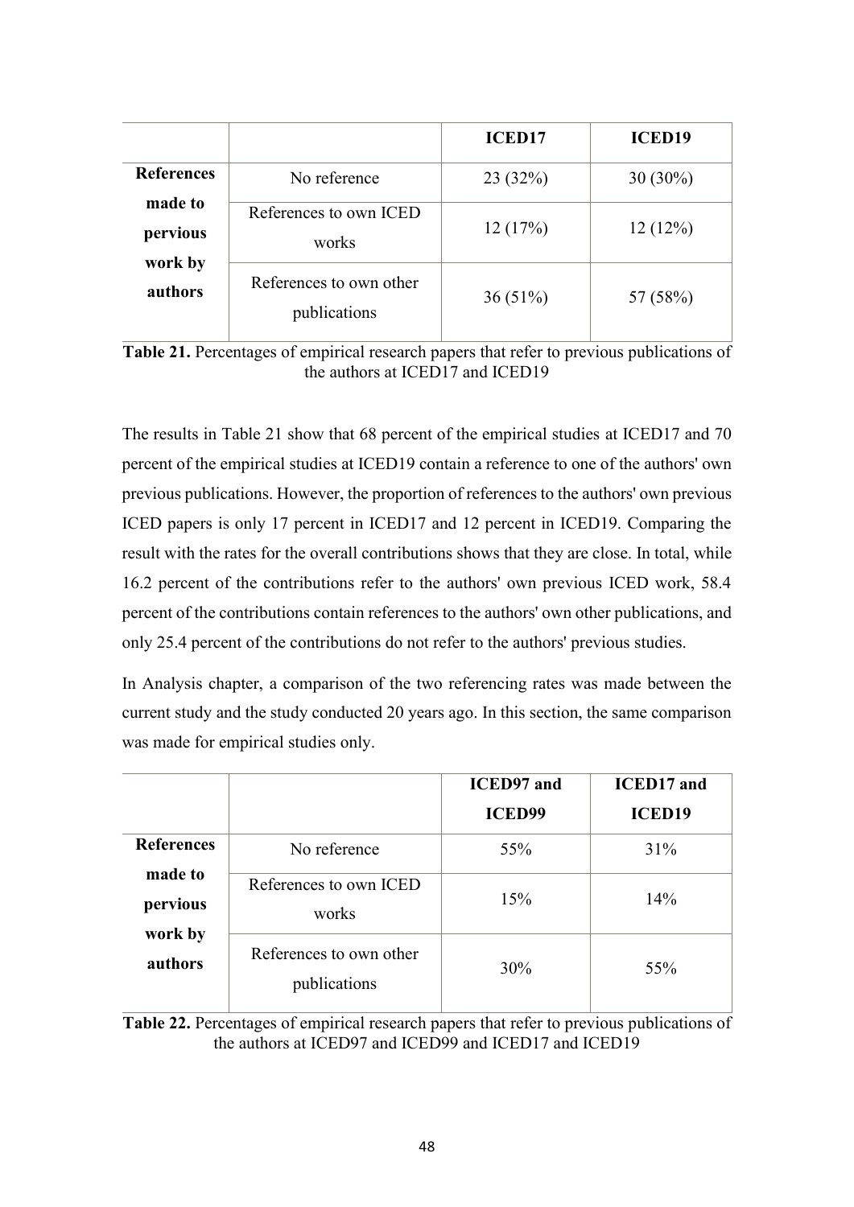| | | ICED17 | ICED19 |
|---|---|---|---|
| **References made to pervious work by authors** | No reference | 23 (32%) | 30 (30%) |
| | References to own ICED works | 12 (17%) | 12 (12%) |
| | References to own other publications | 36 (51%) | 57 (58%) |

**Table 21.** Percentages of empirical research papers that refer to previous publications of the authors at ICED17 and ICED19

The results in Table 21 show that 68 percent of the empirical studies at ICED17 and 70 percent of the empirical studies at ICED19 contain a reference to one of the authors' own previous publications. However, the proportion of references to the authors' own previous ICED papers is only 17 percent in ICED17 and 12 percent in ICED19. Comparing the result with the rates for the overall contributions shows that they are close. In total, while 16.2 percent of the contributions refer to the authors' own previous ICED work, 58.4 percent of the contributions contain references to the authors' own other publications, and only 25.4 percent of the contributions do not refer to the authors' previous studies.

In Analysis chapter, a comparison of the two referencing rates was made between the current study and the study conducted 20 years ago. In this section, the same comparison was made for empirical studies only.

| | | ICED97 and ICED99 | ICED17 and ICED19 |
|---|---|---|---|
| **References made to pervious work by authors** | No reference | 55% | 31% |
| | References to own ICED works | 15% | 14% |
| | References to own other publications | 30% | 55% |

**Table 22.** Percentages of empirical research papers that refer to previous publications of the authors at ICED97 and ICED99 and ICED17 and ICED19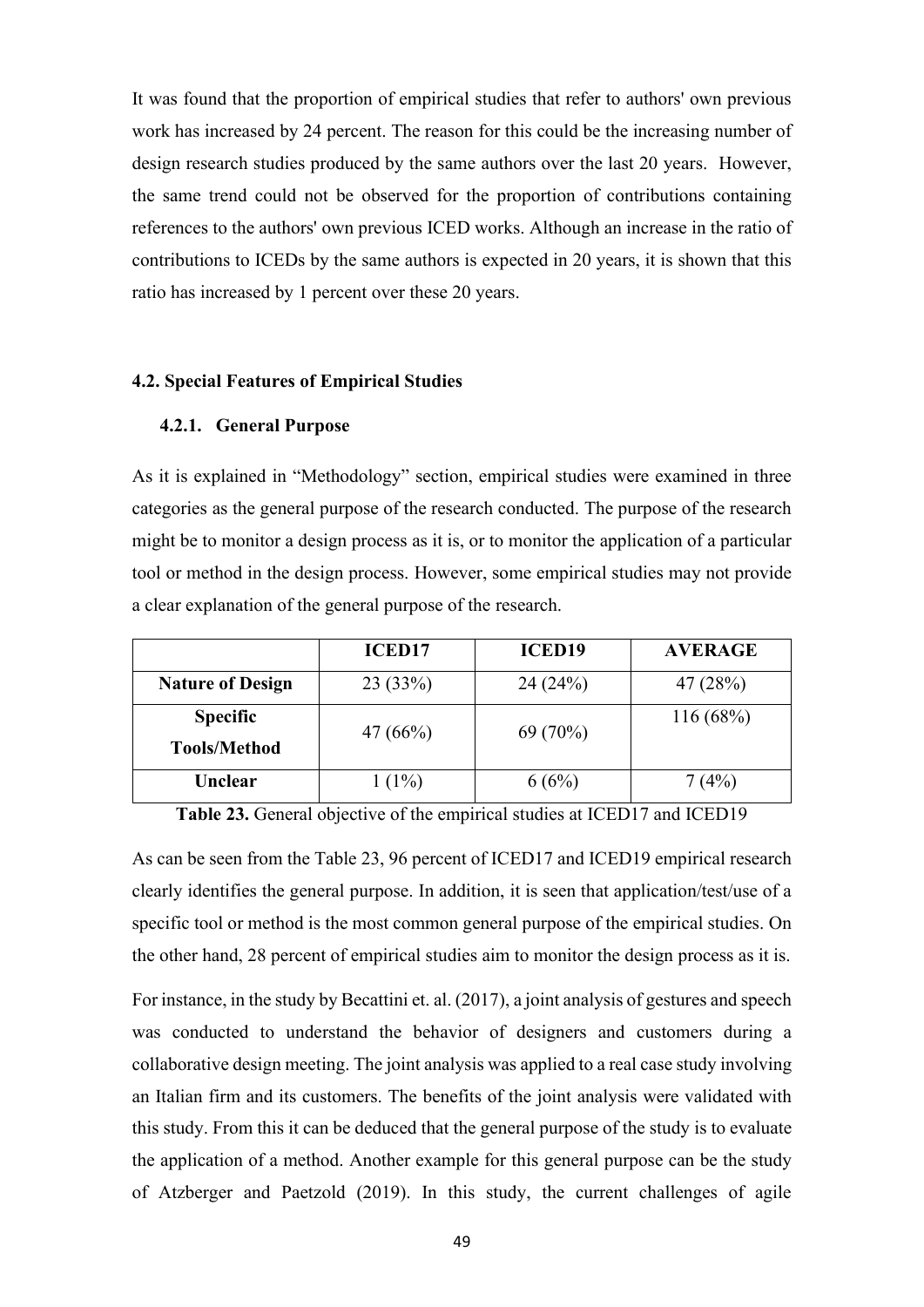It was found that the proportion of empirical studies that refer to authors' own previous work has increased by 24 percent. The reason for this could be the increasing number of design research studies produced by the same authors over the last 20 years. However, the same trend could not be observed for the proportion of contributions containing references to the authors' own previous ICED works. Although an increase in the ratio of contributions to ICEDs by the same authors is expected in 20 years, it is shown that this ratio has increased by 1 percent over these 20 years.

## 4.2. Special Features of Empirical Studies

### 4.2.1. General Purpose

As it is explained in "Methodology" section, empirical studies were examined in three categories as the general purpose of the research conducted. The purpose of the research might be to monitor a design process as it is, or to monitor the application of a particular tool or method in the design process. However, some empirical studies may not provide a clear explanation of the general purpose of the research.

| | ICED17 | ICED19 | AVERAGE |
|---|---|---|---|
| **Nature of Design** | 23 (33%) | 24 (24%) | 47 (28%) |
| **Specific Tools/Method** | 47 (66%) | 69 (70%) | 116 (68%) |
| **Unclear** | 1 (1%) | 6 (6%) | 7 (4%) |

**Table 23.** General objective of the empirical studies at ICED17 and ICED19

As can be seen from the Table 23, 96 percent of ICED17 and ICED19 empirical research clearly identifies the general purpose. In addition, it is seen that application/test/use of a specific tool or method is the most common general purpose of the empirical studies. On the other hand, 28 percent of empirical studies aim to monitor the design process as it is.

For instance, in the study by Becattini et. al. (2017), a joint analysis of gestures and speech was conducted to understand the behavior of designers and customers during a collaborative design meeting. The joint analysis was applied to a real case study involving an Italian firm and its customers. The benefits of the joint analysis were validated with this study. From this it can be deduced that the general purpose of the study is to evaluate the application of a method. Another example for this general purpose can be the study of Atzberger and Paetzold (2019). In this study, the current challenges of agile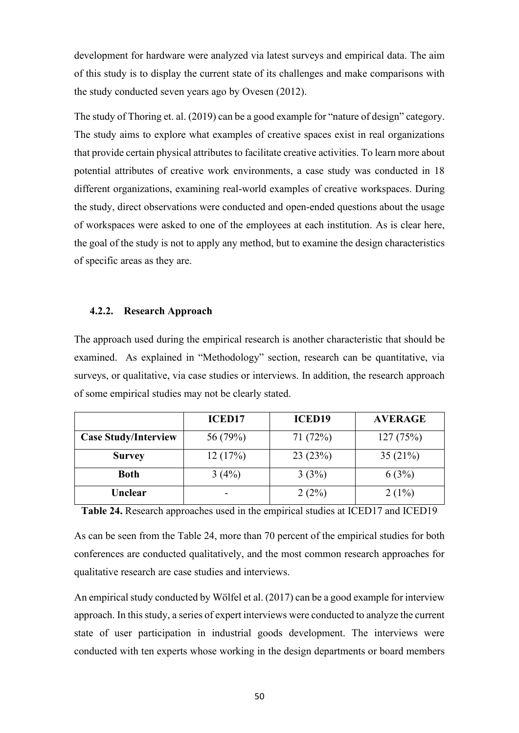development for hardware were analyzed via latest surveys and empirical data. The aim of this study is to display the current state of its challenges and make comparisons with the study conducted seven years ago by Ovesen (2012).

The study of Thoring et. al. (2019) can be a good example for "nature of design" category. The study aims to explore what examples of creative spaces exist in real organizations that provide certain physical attributes to facilitate creative activities. To learn more about potential attributes of creative work environments, a case study was conducted in 18 different organizations, examining real-world examples of creative workspaces. During the study, direct observations were conducted and open-ended questions about the usage of workspaces were asked to one of the employees at each institution. As is clear here, the goal of the study is not to apply any method, but to examine the design characteristics of specific areas as they are.

### 4.2.2. Research Approach

The approach used during the empirical research is another characteristic that should be examined. As explained in "Methodology" section, research can be quantitative, via surveys, or qualitative, via case studies or interviews. In addition, the research approach of some empirical studies may not be clearly stated.

| | ICED17 | ICED19 | AVERAGE |
|---|---|---|---|
| **Case Study/Interview** | 56 (79%) | 71 (72%) | 127 (75%) |
| **Survey** | 12 (17%) | 23 (23%) | 35 (21%) |
| **Both** | 3 (4%) | 3 (3%) | 6 (3%) |
| **Unclear** | - | 2 (2%) | 2 (1%) |

**Table 24.** Research approaches used in the empirical studies at ICED17 and ICED19

As can be seen from the Table 24, more than 70 percent of the empirical studies for both conferences are conducted qualitatively, and the most common research approaches for qualitative research are case studies and interviews.

An empirical study conducted by Wölfel et al. (2017) can be a good example for interview approach. In this study, a series of expert interviews were conducted to analyze the current state of user participation in industrial goods development. The interviews were conducted with ten experts whose working in the design departments or board members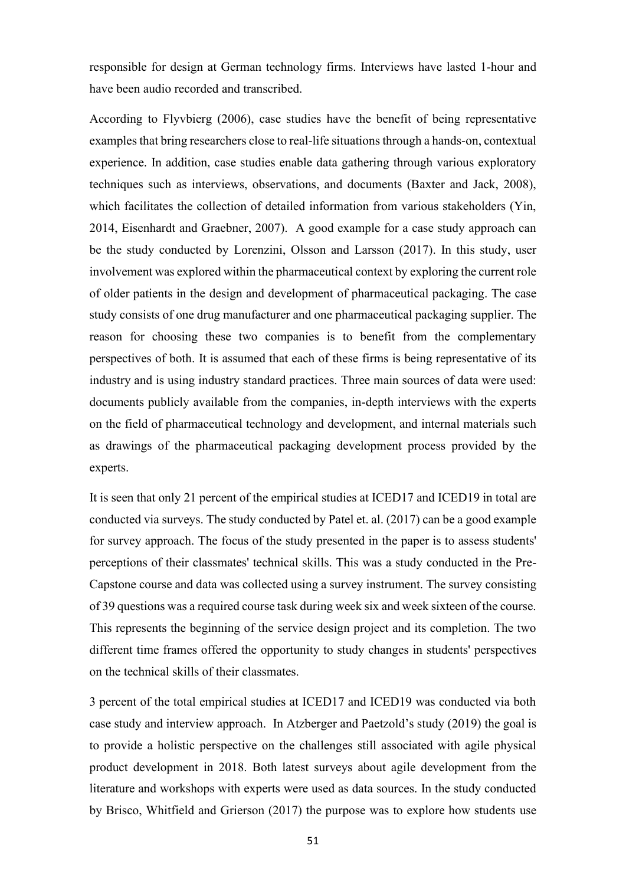responsible for design at German technology firms. Interviews have lasted 1-hour and have been audio recorded and transcribed.

According to Flyvbierg (2006), case studies have the benefit of being representative examples that bring researchers close to real-life situations through a hands-on, contextual experience. In addition, case studies enable data gathering through various exploratory techniques such as interviews, observations, and documents (Baxter and Jack, 2008), which facilitates the collection of detailed information from various stakeholders (Yin, 2014, Eisenhardt and Graebner, 2007). A good example for a case study approach can be the study conducted by Lorenzini, Olsson and Larsson (2017). In this study, user involvement was explored within the pharmaceutical context by exploring the current role of older patients in the design and development of pharmaceutical packaging. The case study consists of one drug manufacturer and one pharmaceutical packaging supplier. The reason for choosing these two companies is to benefit from the complementary perspectives of both. It is assumed that each of these firms is being representative of its industry and is using industry standard practices. Three main sources of data were used: documents publicly available from the companies, in-depth interviews with the experts on the field of pharmaceutical technology and development, and internal materials such as drawings of the pharmaceutical packaging development process provided by the experts.

It is seen that only 21 percent of the empirical studies at ICED17 and ICED19 in total are conducted via surveys. The study conducted by Patel et. al. (2017) can be a good example for survey approach. The focus of the study presented in the paper is to assess students' perceptions of their classmates' technical skills. This was a study conducted in the Pre-Capstone course and data was collected using a survey instrument. The survey consisting of 39 questions was a required course task during week six and week sixteen of the course. This represents the beginning of the service design project and its completion. The two different time frames offered the opportunity to study changes in students' perspectives on the technical skills of their classmates.

3 percent of the total empirical studies at ICED17 and ICED19 was conducted via both case study and interview approach. In Atzberger and Paetzold's study (2019) the goal is to provide a holistic perspective on the challenges still associated with agile physical product development in 2018. Both latest surveys about agile development from the literature and workshops with experts were used as data sources. In the study conducted by Brisco, Whitfield and Grierson (2017) the purpose was to explore how students use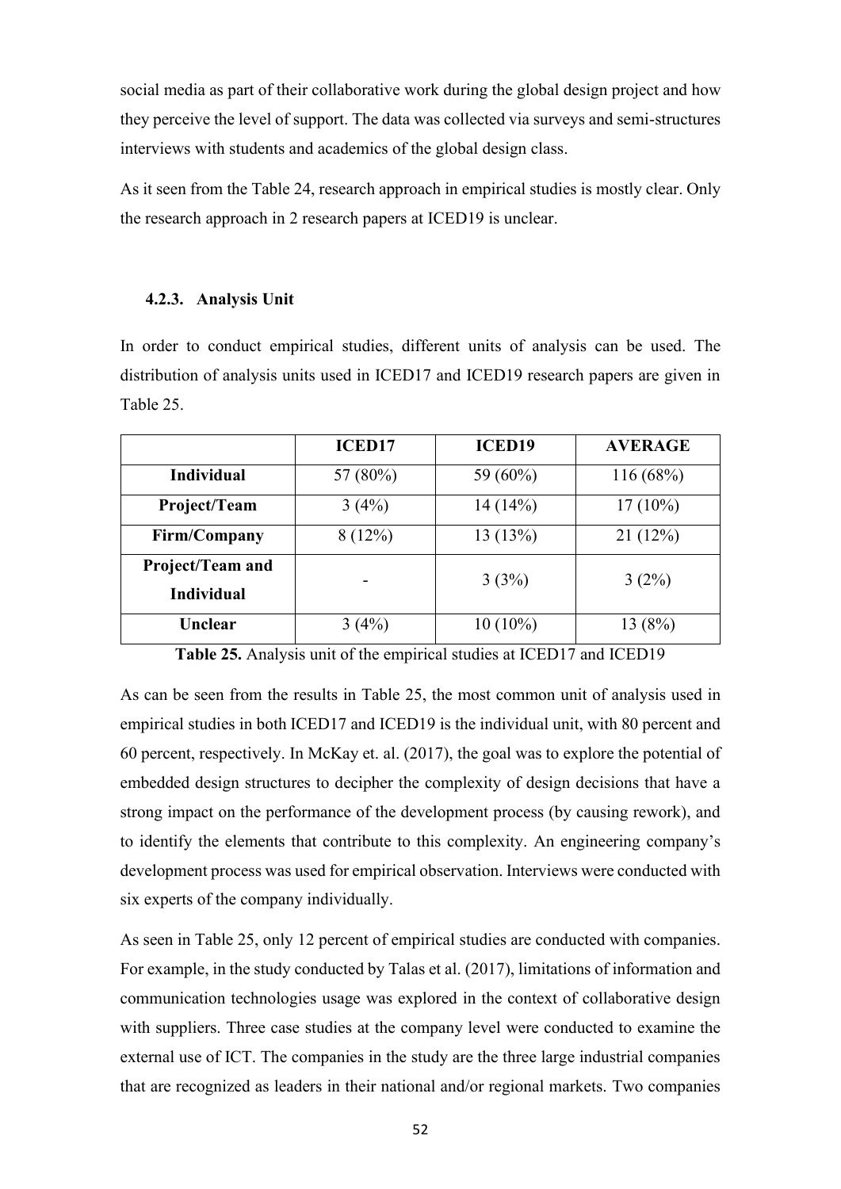social media as part of their collaborative work during the global design project and how they perceive the level of support. The data was collected via surveys and semi-structures interviews with students and academics of the global design class.

As it seen from the Table 24, research approach in empirical studies is mostly clear. Only the research approach in 2 research papers at ICED19 is unclear.

### 4.2.3. Analysis Unit

In order to conduct empirical studies, different units of analysis can be used. The distribution of analysis units used in ICED17 and ICED19 research papers are given in Table 25.

| | ICED17 | ICED19 | AVERAGE |
|---|---|---|---|
| **Individual** | 57 (80%) | 59 (60%) | 116 (68%) |
| **Project/Team** | 3 (4%) | 14 (14%) | 17 (10%) |
| **Firm/Company** | 8 (12%) | 13 (13%) | 21 (12%) |
| **Project/Team and Individual** | - | 3 (3%) | 3 (2%) |
| **Unclear** | 3 (4%) | 10 (10%) | 13 (8%) |

**Table 25.** Analysis unit of the empirical studies at ICED17 and ICED19

As can be seen from the results in Table 25, the most common unit of analysis used in empirical studies in both ICED17 and ICED19 is the individual unit, with 80 percent and 60 percent, respectively. In McKay et. al. (2017), the goal was to explore the potential of embedded design structures to decipher the complexity of design decisions that have a strong impact on the performance of the development process (by causing rework), and to identify the elements that contribute to this complexity. An engineering company's development process was used for empirical observation. Interviews were conducted with six experts of the company individually.

As seen in Table 25, only 12 percent of empirical studies are conducted with companies. For example, in the study conducted by Talas et al. (2017), limitations of information and communication technologies usage was explored in the context of collaborative design with suppliers. Three case studies at the company level were conducted to examine the external use of ICT. The companies in the study are the three large industrial companies that are recognized as leaders in their national and/or regional markets. Two companies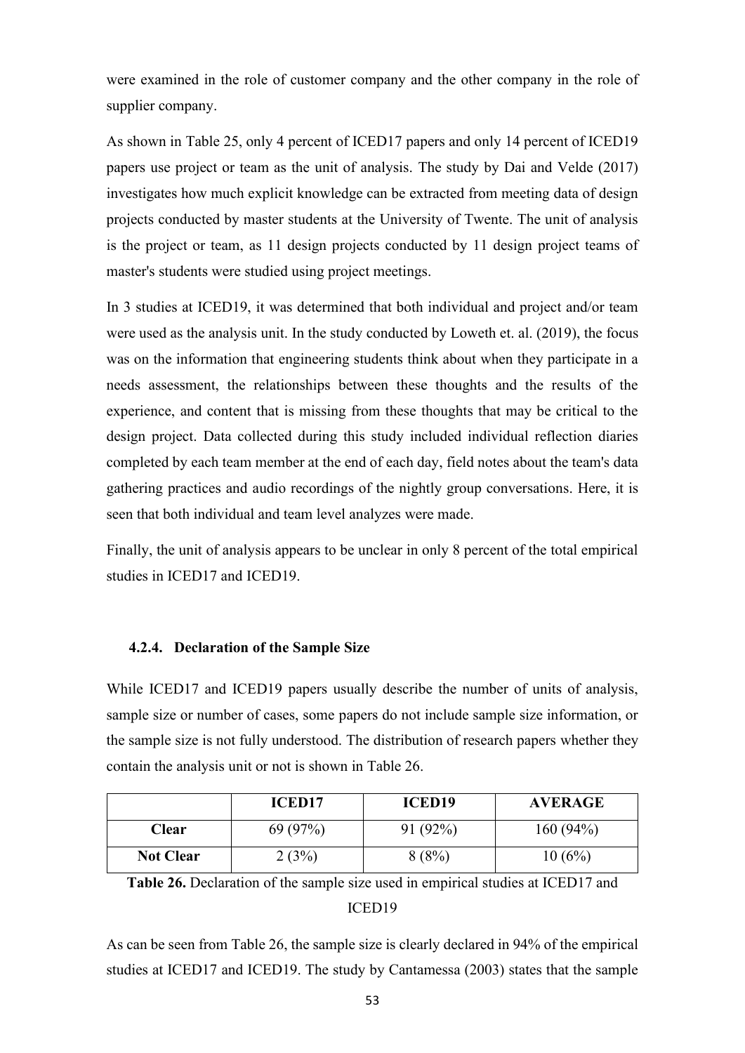were examined in the role of customer company and the other company in the role of supplier company.

As shown in Table 25, only 4 percent of ICED17 papers and only 14 percent of ICED19 papers use project or team as the unit of analysis. The study by Dai and Velde (2017) investigates how much explicit knowledge can be extracted from meeting data of design projects conducted by master students at the University of Twente. The unit of analysis is the project or team, as 11 design projects conducted by 11 design project teams of master's students were studied using project meetings.

In 3 studies at ICED19, it was determined that both individual and project and/or team were used as the analysis unit. In the study conducted by Loweth et. al. (2019), the focus was on the information that engineering students think about when they participate in a needs assessment, the relationships between these thoughts and the results of the experience, and content that is missing from these thoughts that may be critical to the design project. Data collected during this study included individual reflection diaries completed by each team member at the end of each day, field notes about the team's data gathering practices and audio recordings of the nightly group conversations. Here, it is seen that both individual and team level analyzes were made.

Finally, the unit of analysis appears to be unclear in only 8 percent of the total empirical studies in ICED17 and ICED19.

### 4.2.4. Declaration of the Sample Size

While ICED17 and ICED19 papers usually describe the number of units of analysis, sample size or number of cases, some papers do not include sample size information, or the sample size is not fully understood. The distribution of research papers whether they contain the analysis unit or not is shown in Table 26.

| | ICED17 | ICED19 | AVERAGE |
|---|---|---|---|
| **Clear** | 69 (97%) | 91 (92%) | 160 (94%) |
| **Not Clear** | 2 (3%) | 8 (8%) | 10 (6%) |

**Table 26.** Declaration of the sample size used in empirical studies at ICED17 and ICED19

As can be seen from Table 26, the sample size is clearly declared in 94% of the empirical studies at ICED17 and ICED19. The study by Cantamessa (2003) states that the sample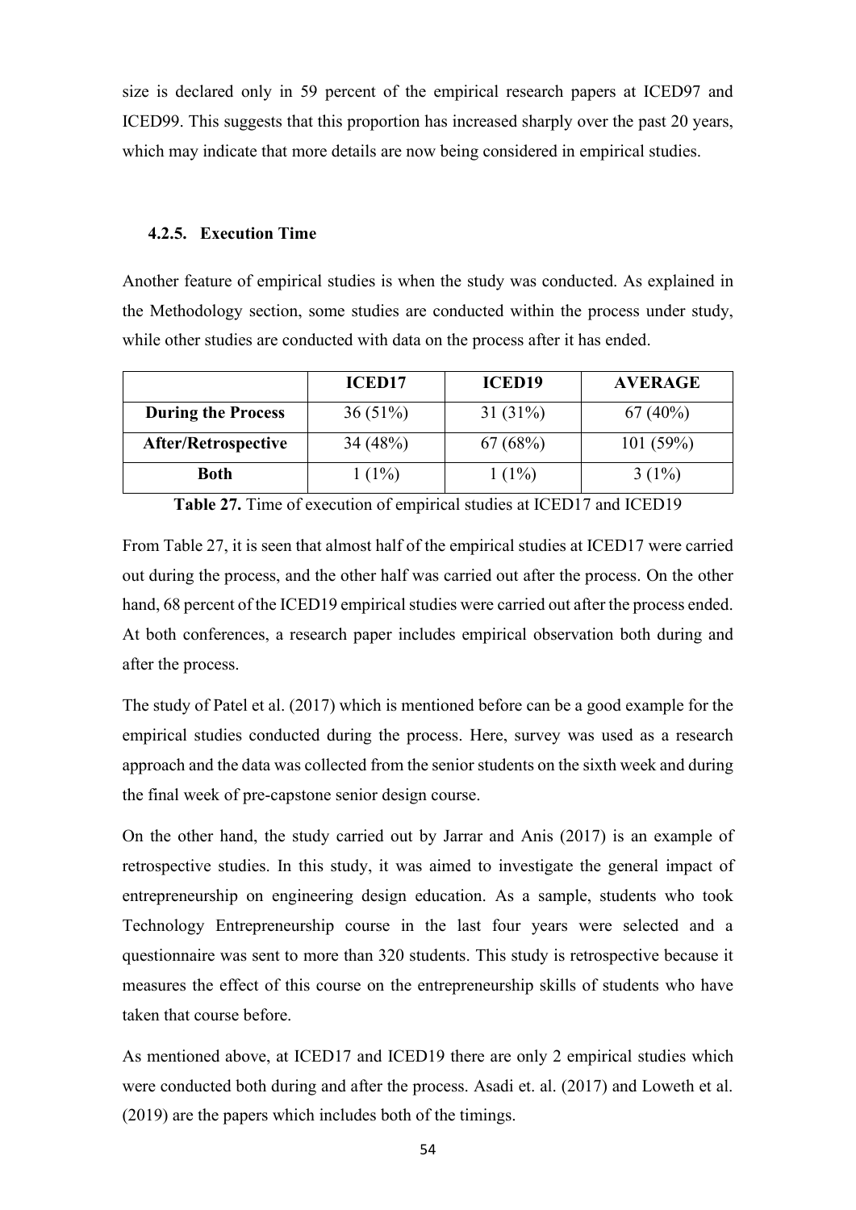size is declared only in 59 percent of the empirical research papers at ICED97 and ICED99. This suggests that this proportion has increased sharply over the past 20 years, which may indicate that more details are now being considered in empirical studies.

### 4.2.5. Execution Time

Another feature of empirical studies is when the study was conducted. As explained in the Methodology section, some studies are conducted within the process under study, while other studies are conducted with data on the process after it has ended.

| | ICED17 | ICED19 | AVERAGE |
|---|---|---|---|
| **During the Process** | 36 (51%) | 31 (31%) | 67 (40%) |
| **After/Retrospective** | 34 (48%) | 67 (68%) | 101 (59%) |
| **Both** | 1 (1%) | 1 (1%) | 3 (1%) |

**Table 27.** Time of execution of empirical studies at ICED17 and ICED19

From Table 27, it is seen that almost half of the empirical studies at ICED17 were carried out during the process, and the other half was carried out after the process. On the other hand, 68 percent of the ICED19 empirical studies were carried out after the process ended. At both conferences, a research paper includes empirical observation both during and after the process.

The study of Patel et al. (2017) which is mentioned before can be a good example for the empirical studies conducted during the process. Here, survey was used as a research approach and the data was collected from the senior students on the sixth week and during the final week of pre-capstone senior design course.

On the other hand, the study carried out by Jarrar and Anis (2017) is an example of retrospective studies. In this study, it was aimed to investigate the general impact of entrepreneurship on engineering design education. As a sample, students who took Technology Entrepreneurship course in the last four years were selected and a questionnaire was sent to more than 320 students. This study is retrospective because it measures the effect of this course on the entrepreneurship skills of students who have taken that course before.

As mentioned above, at ICED17 and ICED19 there are only 2 empirical studies which were conducted both during and after the process. Asadi et. al. (2017) and Loweth et al. (2019) are the papers which includes both of the timings.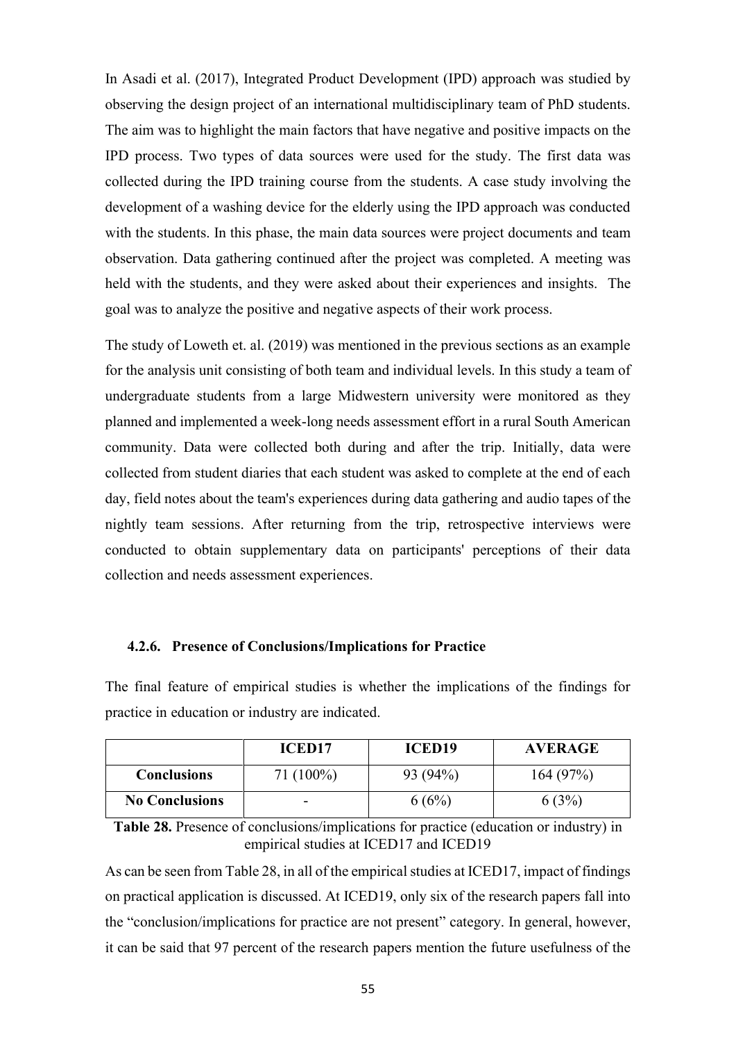In Asadi et al. (2017), Integrated Product Development (IPD) approach was studied by observing the design project of an international multidisciplinary team of PhD students. The aim was to highlight the main factors that have negative and positive impacts on the IPD process. Two types of data sources were used for the study. The first data was collected during the IPD training course from the students. A case study involving the development of a washing device for the elderly using the IPD approach was conducted with the students. In this phase, the main data sources were project documents and team observation. Data gathering continued after the project was completed. A meeting was held with the students, and they were asked about their experiences and insights. The goal was to analyze the positive and negative aspects of their work process.

The study of Loweth et. al. (2019) was mentioned in the previous sections as an example for the analysis unit consisting of both team and individual levels. In this study a team of undergraduate students from a large Midwestern university were monitored as they planned and implemented a week-long needs assessment effort in a rural South American community. Data were collected both during and after the trip. Initially, data were collected from student diaries that each student was asked to complete at the end of each day, field notes about the team's experiences during data gathering and audio tapes of the nightly team sessions. After returning from the trip, retrospective interviews were conducted to obtain supplementary data on participants' perceptions of their data collection and needs assessment experiences.

#### 4.2.6. Presence of Conclusions/Implications for Practice

The final feature of empirical studies is whether the implications of the findings for practice in education or industry are indicated.

| | ICED17 | ICED19 | AVERAGE |
|---|---|---|---|
| **Conclusions** | 71 (100%) | 93 (94%) | 164 (97%) |
| **No Conclusions** | - | 6 (6%) | 6 (3%) |

**Table 28.** Presence of conclusions/implications for practice (education or industry) in empirical studies at ICED17 and ICED19

As can be seen from Table 28, in all of the empirical studies at ICED17, impact of findings on practical application is discussed. At ICED19, only six of the research papers fall into the "conclusion/implications for practice are not present" category. In general, however, it can be said that 97 percent of the research papers mention the future usefulness of the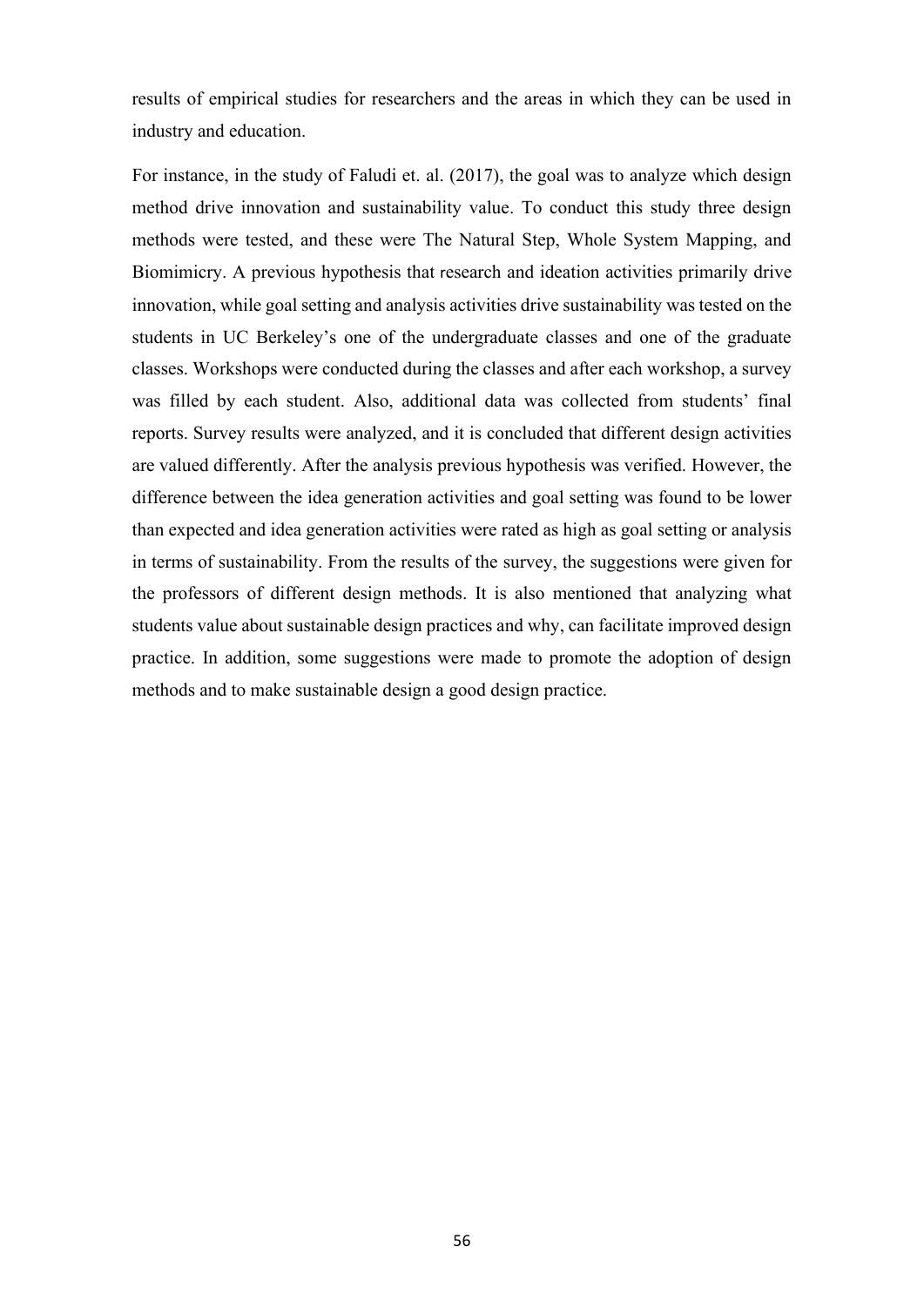results of empirical studies for researchers and the areas in which they can be used in industry and education.

For instance, in the study of Faludi et. al. (2017), the goal was to analyze which design method drive innovation and sustainability value. To conduct this study three design methods were tested, and these were The Natural Step, Whole System Mapping, and Biomimicry. A previous hypothesis that research and ideation activities primarily drive innovation, while goal setting and analysis activities drive sustainability was tested on the students in UC Berkeley's one of the undergraduate classes and one of the graduate classes. Workshops were conducted during the classes and after each workshop, a survey was filled by each student. Also, additional data was collected from students' final reports. Survey results were analyzed, and it is concluded that different design activities are valued differently. After the analysis previous hypothesis was verified. However, the difference between the idea generation activities and goal setting was found to be lower than expected and idea generation activities were rated as high as goal setting or analysis in terms of sustainability. From the results of the survey, the suggestions were given for the professors of different design methods. It is also mentioned that analyzing what students value about sustainable design practices and why, can facilitate improved design practice. In addition, some suggestions were made to promote the adoption of design methods and to make sustainable design a good design practice.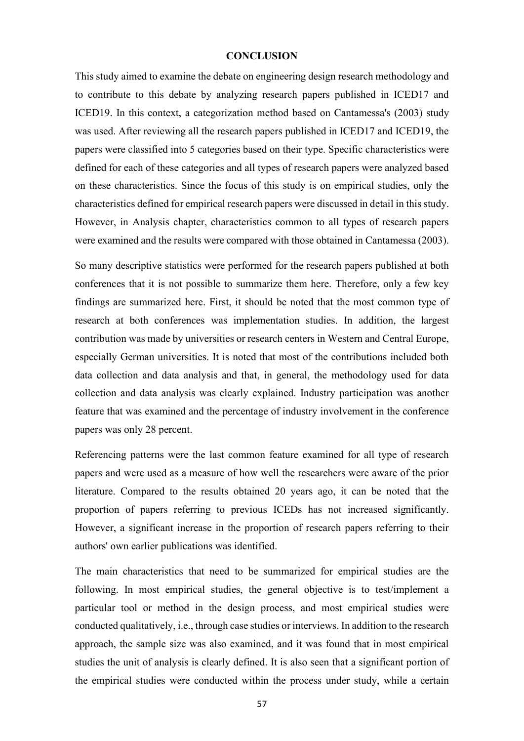# CONCLUSION

This study aimed to examine the debate on engineering design research methodology and to contribute to this debate by analyzing research papers published in ICED17 and ICED19. In this context, a categorization method based on Cantamessa's (2003) study was used. After reviewing all the research papers published in ICED17 and ICED19, the papers were classified into 5 categories based on their type. Specific characteristics were defined for each of these categories and all types of research papers were analyzed based on these characteristics. Since the focus of this study is on empirical studies, only the characteristics defined for empirical research papers were discussed in detail in this study. However, in Analysis chapter, characteristics common to all types of research papers were examined and the results were compared with those obtained in Cantamessa (2003).

So many descriptive statistics were performed for the research papers published at both conferences that it is not possible to summarize them here. Therefore, only a few key findings are summarized here. First, it should be noted that the most common type of research at both conferences was implementation studies. In addition, the largest contribution was made by universities or research centers in Western and Central Europe, especially German universities. It is noted that most of the contributions included both data collection and data analysis and that, in general, the methodology used for data collection and data analysis was clearly explained. Industry participation was another feature that was examined and the percentage of industry involvement in the conference papers was only 28 percent.

Referencing patterns were the last common feature examined for all type of research papers and were used as a measure of how well the researchers were aware of the prior literature. Compared to the results obtained 20 years ago, it can be noted that the proportion of papers referring to previous ICEDs has not increased significantly. However, a significant increase in the proportion of research papers referring to their authors' own earlier publications was identified.

The main characteristics that need to be summarized for empirical studies are the following. In most empirical studies, the general objective is to test/implement a particular tool or method in the design process, and most empirical studies were conducted qualitatively, i.e., through case studies or interviews. In addition to the research approach, the sample size was also examined, and it was found that in most empirical studies the unit of analysis is clearly defined. It is also seen that a significant portion of the empirical studies were conducted within the process under study, while a certain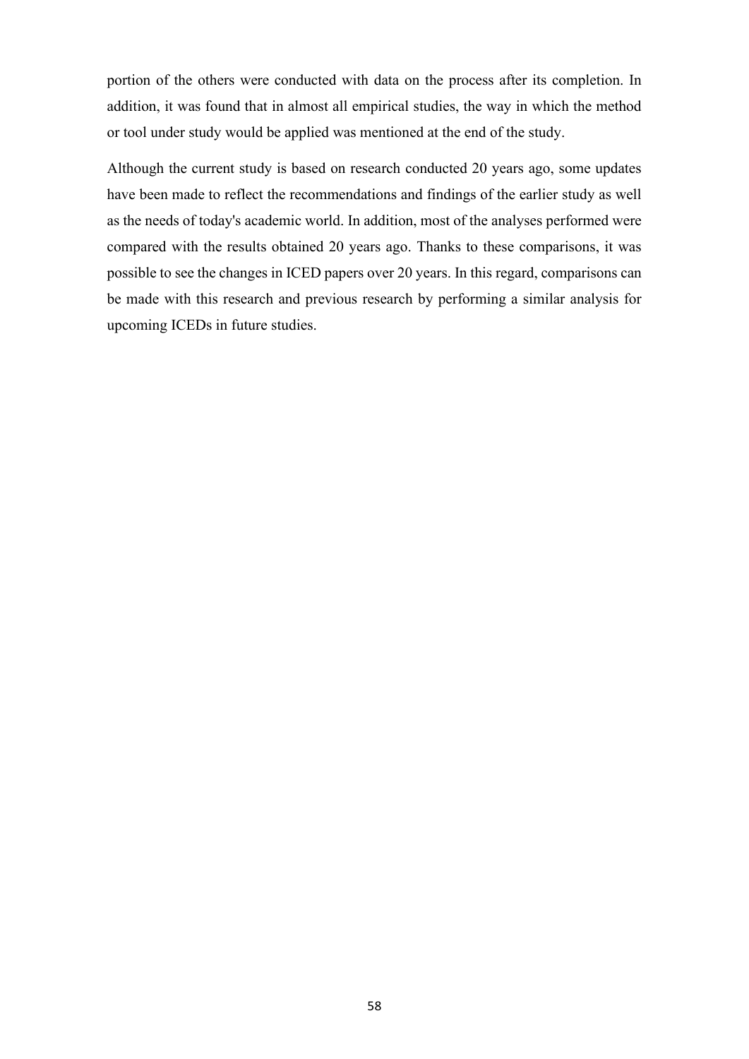portion of the others were conducted with data on the process after its completion. In addition, it was found that in almost all empirical studies, the way in which the method or tool under study would be applied was mentioned at the end of the study.

Although the current study is based on research conducted 20 years ago, some updates have been made to reflect the recommendations and findings of the earlier study as well as the needs of today's academic world. In addition, most of the analyses performed were compared with the results obtained 20 years ago. Thanks to these comparisons, it was possible to see the changes in ICED papers over 20 years. In this regard, comparisons can be made with this research and previous research by performing a similar analysis for upcoming ICEDs in future studies.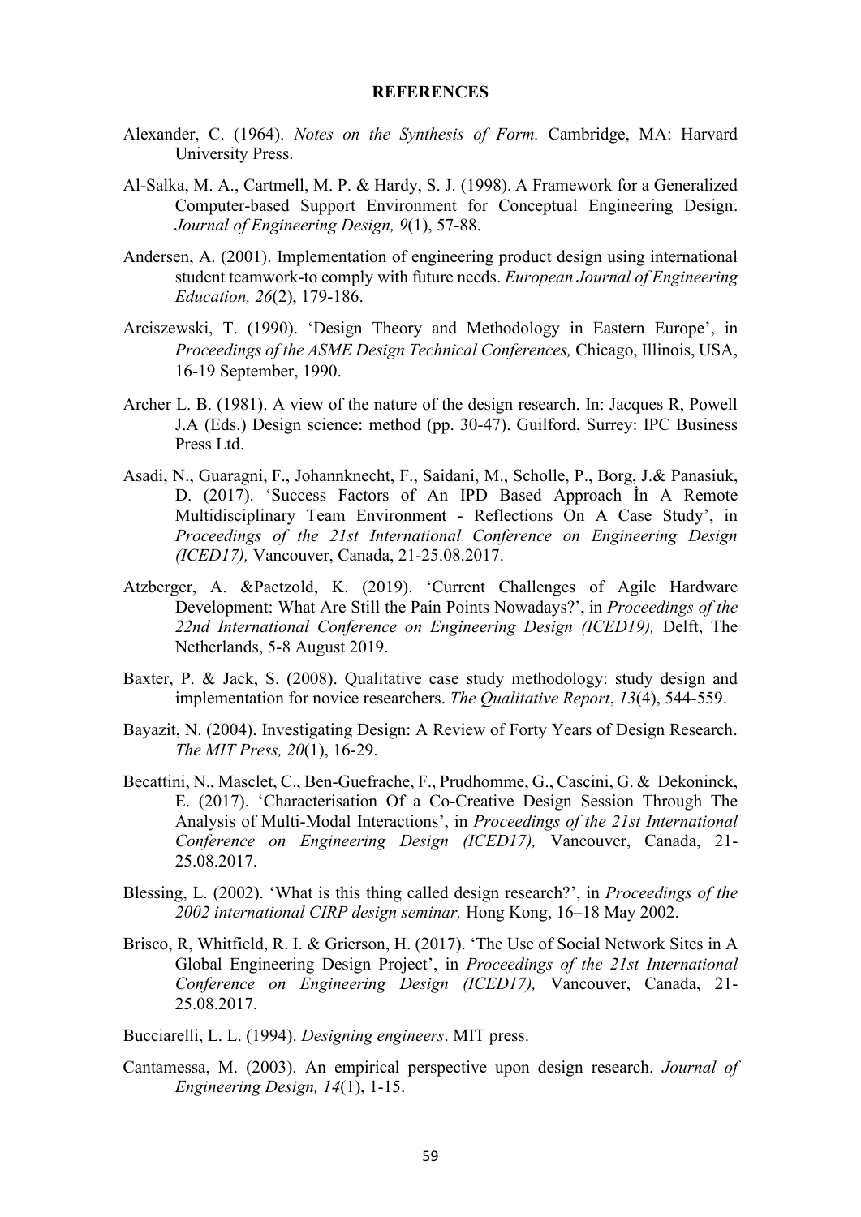# REFERENCES

Alexander, C. (1964). *Notes on the Synthesis of Form.* Cambridge, MA: Harvard University Press.

Al-Salka, M. A., Cartmell, M. P. & Hardy, S. J. (1998). A Framework for a Generalized Computer-based Support Environment for Conceptual Engineering Design. *Journal of Engineering Design, 9*(1), 57-88.

Andersen, A. (2001). Implementation of engineering product design using international student teamwork-to comply with future needs. *European Journal of Engineering Education, 26*(2), 179-186.

Arciszewski, T. (1990). 'Design Theory and Methodology in Eastern Europe', in *Proceedings of the ASME Design Technical Conferences,* Chicago, Illinois, USA, 16-19 September, 1990.

Archer L. B. (1981). A view of the nature of the design research. In: Jacques R, Powell J.A (Eds.) Design science: method (pp. 30-47). Guilford, Surrey: IPC Business Press Ltd.

Asadi, N., Guaragni, F., Johannknecht, F., Saidani, M., Scholle, P., Borg, J.& Panasiuk, D. (2017). 'Success Factors of An IPD Based Approach İn A Remote Multidisciplinary Team Environment - Reflections On A Case Study', in *Proceedings of the 21st International Conference on Engineering Design (ICED17),* Vancouver, Canada, 21-25.08.2017.

Atzberger, A. &Paetzold, K. (2019). 'Current Challenges of Agile Hardware Development: What Are Still the Pain Points Nowadays?', in *Proceedings of the 22nd International Conference on Engineering Design (ICED19),* Delft, The Netherlands, 5-8 August 2019.

Baxter, P. & Jack, S. (2008). Qualitative case study methodology: study design and implementation for novice researchers. *The Qualitative Report*, *13*(4), 544-559.

Bayazit, N. (2004). Investigating Design: A Review of Forty Years of Design Research. *The MIT Press, 20*(1), 16-29.

Becattini, N., Masclet, C., Ben-Guefrache, F., Prudhomme, G., Cascini, G. & Dekoninck, E. (2017). 'Characterisation Of a Co-Creative Design Session Through The Analysis of Multi-Modal Interactions', in *Proceedings of the 21st International Conference on Engineering Design (ICED17),* Vancouver, Canada, 21-25.08.2017.

Blessing, L. (2002). 'What is this thing called design research?', in *Proceedings of the 2002 international CIRP design seminar,* Hong Kong, 16–18 May 2002.

Brisco, R, Whitfield, R. I. & Grierson, H. (2017). 'The Use of Social Network Sites in A Global Engineering Design Project', in *Proceedings of the 21st International Conference on Engineering Design (ICED17),* Vancouver, Canada, 21-25.08.2017.

Bucciarelli, L. L. (1994). *Designing engineers*. MIT press.

Cantamessa, M. (2003). An empirical perspective upon design research. *Journal of Engineering Design, 14*(1), 1-15.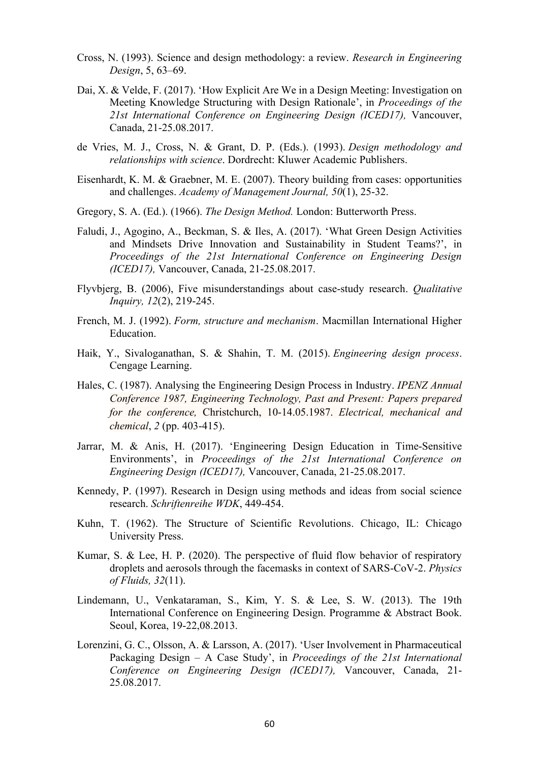Cross, N. (1993). Science and design methodology: a review. *Research in Engineering Design*, 5, 63–69.

Dai, X. & Velde, F. (2017). 'How Explicit Are We in a Design Meeting: Investigation on Meeting Knowledge Structuring with Design Rationale', in *Proceedings of the 21st International Conference on Engineering Design (ICED17),* Vancouver, Canada, 21-25.08.2017.

de Vries, M. J., Cross, N. & Grant, D. P. (Eds.). (1993). *Design methodology and relationships with science*. Dordrecht: Kluwer Academic Publishers.

Eisenhardt, K. M. & Graebner, M. E. (2007). Theory building from cases: opportunities and challenges. *Academy of Management Journal, 50*(1), 25-32.

Gregory, S. A. (Ed.). (1966). *The Design Method.* London: Butterworth Press.

Faludi, J., Agogino, A., Beckman, S. & Iles, A. (2017). 'What Green Design Activities and Mindsets Drive Innovation and Sustainability in Student Teams?', in *Proceedings of the 21st International Conference on Engineering Design (ICED17),* Vancouver, Canada, 21-25.08.2017.

Flyvbjerg, B. (2006), Five misunderstandings about case-study research. *Qualitative Inquiry, 12*(2), 219-245.

French, M. J. (1992). *Form, structure and mechanism*. Macmillan International Higher Education.

Haik, Y., Sivaloganathan, S. & Shahin, T. M. (2015). *Engineering design process*. Cengage Learning.

Hales, C. (1987). Analysing the Engineering Design Process in Industry. *IPENZ Annual Conference 1987, Engineering Technology, Past and Present: Papers prepared for the conference,* Christchurch, 10-14.05.1987. *Electrical, mechanical and chemical*, *2* (pp. 403-415).

Jarrar, M. & Anis, H. (2017). 'Engineering Design Education in Time-Sensitive Environments', in *Proceedings of the 21st International Conference on Engineering Design (ICED17),* Vancouver, Canada, 21-25.08.2017.

Kennedy, P. (1997). Research in Design using methods and ideas from social science research. *Schriftenreihe WDK*, 449-454.

Kuhn, T. (1962). The Structure of Scientific Revolutions. Chicago, IL: Chicago University Press.

Kumar, S. & Lee, H. P. (2020). The perspective of fluid flow behavior of respiratory droplets and aerosols through the facemasks in context of SARS-CoV-2. *Physics of Fluids, 32*(11).

Lindemann, U., Venkataraman, S., Kim, Y. S. & Lee, S. W. (2013). The 19th International Conference on Engineering Design. Programme & Abstract Book. Seoul, Korea, 19-22,08.2013.

Lorenzini, G. C., Olsson, A. & Larsson, A. (2017). 'User Involvement in Pharmaceutical Packaging Design – A Case Study', in *Proceedings of the 21st International Conference on Engineering Design (ICED17),* Vancouver, Canada, 21-25.08.2017.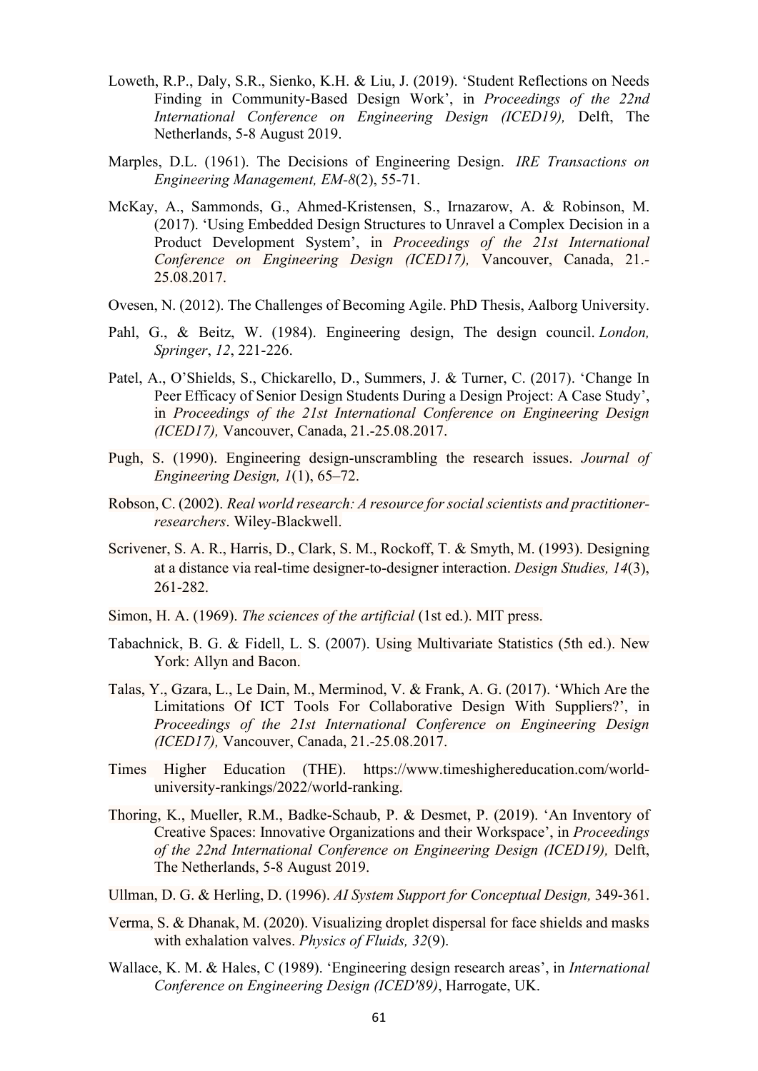Loweth, R.P., Daly, S.R., Sienko, K.H. & Liu, J. (2019). 'Student Reflections on Needs Finding in Community-Based Design Work', in *Proceedings of the 22nd International Conference on Engineering Design (ICED19),* Delft, The Netherlands, 5-8 August 2019.

Marples, D.L. (1961). The Decisions of Engineering Design. *IRE Transactions on Engineering Management, EM-8*(2), 55-71.

McKay, A., Sammonds, G., Ahmed-Kristensen, S., Irnazarow, A. & Robinson, M. (2017). 'Using Embedded Design Structures to Unravel a Complex Decision in a Product Development System', in *Proceedings of the 21st International Conference on Engineering Design (ICED17),* Vancouver, Canada, 21.-25.08.2017.

Ovesen, N. (2012). The Challenges of Becoming Agile. PhD Thesis, Aalborg University.

Pahl, G., & Beitz, W. (1984). Engineering design, The design council. *London, Springer*, *12*, 221-226.

Patel, A., O'Shields, S., Chickarello, D., Summers, J. & Turner, C. (2017). 'Change In Peer Efficacy of Senior Design Students During a Design Project: A Case Study', in *Proceedings of the 21st International Conference on Engineering Design (ICED17),* Vancouver, Canada, 21.-25.08.2017.

Pugh, S. (1990). Engineering design-unscrambling the research issues. *Journal of Engineering Design, 1*(1), 65–72.

Robson, C. (2002). *Real world research: A resource for social scientists and practitioner-researchers*. Wiley-Blackwell.

Scrivener, S. A. R., Harris, D., Clark, S. M., Rockoff, T. & Smyth, M. (1993). Designing at a distance via real-time designer-to-designer interaction. *Design Studies, 14*(3), 261-282.

Simon, H. A. (1969). *The sciences of the artificial* (1st ed.). MIT press.

Tabachnick, B. G. & Fidell, L. S. (2007). Using Multivariate Statistics (5th ed.). New York: Allyn and Bacon.

Talas, Y., Gzara, L., Le Dain, M., Merminod, V. & Frank, A. G. (2017). 'Which Are the Limitations Of ICT Tools For Collaborative Design With Suppliers?', in *Proceedings of the 21st International Conference on Engineering Design (ICED17),* Vancouver, Canada, 21.-25.08.2017.

Times Higher Education (THE). https://www.timeshighereducation.com/world-university-rankings/2022/world-ranking.

Thoring, K., Mueller, R.M., Badke-Schaub, P. & Desmet, P. (2019). 'An Inventory of Creative Spaces: Innovative Organizations and their Workspace', in *Proceedings of the 22nd International Conference on Engineering Design (ICED19),* Delft, The Netherlands, 5-8 August 2019.

Ullman, D. G. & Herling, D. (1996). *AI System Support for Conceptual Design,* 349-361.

Verma, S. & Dhanak, M. (2020). Visualizing droplet dispersal for face shields and masks with exhalation valves. *Physics of Fluids, 32*(9).

Wallace, K. M. & Hales, C (1989). 'Engineering design research areas', in *International Conference on Engineering Design (ICED'89)*, Harrogate, UK.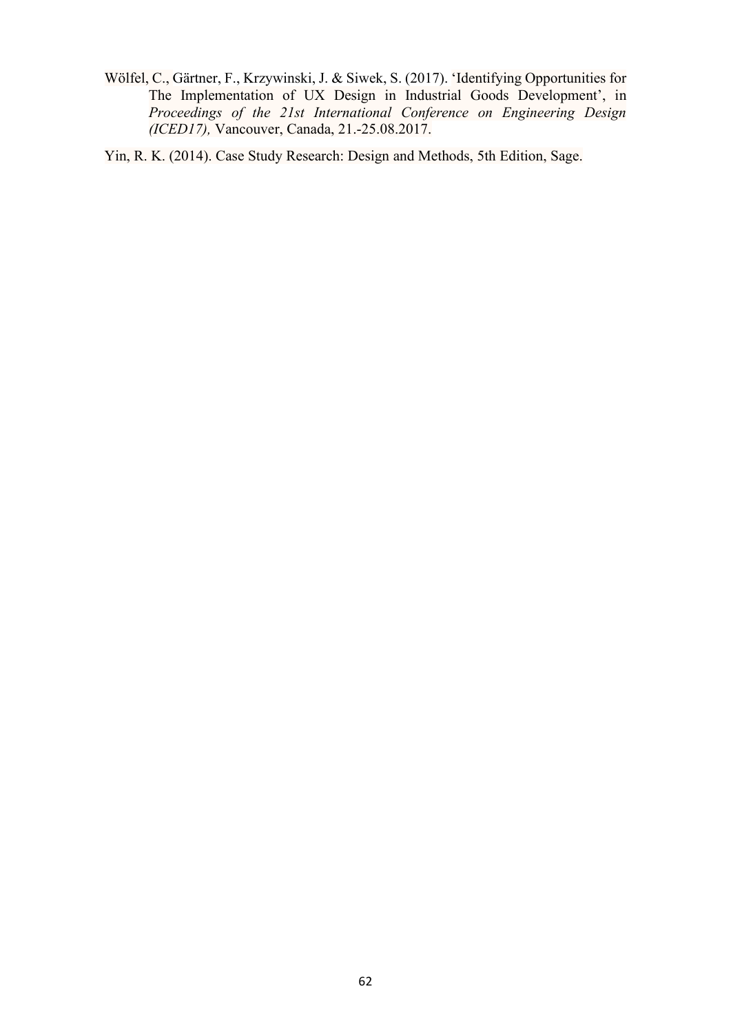Wölfel, C., Gärtner, F., Krzywinski, J. & Siwek, S. (2017). 'Identifying Opportunities for The Implementation of UX Design in Industrial Goods Development', in *Proceedings of the 21st International Conference on Engineering Design (ICED17),* Vancouver, Canada, 21.-25.08.2017.

Yin, R. K. (2014). Case Study Research: Design and Methods, 5th Edition, Sage.